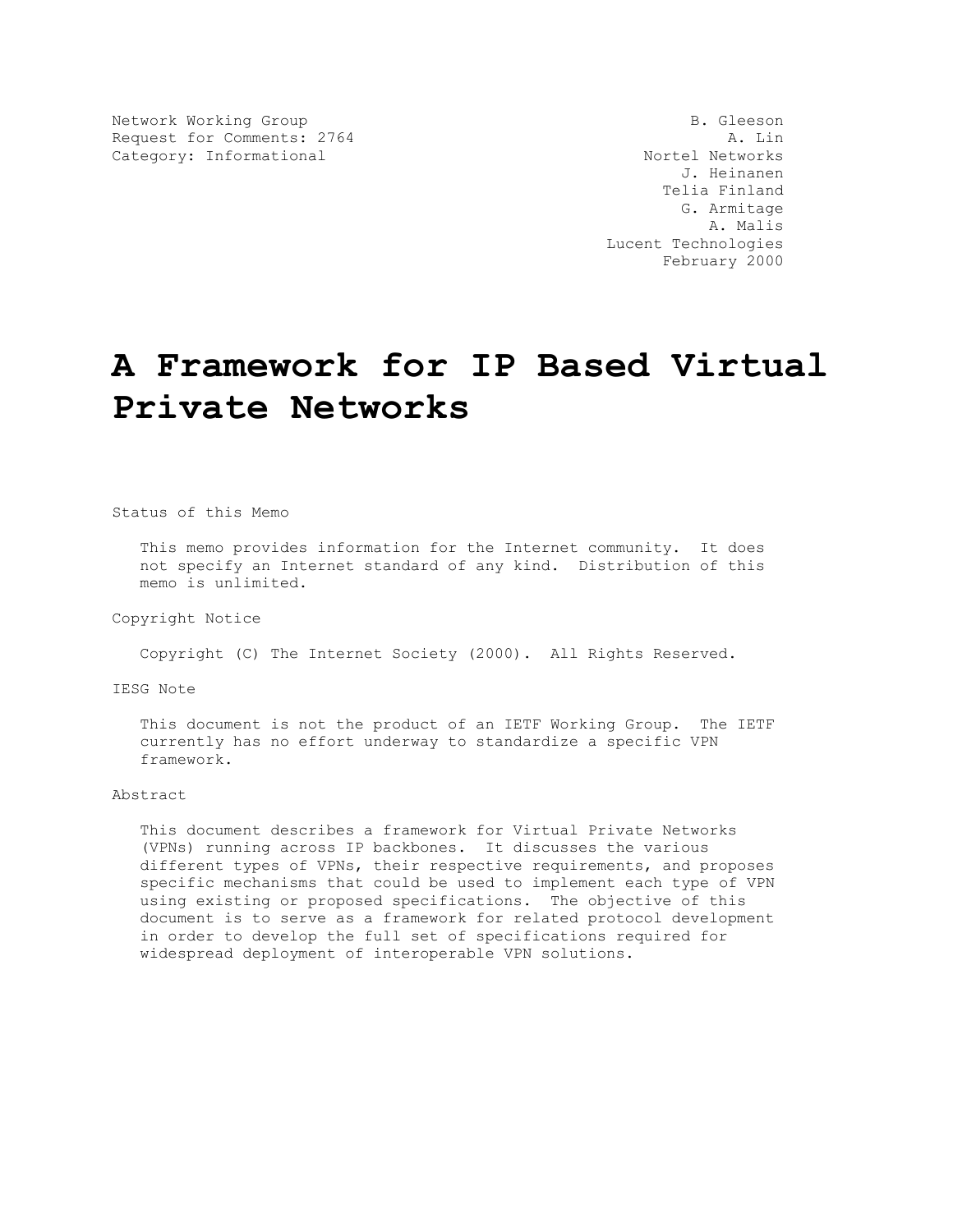Network Working Group
Request for Comments: 2764
Category: Informational

B. Gleeson
A. Lin
Nortel Networks
J. Heinanen
Telia Finland
G. Armitage
A. Malis
Lucent Technologies
February 2000

# A Framework for IP Based Virtual Private Networks

Status of this Memo

This memo provides information for the Internet community. It does not specify an Internet standard of any kind. Distribution of this memo is unlimited.

Copyright Notice

Copyright (C) The Internet Society (2000). All Rights Reserved.

IESG Note

This document is not the product of an IETF Working Group. The IETF currently has no effort underway to standardize a specific VPN framework.

Abstract

This document describes a framework for Virtual Private Networks (VPNs) running across IP backbones. It discusses the various different types of VPNs, their respective requirements, and proposes specific mechanisms that could be used to implement each type of VPN using existing or proposed specifications. The objective of this document is to serve as a framework for related protocol development in order to develop the full set of specifications required for widespread deployment of interoperable VPN solutions.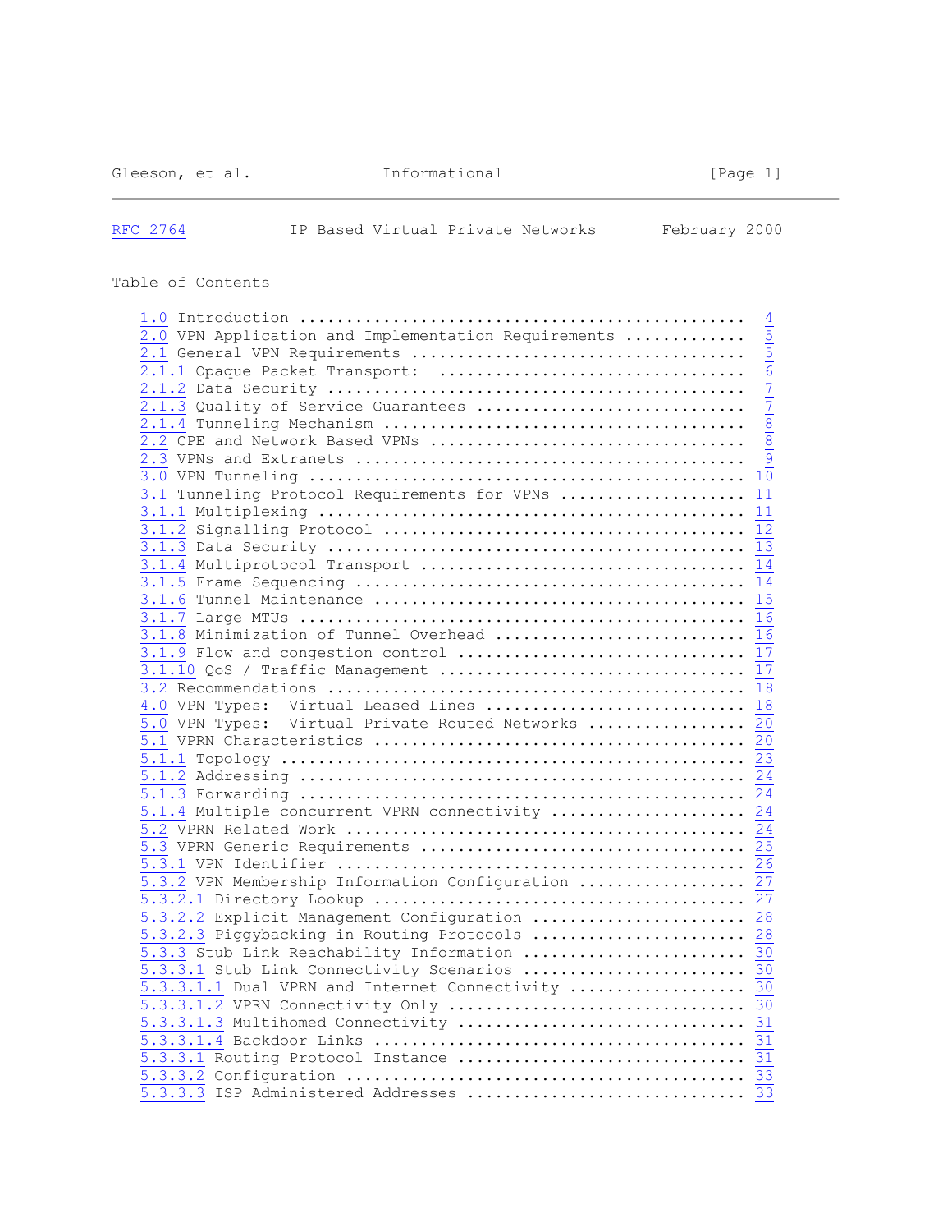Table of Contents

```
   1.0 Introduction ..............................................  4
   2.0 VPN Application and Implementation Requirements ............  5
   2.1 General VPN Requirements ..................................  5
   2.1.1 Opaque Packet Transport:  ...............................  6
   2.1.2 Data Security ...........................................  7
   2.1.3 Quality of Service Guarantees ...........................  7
   2.1.4 Tunneling Mechanism .....................................  8
   2.2 CPE and Network Based VPNs ................................  8
   2.3 VPNs and Extranets ........................................  9
   3.0 VPN Tunneling ............................................. 10
   3.1 Tunneling Protocol Requirements for VPNs .................. 11
   3.1.1 Multiplexing ............................................ 11
   3.1.2 Signalling Protocol ..................................... 12
   3.1.3 Data Security ........................................... 13
   3.1.4 Multiprotocol Transport ................................. 14
   3.1.5 Frame Sequencing ........................................ 14
   3.1.6 Tunnel Maintenance ...................................... 15
   3.1.7 Large MTUs .............................................. 16
   3.1.8 Minimization of Tunnel Overhead ......................... 16
   3.1.9 Flow and congestion control ............................. 17
   3.1.10 QoS / Traffic Management ............................... 17
   3.2 Recommendations ........................................... 18
   4.0 VPN Types:  Virtual Leased Lines .......................... 18
   5.0 VPN Types:  Virtual Private Routed Networks ............... 20
   5.1 VPRN Characteristics ...................................... 20
   5.1.1 Topology ................................................ 23
   5.1.2 Addressing .............................................. 24
   5.1.3 Forwarding .............................................. 24
   5.1.4 Multiple concurrent VPRN connectivity ................... 24
   5.2 VPRN Related Work ......................................... 24
   5.3 VPRN Generic Requirements ................................. 25
   5.3.1 VPN Identifier .......................................... 26
   5.3.2 VPN Membership Information Configuration ................ 27
   5.3.2.1 Directory Lookup ...................................... 27
   5.3.2.2 Explicit Management Configuration ..................... 28
   5.3.2.3 Piggybacking in Routing Protocols ..................... 28
   5.3.3 Stub Link Reachability Information ...................... 30
   5.3.3.1 Stub Link Connectivity Scenarios ...................... 30
   5.3.3.1.1 Dual VPRN and Internet Connectivity ................. 30
   5.3.3.1.2 VPRN Connectivity Only .............................. 30
   5.3.3.1.3 Multihomed Connectivity ............................. 31
   5.3.3.1.4 Backdoor Links ...................................... 31
   5.3.3.1 Routing Protocol Instance ............................. 31
   5.3.3.2 Configuration ......................................... 33
   5.3.3.3 ISP Administered Addresses ............................ 33
```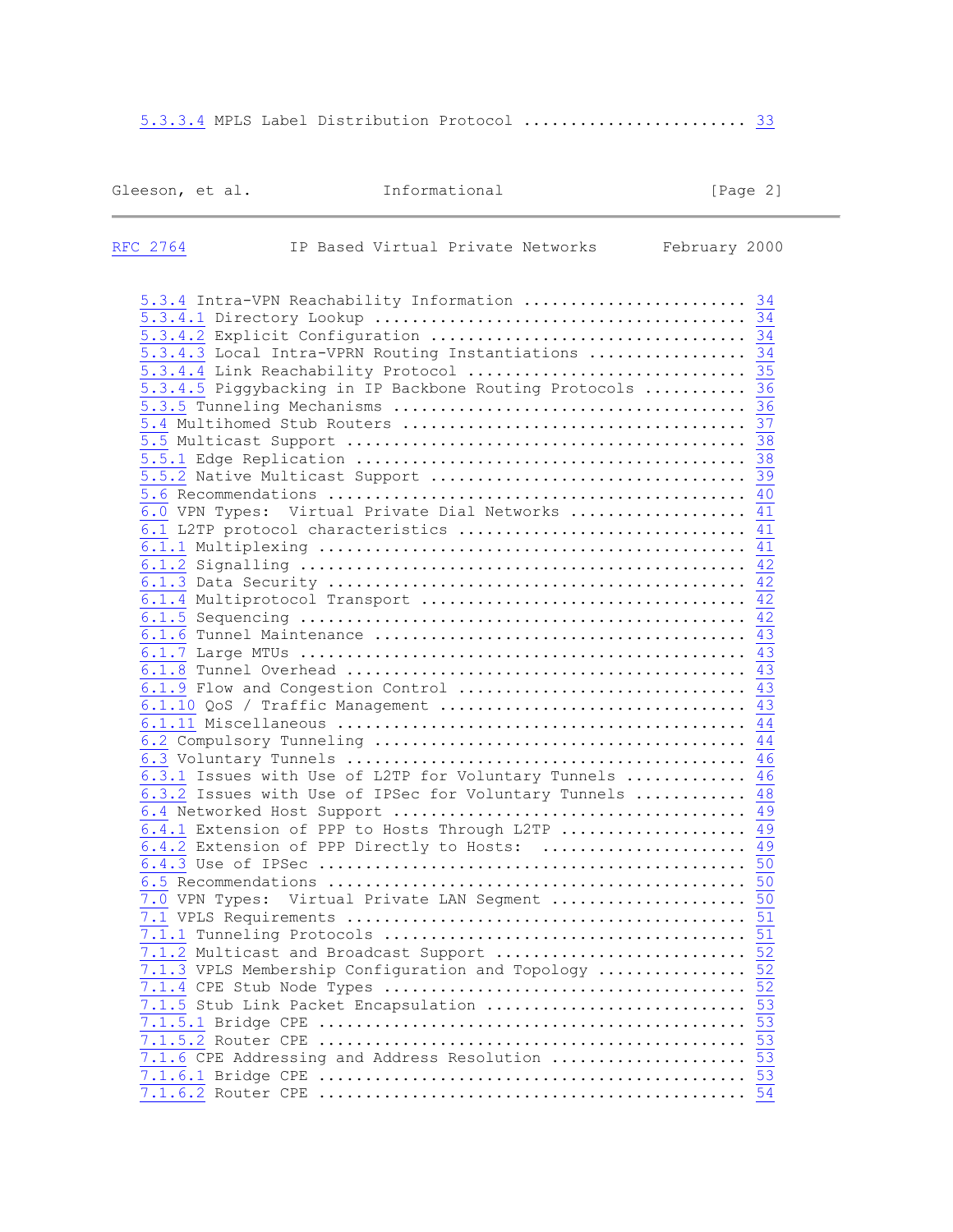```
   5.3.3.4 MPLS Label Distribution Protocol ........................ 33
   5.3.4 Intra-VPN Reachability Information ........................ 34
   5.3.4.1 Directory Lookup ........................................ 34
   5.3.4.2 Explicit Configuration .................................. 34
   5.3.4.3 Local Intra-VPRN Routing Instantiations ................. 34
   5.3.4.4 Link Reachability Protocol .............................. 35
   5.3.4.5 Piggybacking in IP Backbone Routing Protocols ........... 36
   5.3.5 Tuneling Mechanisms ....................................... 36
   5.4 Multihomed Stub Routers ..................................... 37
   5.5 Multicast Support ........................................... 38
   5.5.1 Edge Replication .......................................... 38
   5.5.2 Native Multicast Support .................................. 39
   5.6 Recommendations ............................................. 40
   6.0 VPN Types:  Virtual Private Dial Networks ................... 41
   6.1 L2TP protocol characteristics ............................... 41
   6.1.1 Multiplexing .............................................. 41
   6.1.2 Signalling ................................................ 42
   6.1.3 Data Security ............................................. 42
   6.1.4 Multiprotocol Transport ................................... 42
   6.1.5 Sequencing ................................................ 42
   6.1.6 Tunnel Maintenance ........................................ 43
   6.1.7 Large MTUs ................................................ 43
   6.1.8 Tunnel Overhead ........................................... 43
   6.1.9 Flow and Congestion Control ............................... 43
   6.1.10 QoS / Traffic Management ................................. 43
   6.1.11 Miscellaneous ............................................ 44
   6.2 Compulsory Tunneling ........................................ 44
   6.3 Voluntary Tunnels ........................................... 46
   6.3.1 Issues with Use of L2TP for Voluntary Tunnels ............. 46
   6.3.2 Issues with Use of IPSec for Voluntary Tunnels ............ 48
   6.4 Networked Host Support ...................................... 49
   6.4.1 Extension of PPP to Hosts Through L2TP .................... 49
   6.4.2 Extension of PPP Directly to Hosts:  ...................... 49
   6.4.3 Use of IPSec .............................................. 50
   6.5 Recommendations ............................................. 50
   7.0 VPN Types:  Virtual Private LAN Segment ..................... 50
   7.1 VPLS Requirements ........................................... 51
   7.1.1 Tunneling Protocols ....................................... 51
   7.1.2 Multicast and Broadcast Support ........................... 52
   7.1.3 VPLS Membership Configuration and Topology ................ 52
   7.1.4 CPE Stub Node Types ....................................... 52
   7.1.5 Stub Link Packet Encapsulation ............................ 53
   7.1.5.1 Bridge CPE .............................................. 53
   7.1.5.2 Router CPE .............................................. 53
   7.1.6 CPE Addressing and Address Resolution ..................... 53
   7.1.6.1 Bridge CPE .............................................. 53
   7.1.6.2 Router CPE .............................................. 54
```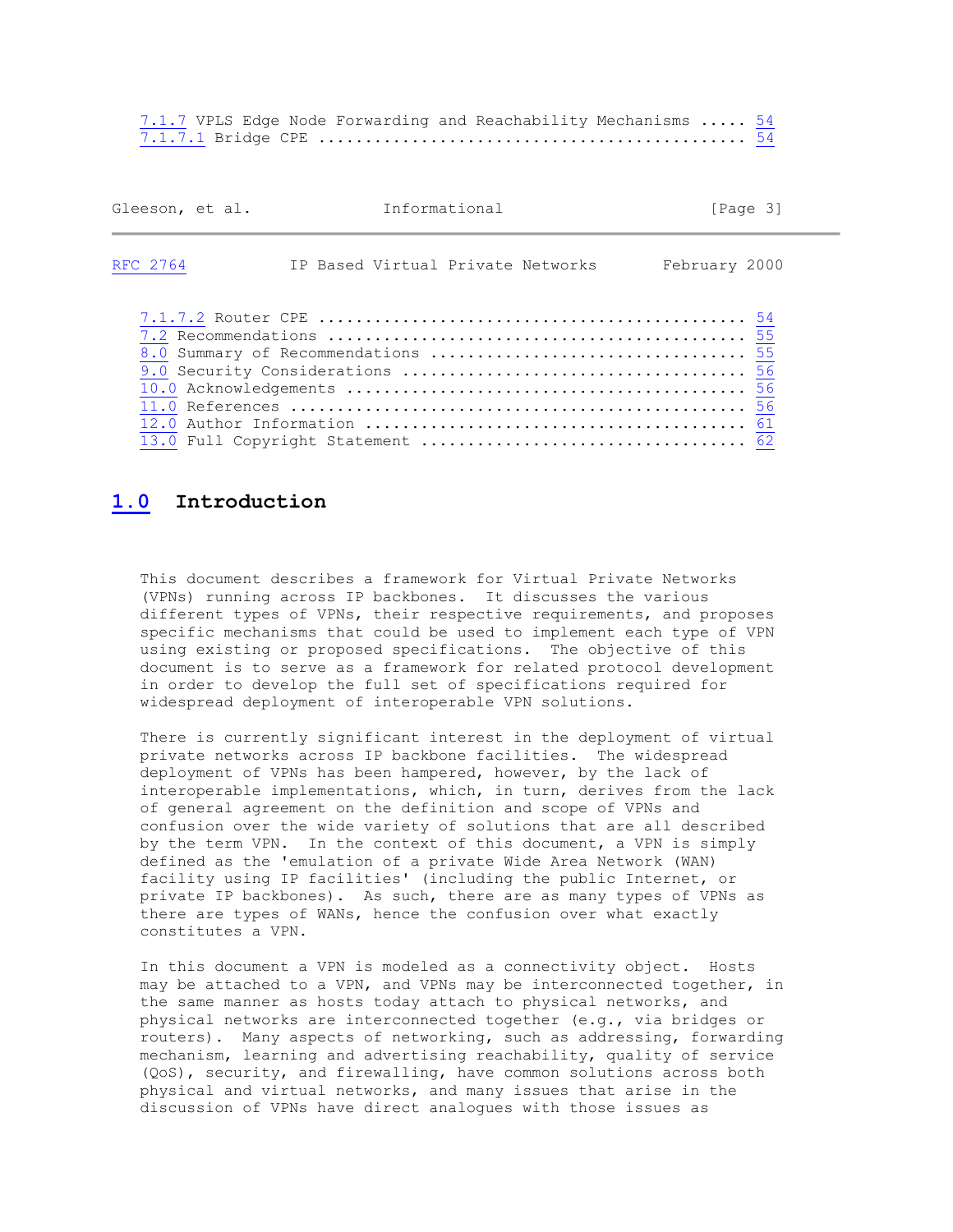7.1.7 VPLS Edge Node Forwarding and Reachability Mechanisms ..... 54
7.1.7.1 Bridge CPE ............................................ 54
7.1.7.2 Router CPE ............................................ 54
7.2 Recommendations ........................................... 55
8.0 Summary of Recommendations ................................ 55
9.0 Security Considerations ................................... 56
10.0 Acknowledgements ......................................... 56
11.0 References ............................................... 56
12.0 Author Information ....................................... 61
13.0 Full Copyright Statement ................................. 62

## 1.0 Introduction

This document describes a framework for Virtual Private Networks (VPNs) running across IP backbones. It discusses the various different types of VPNs, their respective requirements, and proposes specific mechanisms that could be used to implement each type of VPN using existing or proposed specifications. The objective of this document is to serve as a framework for related protocol development in order to develop the full set of specifications required for widespread deployment of interoperable VPN solutions.

There is currently significant interest in the deployment of virtual private networks across IP backbone facilities. The widespread deployment of VPNs has been hampered, however, by the lack of interoperable implementations, which, in turn, derives from the lack of general agreement on the definition and scope of VPNs and confusion over the wide variety of solutions that are all described by the term VPN. In the context of this document, a VPN is simply defined as the 'emulation of a private Wide Area Network (WAN) facility using IP facilities' (including the public Internet, or private IP backbones). As such, there are as many types of VPNs as there are types of WANs, hence the confusion over what exactly constitutes a VPN.

In this document a VPN is modeled as a connectivity object. Hosts may be attached to a VPN, and VPNs may be interconnected together, in the same manner as hosts today attach to physical networks, and physical networks are interconnected together (e.g., via bridges or routers). Many aspects of networking, such as addressing, forwarding mechanism, learning and advertising reachability, quality of service (QoS), security, and firewalling, have common solutions across both physical and virtual networks, and many issues that arise in the discussion of VPNs have direct analogues with those issues as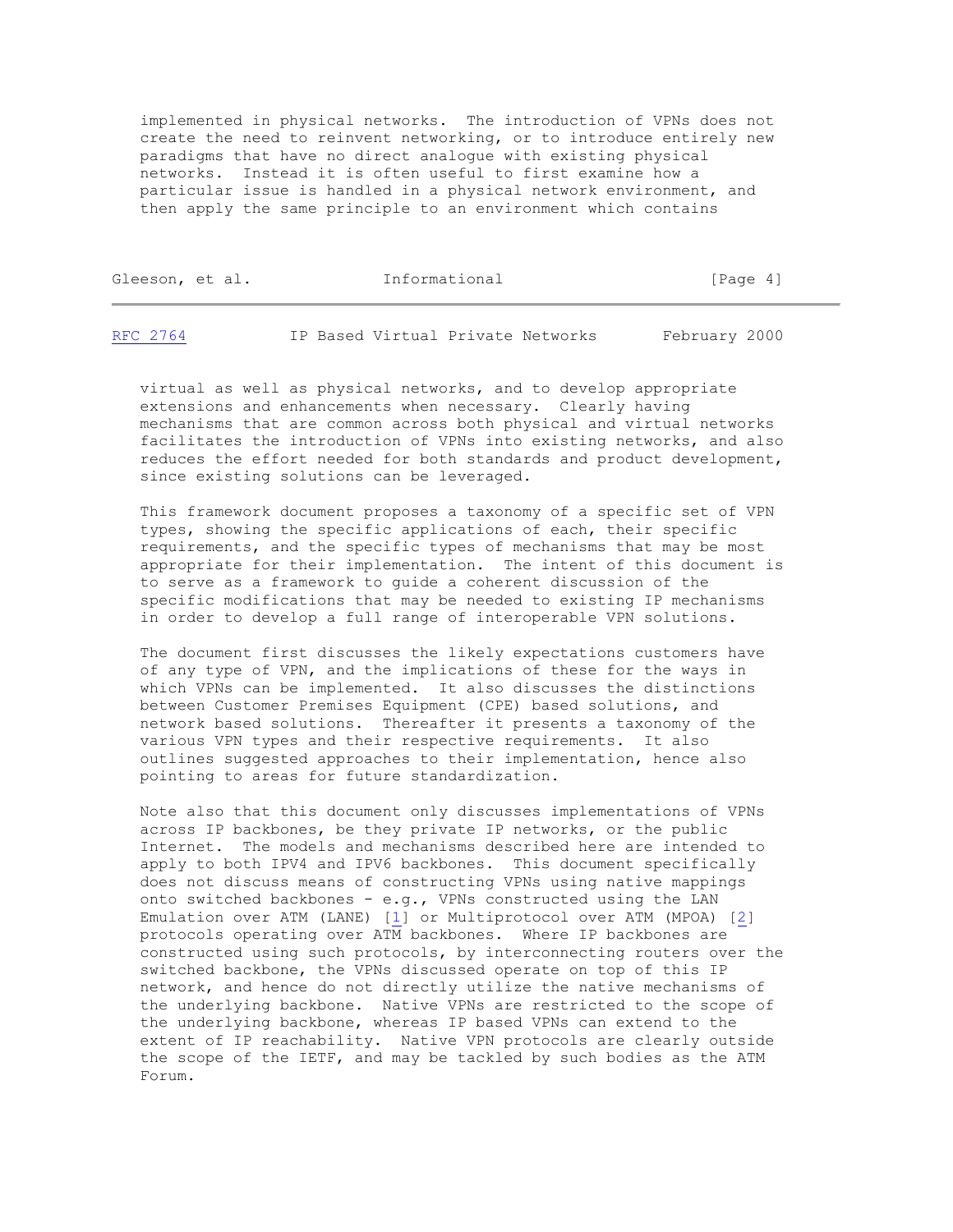implemented in physical networks. The introduction of VPNs does not create the need to reinvent networking, or to introduce entirely new paradigms that have no direct analogue with existing physical networks. Instead it is often useful to first examine how a particular issue is handled in a physical network environment, and then apply the same principle to an environment which contains virtual as well as physical networks, and to develop appropriate extensions and enhancements when necessary. Clearly having mechanisms that are common across both physical and virtual networks facilitates the introduction of VPNs into existing networks, and also reduces the effort needed for both standards and product development, since existing solutions can be leveraged.

This framework document proposes a taxonomy of a specific set of VPN types, showing the specific applications of each, their specific requirements, and the specific types of mechanisms that may be most appropriate for their implementation. The intent of this document is to serve as a framework to guide a coherent discussion of the specific modifications that may be needed to existing IP mechanisms in order to develop a full range of interoperable VPN solutions.

The document first discusses the likely expectations customers have of any type of VPN, and the implications of these for the ways in which VPNs can be implemented. It also discusses the distinctions between Customer Premises Equipment (CPE) based solutions, and network based solutions. Thereafter it presents a taxonomy of the various VPN types and their respective requirements. It also outlines suggested approaches to their implementation, hence also pointing to areas for future standardization.

Note also that this document only discusses implementations of VPNs across IP backbones, be they private IP networks, or the public Internet. The models and mechanisms described here are intended to apply to both IPV4 and IPV6 backbones. This document specifically does not discuss means of constructing VPNs using native mappings onto switched backbones - e.g., VPNs constructed using the LAN Emulation over ATM (LANE) [1] or Multiprotocol over ATM (MPOA) [2] protocols operating over ATM backbones. Where IP backbones are constructed using such protocols, by interconnecting routers over the switched backbone, the VPNs discussed operate on top of this IP network, and hence do not directly utilize the native mechanisms of the underlying backbone. Native VPNs are restricted to the scope of the underlying backbone, whereas IP based VPNs can extend to the extent of IP reachability. Native VPN protocols are clearly outside the scope of the IETF, and may be tackled by such bodies as the ATM Forum.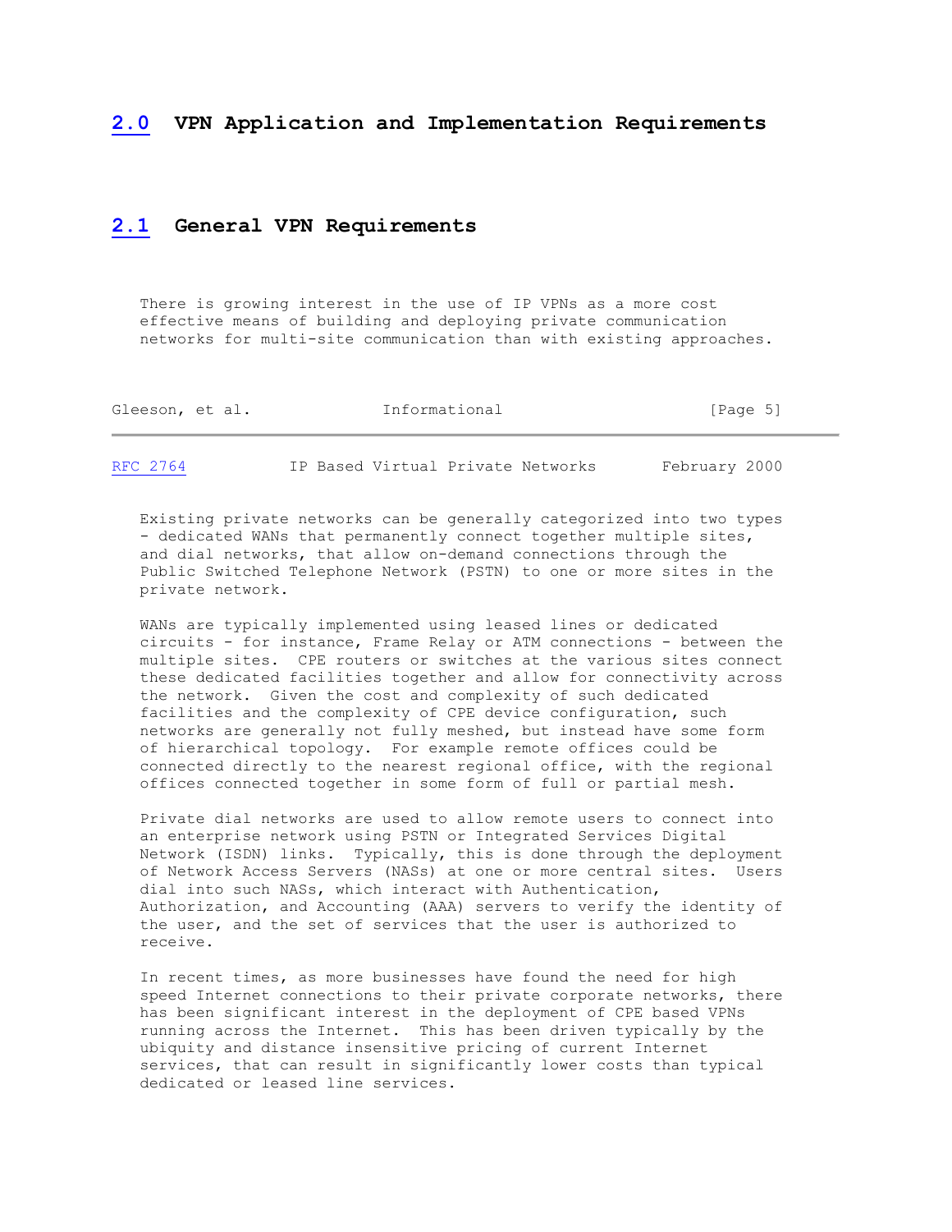## 2.0 VPN Application and Implementation Requirements

### 2.1 General VPN Requirements

There is growing interest in the use of IP VPNs as a more cost effective means of building and deploying private communication networks for multi-site communication than with existing approaches.

Existing private networks can be generally categorized into two types - dedicated WANs that permanently connect together multiple sites, and dial networks, that allow on-demand connections through the Public Switched Telephone Network (PSTN) to one or more sites in the private network.

WANs are typically implemented using leased lines or dedicated circuits - for instance, Frame Relay or ATM connections - between the multiple sites. CPE routers or switches at the various sites connect these dedicated facilities together and allow for connectivity across the network. Given the cost and complexity of such dedicated facilities and the complexity of CPE device configuration, such networks are generally not fully meshed, but instead have some form of hierarchical topology. For example remote offices could be connected directly to the nearest regional office, with the regional offices connected together in some form of full or partial mesh.

Private dial networks are used to allow remote users to connect into an enterprise network using PSTN or Integrated Services Digital Network (ISDN) links. Typically, this is done through the deployment of Network Access Servers (NASs) at one or more central sites. Users dial into such NASs, which interact with Authentication, Authorization, and Accounting (AAA) servers to verify the identity of the user, and the set of services that the user is authorized to receive.

In recent times, as more businesses have found the need for high speed Internet connections to their private corporate networks, there has been significant interest in the deployment of CPE based VPNs running across the Internet. This has been driven typically by the ubiquity and distance insensitive pricing of current Internet services, that can result in significantly lower costs than typical dedicated or leased line services.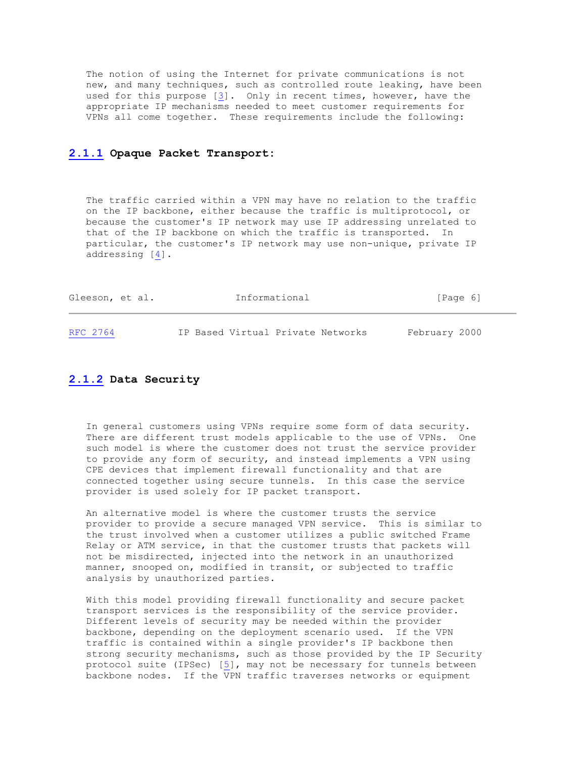The notion of using the Internet for private communications is not new, and many techniques, such as controlled route leaking, have been used for this purpose [3]. Only in recent times, however, have the appropriate IP mechanisms needed to meet customer requirements for VPNs all come together. These requirements include the following:

### 2.1.1 Opaque Packet Transport:

The traffic carried within a VPN may have no relation to the traffic on the IP backbone, either because the traffic is multiprotocol, or because the customer's IP network may use IP addressing unrelated to that of the IP backbone on which the traffic is transported. In particular, the customer's IP network may use non-unique, private IP addressing [4].

### 2.1.2 Data Security

In general customers using VPNs require some form of data security. There are different trust models applicable to the use of VPNs. One such model is where the customer does not trust the service provider to provide any form of security, and instead implements a VPN using CPE devices that implement firewall functionality and that are connected together using secure tunnels. In this case the service provider is used solely for IP packet transport.

An alternative model is where the customer trusts the service provider to provide a secure managed VPN service. This is similar to the trust involved when a customer utilizes a public switched Frame Relay or ATM service, in that the customer trusts that packets will not be misdirected, injected into the network in an unauthorized manner, snooped on, modified in transit, or subjected to traffic analysis by unauthorized parties.

With this model providing firewall functionality and secure packet transport services is the responsibility of the service provider. Different levels of security may be needed within the provider backbone, depending on the deployment scenario used. If the VPN traffic is contained within a single provider's IP backbone then strong security mechanisms, such as those provided by the IP Security protocol suite (IPSec) [5], may not be necessary for tunnels between backbone nodes. If the VPN traffic traverses networks or equipment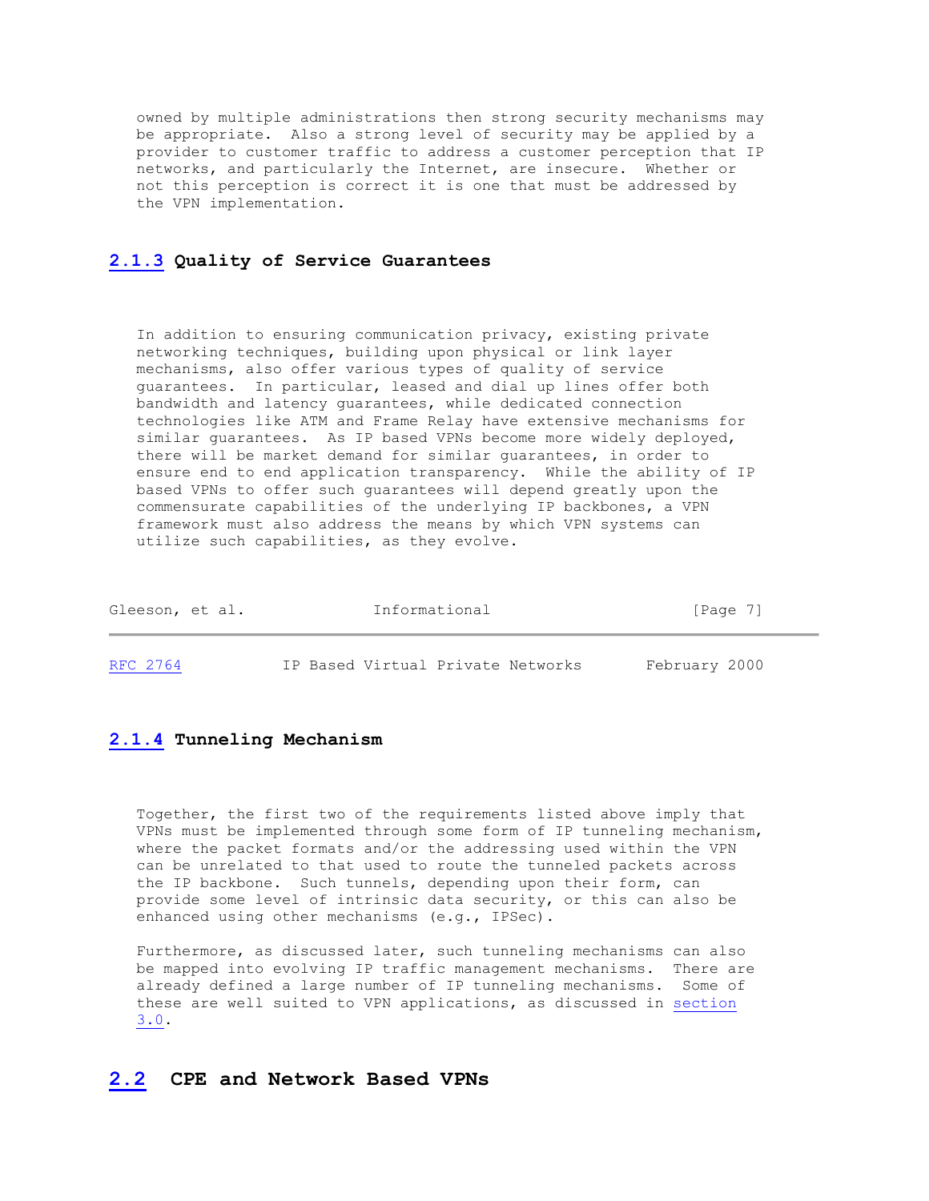owned by multiple administrations then strong security mechanisms may be appropriate. Also a strong level of security may be applied by a provider to customer traffic to address a customer perception that IP networks, and particularly the Internet, are insecure. Whether or not this perception is correct it is one that must be addressed by the VPN implementation.

### 2.1.3 Quality of Service Guarantees

In addition to ensuring communication privacy, existing private networking techniques, building upon physical or link layer mechanisms, also offer various types of quality of service guarantees. In particular, leased and dial up lines offer both bandwidth and latency guarantees, while dedicated connection technologies like ATM and Frame Relay have extensive mechanisms for similar guarantees. As IP based VPNs become more widely deployed, there will be market demand for similar guarantees, in order to ensure end to end application transparency. While the ability of IP based VPNs to offer such guarantees will depend greatly upon the commensurate capabilities of the underlying IP backbones, a VPN framework must also address the means by which VPN systems can utilize such capabilities, as they evolve.

### 2.1.4 Tunneling Mechanism

Together, the first two of the requirements listed above imply that VPNs must be implemented through some form of IP tunneling mechanism, where the packet formats and/or the addressing used within the VPN can be unrelated to that used to route the tunneled packets across the IP backbone. Such tunnels, depending upon their form, can provide some level of intrinsic data security, or this can also be enhanced using other mechanisms (e.g., IPSec).

Furthermore, as discussed later, such tunneling mechanisms can also be mapped into evolving IP traffic management mechanisms. There are already defined a large number of IP tunneling mechanisms. Some of these are well suited to VPN applications, as discussed in section 3.0.

## 2.2 CPE and Network Based VPNs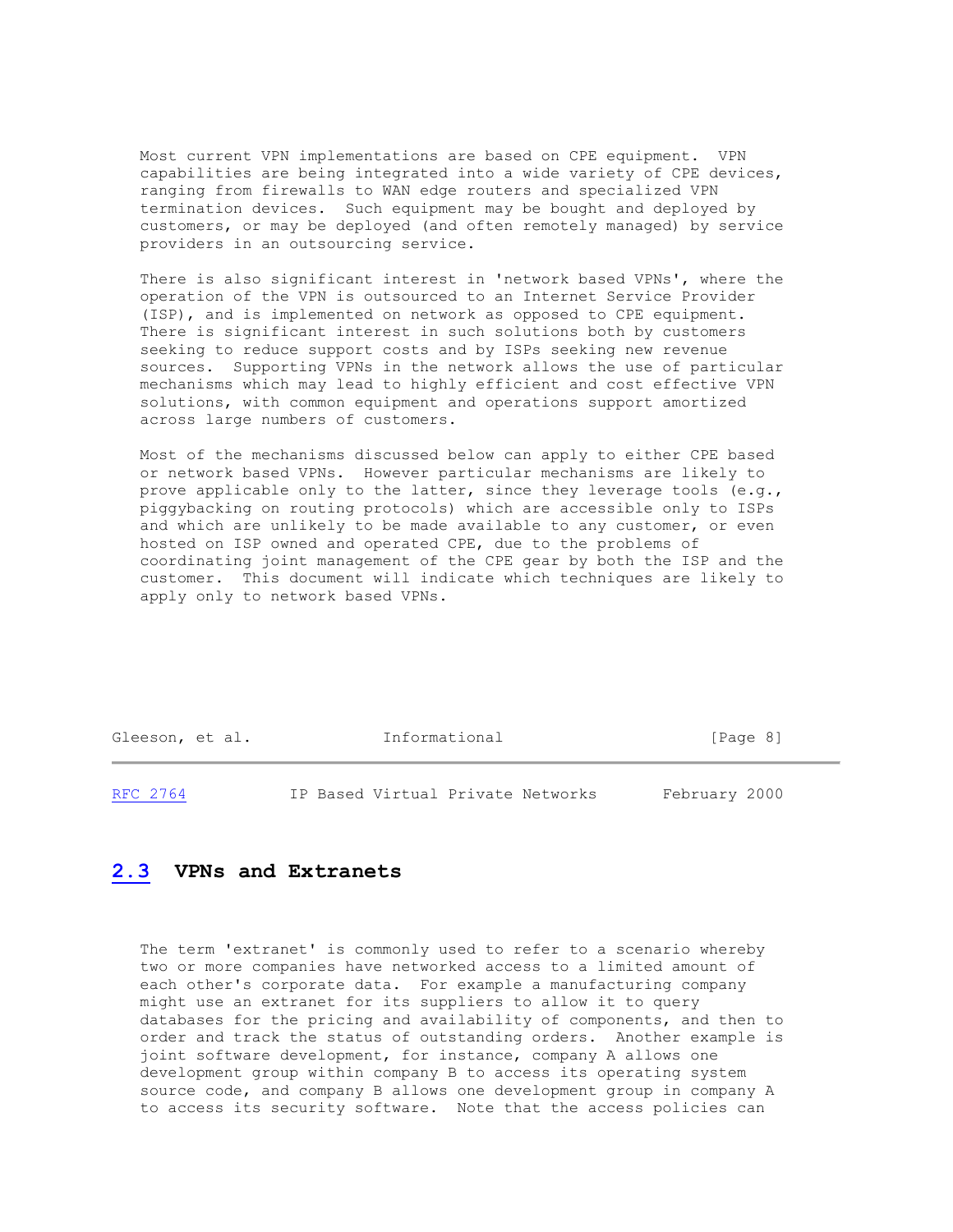Most current VPN implementations are based on CPE equipment. VPN capabilities are being integrated into a wide variety of CPE devices, ranging from firewalls to WAN edge routers and specialized VPN termination devices. Such equipment may be bought and deployed by customers, or may be deployed (and often remotely managed) by service providers in an outsourcing service.

There is also significant interest in 'network based VPNs', where the operation of the VPN is outsourced to an Internet Service Provider (ISP), and is implemented on network as opposed to CPE equipment. There is significant interest in such solutions both by customers seeking to reduce support costs and by ISPs seeking new revenue sources. Supporting VPNs in the network allows the use of particular mechanisms which may lead to highly efficient and cost effective VPN solutions, with common equipment and operations support amortized across large numbers of customers.

Most of the mechanisms discussed below can apply to either CPE based or network based VPNs. However particular mechanisms are likely to prove applicable only to the latter, since they leverage tools (e.g., piggybacking on routing protocols) which are accessible only to ISPs and which are unlikely to be made available to any customer, or even hosted on ISP owned and operated CPE, due to the problems of coordinating joint management of the CPE gear by both the ISP and the customer. This document will indicate which techniques are likely to apply only to network based VPNs.

## 2.3 VPNs and Extranets

The term 'extranet' is commonly used to refer to a scenario whereby two or more companies have networked access to a limited amount of each other's corporate data. For example a manufacturing company might use an extranet for its suppliers to allow it to query databases for the pricing and availability of components, and then to order and track the status of outstanding orders. Another example is joint software development, for instance, company A allows one development group within company B to access its operating system source code, and company B allows one development group in company A to access its security software. Note that the access policies can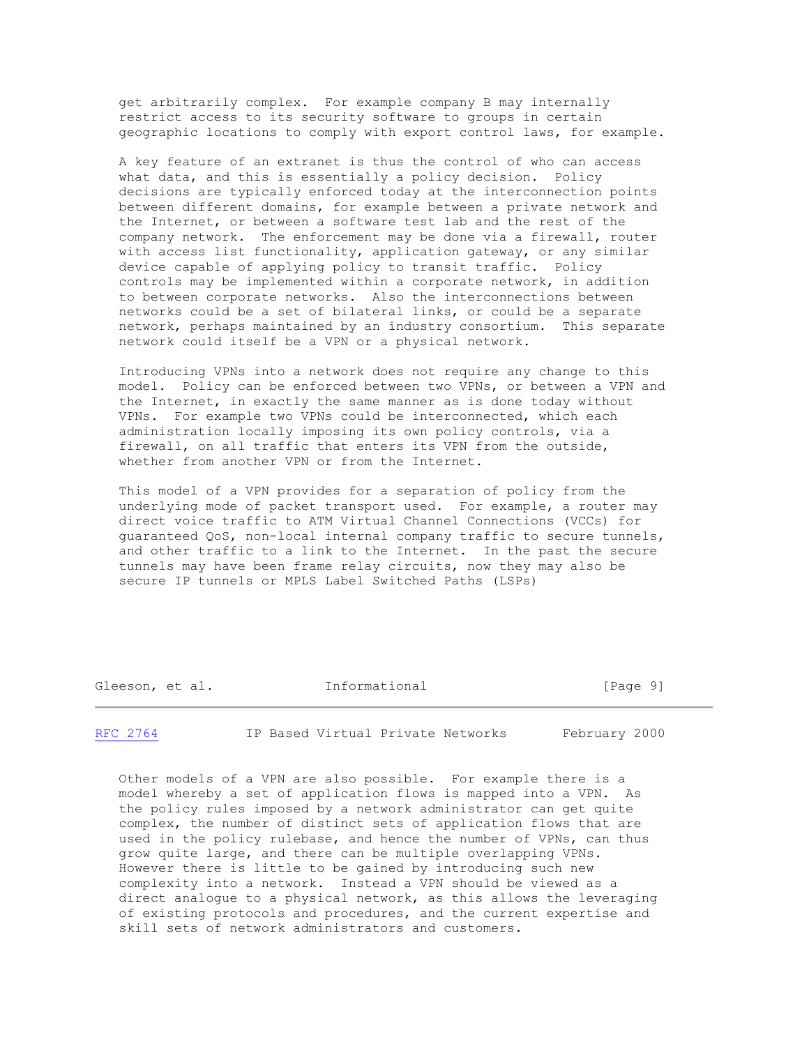get arbitrarily complex. For example company B may internally restrict access to its security software to groups in certain geographic locations to comply with export control laws, for example.

A key feature of an extranet is thus the control of who can access what data, and this is essentially a policy decision. Policy decisions are typically enforced today at the interconnection points between different domains, for example between a private network and the Internet, or between a software test lab and the rest of the company network. The enforcement may be done via a firewall, router with access list functionality, application gateway, or any similar device capable of applying policy to transit traffic. Policy controls may be implemented within a corporate network, in addition to between corporate networks. Also the interconnections between networks could be a set of bilateral links, or could be a separate network, perhaps maintained by an industry consortium. This separate network could itself be a VPN or a physical network.

Introducing VPNs into a network does not require any change to this model. Policy can be enforced between two VPNs, or between a VPN and the Internet, in exactly the same manner as is done today without VPNs. For example two VPNs could be interconnected, which each administration locally imposing its own policy controls, via a firewall, on all traffic that enters its VPN from the outside, whether from another VPN or from the Internet.

This model of a VPN provides for a separation of policy from the underlying mode of packet transport used. For example, a router may direct voice traffic to ATM Virtual Channel Connections (VCCs) for guaranteed QoS, non-local internal company traffic to secure tunnels, and other traffic to a link to the Internet. In the past the secure tunnels may have been frame relay circuits, now they may also be secure IP tunnels or MPLS Label Switched Paths (LSPs)

Other models of a VPN are also possible. For example there is a model whereby a set of application flows is mapped into a VPN. As the policy rules imposed by a network administrator can get quite complex, the number of distinct sets of application flows that are used in the policy rulebase, and hence the number of VPNs, can thus grow quite large, and there can be multiple overlapping VPNs. However there is little to be gained by introducing such new complexity into a network. Instead a VPN should be viewed as a direct analogue to a physical network, as this allows the leveraging of existing protocols and procedures, and the current expertise and skill sets of network administrators and customers.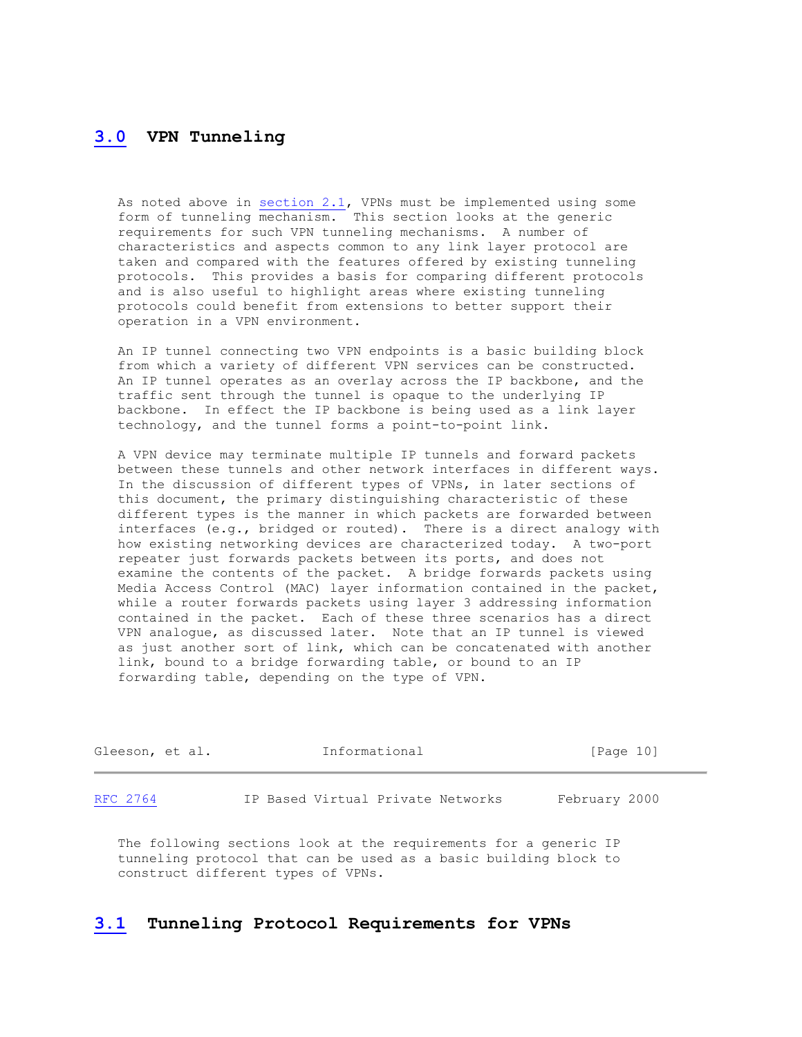## 3.0 VPN Tunneling

As noted above in section 2.1, VPNs must be implemented using some form of tunneling mechanism. This section looks at the generic requirements for such VPN tunneling mechanisms. A number of characteristics and aspects common to any link layer protocol are taken and compared with the features offered by existing tunneling protocols. This provides a basis for comparing different protocols and is also useful to highlight areas where existing tunneling protocols could benefit from extensions to better support their operation in a VPN environment.

An IP tunnel connecting two VPN endpoints is a basic building block from which a variety of different VPN services can be constructed. An IP tunnel operates as an overlay across the IP backbone, and the traffic sent through the tunnel is opaque to the underlying IP backbone. In effect the IP backbone is being used as a link layer technology, and the tunnel forms a point-to-point link.

A VPN device may terminate multiple IP tunnels and forward packets between these tunnels and other network interfaces in different ways. In the discussion of different types of VPNs, in later sections of this document, the primary distinguishing characteristic of these different types is the manner in which packets are forwarded between interfaces (e.g., bridged or routed). There is a direct analogy with how existing networking devices are characterized today. A two-port repeater just forwards packets between its ports, and does not examine the contents of the packet. A bridge forwards packets using Media Access Control (MAC) layer information contained in the packet, while a router forwards packets using layer 3 addressing information contained in the packet. Each of these three scenarios has a direct VPN analogue, as discussed later. Note that an IP tunnel is viewed as just another sort of link, which can be concatenated with another link, bound to a bridge forwarding table, or bound to an IP forwarding table, depending on the type of VPN.

The following sections look at the requirements for a generic IP tunneling protocol that can be used as a basic building block to construct different types of VPNs.

### 3.1 Tunneling Protocol Requirements for VPNs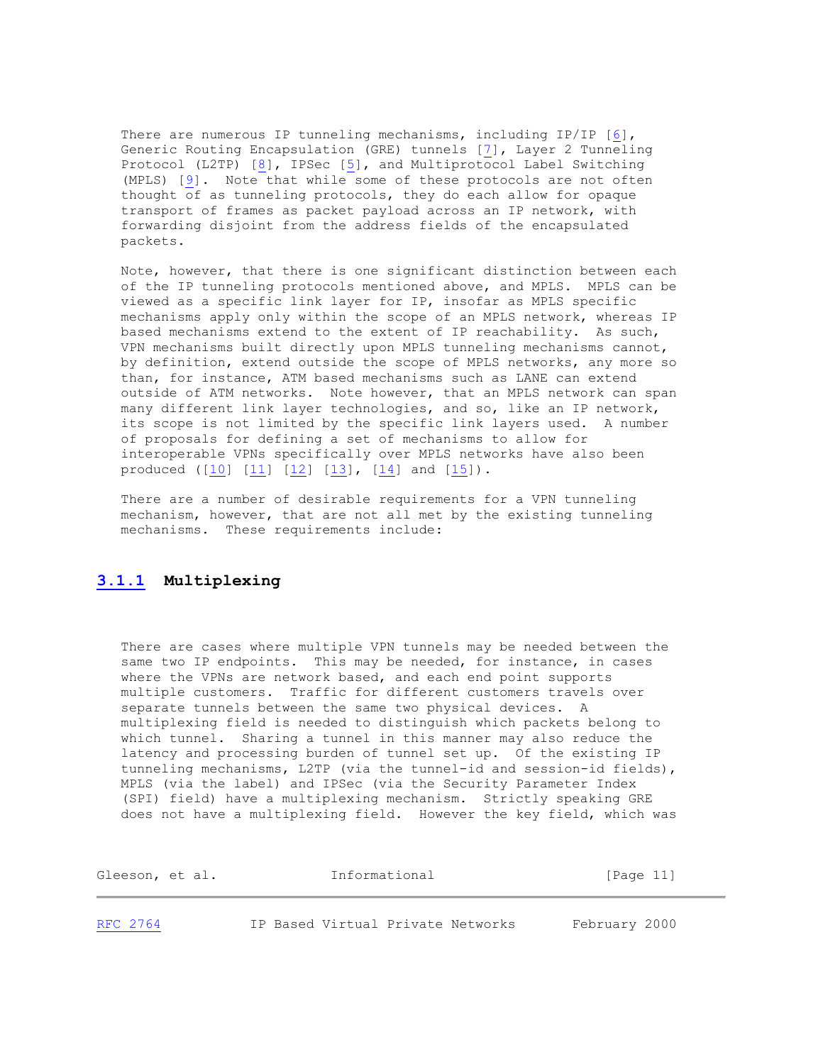There are numerous IP tunneling mechanisms, including IP/IP [6], Generic Routing Encapsulation (GRE) tunnels [7], Layer 2 Tunneling Protocol (L2TP) [8], IPSec [5], and Multiprotocol Label Switching (MPLS) [9]. Note that while some of these protocols are not often thought of as tunneling protocols, they do each allow for opaque transport of frames as packet payload across an IP network, with forwarding disjoint from the address fields of the encapsulated packets.

Note, however, that there is one significant distinction between each of the IP tunneling protocols mentioned above, and MPLS. MPLS can be viewed as a specific link layer for IP, insofar as MPLS specific mechanisms apply only within the scope of an MPLS network, whereas IP based mechanisms extend to the extent of IP reachability. As such, VPN mechanisms built directly upon MPLS tunneling mechanisms cannot, by definition, extend outside the scope of MPLS networks, any more so than, for instance, ATM based mechanisms such as LANE can extend outside of ATM networks. Note however, that an MPLS network can span many different link layer technologies, and so, like an IP network, its scope is not limited by the specific link layers used. A number of proposals for defining a set of mechanisms to allow for interoperable VPNs specifically over MPLS networks have also been produced ([10] [11] [12] [13], [14] and [15]).

There are a number of desirable requirements for a VPN tunneling mechanism, however, that are not all met by the existing tunneling mechanisms. These requirements include:

### 3.1.1 Multiplexing

There are cases where multiple VPN tunnels may be needed between the same two IP endpoints. This may be needed, for instance, in cases where the VPNs are network based, and each end point supports multiple customers. Traffic for different customers travels over separate tunnels between the same two physical devices. A multiplexing field is needed to distinguish which packets belong to which tunnel. Sharing a tunnel in this manner may also reduce the latency and processing burden of tunnel set up. Of the existing IP tunneling mechanisms, L2TP (via the tunnel-id and session-id fields), MPLS (via the label) and IPSec (via the Security Parameter Index (SPI) field) have a multiplexing mechanism. Strictly speaking GRE does not have a multiplexing field. However the key field, which was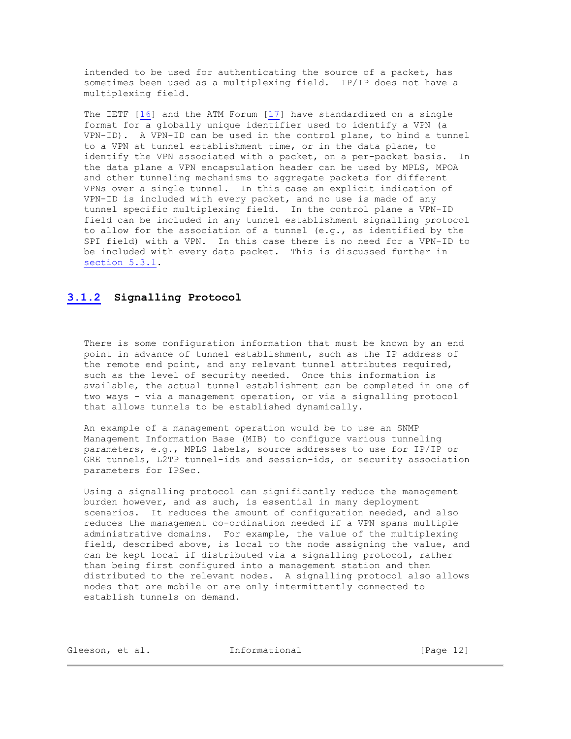intended to be used for authenticating the source of a packet, has sometimes been used as a multiplexing field. IP/IP does not have a multiplexing field.

The IETF [16] and the ATM Forum [17] have standardized on a single format for a globally unique identifier used to identify a VPN (a VPN-ID). A VPN-ID can be used in the control plane, to bind a tunnel to a VPN at tunnel establishment time, or in the data plane, to identify the VPN associated with a packet, on a per-packet basis. In the data plane a VPN encapsulation header can be used by MPLS, MPOA and other tunneling mechanisms to aggregate packets for different VPNs over a single tunnel. In this case an explicit indication of VPN-ID is included with every packet, and no use is made of any tunnel specific multiplexing field. In the control plane a VPN-ID field can be included in any tunnel establishment signalling protocol to allow for the association of a tunnel (e.g., as identified by the SPI field) with a VPN. In this case there is no need for a VPN-ID to be included with every data packet. This is discussed further in section 5.3.1.

### 3.1.2 Signalling Protocol

There is some configuration information that must be known by an end point in advance of tunnel establishment, such as the IP address of the remote end point, and any relevant tunnel attributes required, such as the level of security needed. Once this information is available, the actual tunnel establishment can be completed in one of two ways - via a management operation, or via a signalling protocol that allows tunnels to be established dynamically.

An example of a management operation would be to use an SNMP Management Information Base (MIB) to configure various tunneling parameters, e.g., MPLS labels, source addresses to use for IP/IP or GRE tunnels, L2TP tunnel-ids and session-ids, or security association parameters for IPSec.

Using a signalling protocol can significantly reduce the management burden however, and as such, is essential in many deployment scenarios. It reduces the amount of configuration needed, and also reduces the management co-ordination needed if a VPN spans multiple administrative domains. For example, the value of the multiplexing field, described above, is local to the node assigning the value, and can be kept local if distributed via a signalling protocol, rather than being first configured into a management station and then distributed to the relevant nodes. A signalling protocol also allows nodes that are mobile or are only intermittently connected to establish tunnels on demand.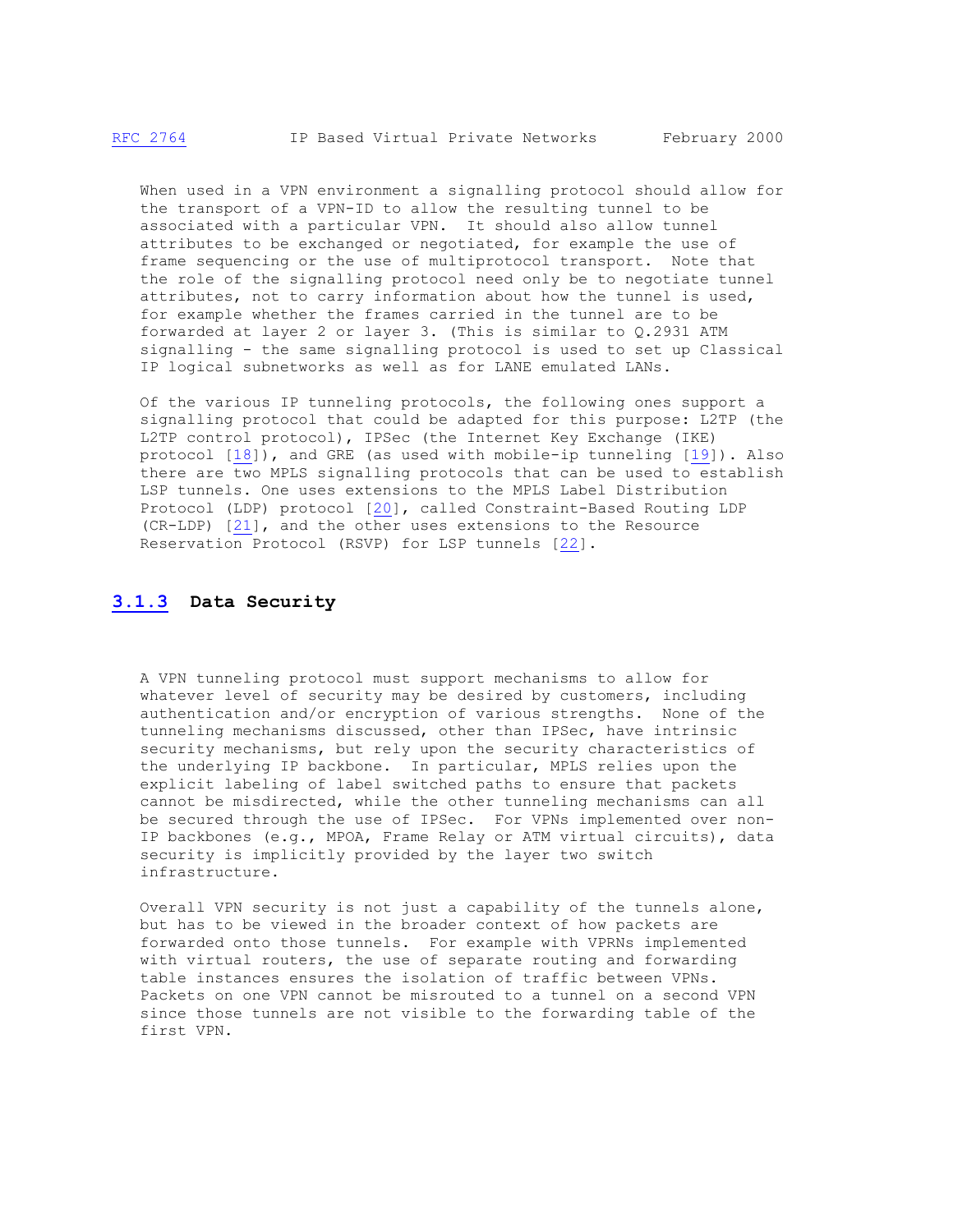When used in a VPN environment a signalling protocol should allow for the transport of a VPN-ID to allow the resulting tunnel to be associated with a particular VPN. It should also allow tunnel attributes to be exchanged or negotiated, for example the use of frame sequencing or the use of multiprotocol transport. Note that the role of the signalling protocol need only be to negotiate tunnel attributes, not to carry information about how the tunnel is used, for example whether the frames carried in the tunnel are to be forwarded at layer 2 or layer 3. (This is similar to Q.2931 ATM signalling - the same signalling protocol is used to set up Classical IP logical subnetworks as well as for LANE emulated LANs.

Of the various IP tunneling protocols, the following ones support a signalling protocol that could be adapted for this purpose: L2TP (the L2TP control protocol), IPSec (the Internet Key Exchange (IKE) protocol [18]), and GRE (as used with mobile-ip tunneling [19]). Also there are two MPLS signalling protocols that can be used to establish LSP tunnels. One uses extensions to the MPLS Label Distribution Protocol (LDP) protocol [20], called Constraint-Based Routing LDP (CR-LDP) [21], and the other uses extensions to the Resource Reservation Protocol (RSVP) for LSP tunnels [22].

### 3.1.3 Data Security

A VPN tunneling protocol must support mechanisms to allow for whatever level of security may be desired by customers, including authentication and/or encryption of various strengths. None of the tunneling mechanisms discussed, other than IPSec, have intrinsic security mechanisms, but rely upon the security characteristics of the underlying IP backbone. In particular, MPLS relies upon the explicit labeling of label switched paths to ensure that packets cannot be misdirected, while the other tunneling mechanisms can all be secured through the use of IPSec. For VPNs implemented over non-IP backbones (e.g., MPOA, Frame Relay or ATM virtual circuits), data security is implicitly provided by the layer two switch infrastructure.

Overall VPN security is not just a capability of the tunnels alone, but has to be viewed in the broader context of how packets are forwarded onto those tunnels. For example with VPRNs implemented with virtual routers, the use of separate routing and forwarding table instances ensures the isolation of traffic between VPNs. Packets on one VPN cannot be misrouted to a tunnel on a second VPN since those tunnels are not visible to the forwarding table of the first VPN.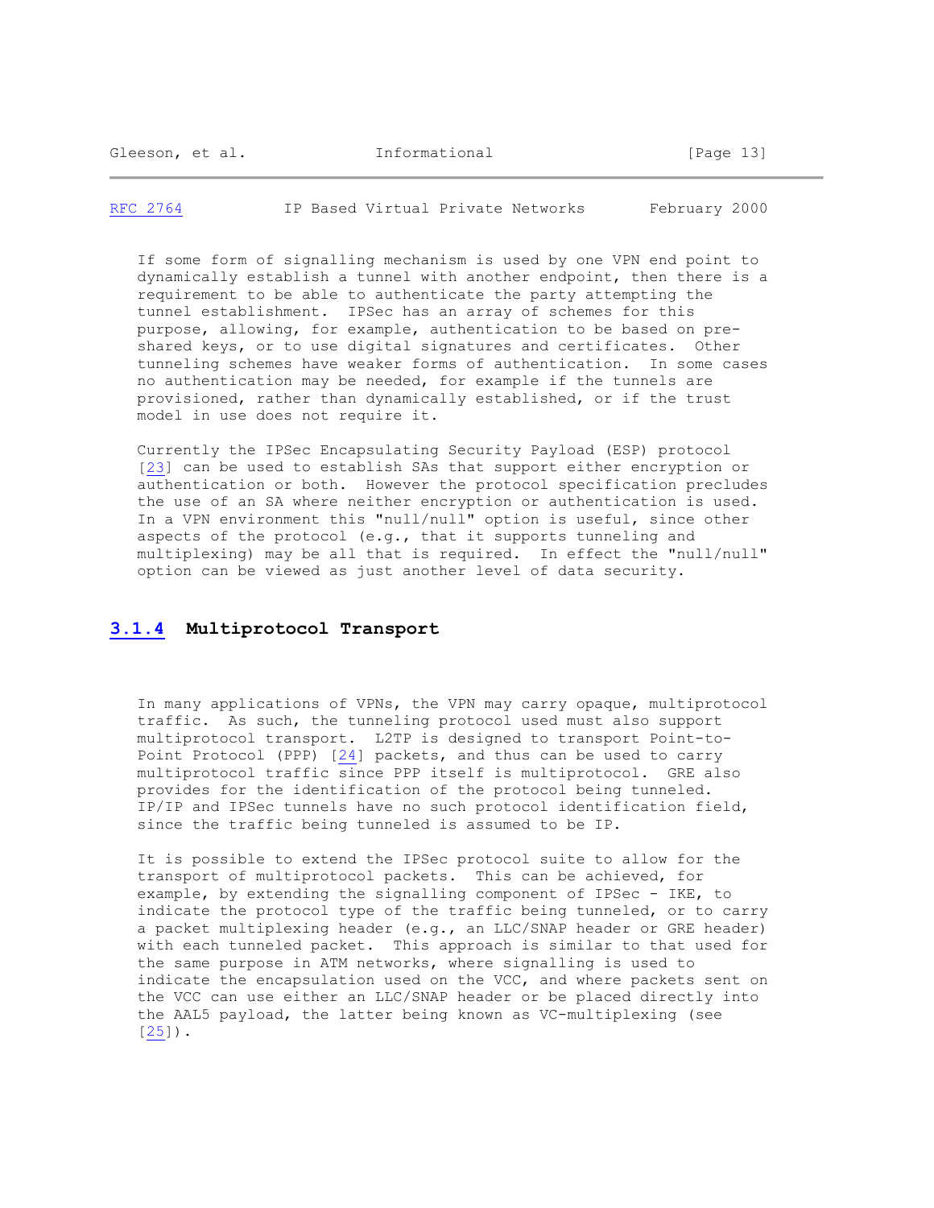If some form of signalling mechanism is used by one VPN end point to dynamically establish a tunnel with another endpoint, then there is a requirement to be able to authenticate the party attempting the tunnel establishment. IPSec has an array of schemes for this purpose, allowing, for example, authentication to be based on pre-shared keys, or to use digital signatures and certificates. Other tunneling schemes have weaker forms of authentication. In some cases no authentication may be needed, for example if the tunnels are provisioned, rather than dynamically established, or if the trust model in use does not require it.

Currently the IPSec Encapsulating Security Payload (ESP) protocol [23] can be used to establish SAs that support either encryption or authentication or both. However the protocol specification precludes the use of an SA where neither encryption or authentication is used. In a VPN environment this "null/null" option is useful, since other aspects of the protocol (e.g., that it supports tunneling and multiplexing) may be all that is required. In effect the "null/null" option can be viewed as just another level of data security.

### 3.1.4 Multiprotocol Transport

In many applications of VPNs, the VPN may carry opaque, multiprotocol traffic. As such, the tunneling protocol used must also support multiprotocol transport. L2TP is designed to transport Point-to-Point Protocol (PPP) [24] packets, and thus can be used to carry multiprotocol traffic since PPP itself is multiprotocol. GRE also provides for the identification of the protocol being tunneled. IP/IP and IPSec tunnels have no such protocol identification field, since the traffic being tunneled is assumed to be IP.

It is possible to extend the IPSec protocol suite to allow for the transport of multiprotocol packets. This can be achieved, for example, by extending the signalling component of IPSec - IKE, to indicate the protocol type of the traffic being tunneled, or to carry a packet multiplexing header (e.g., an LLC/SNAP header or GRE header) with each tunneled packet. This approach is similar to that used for the same purpose in ATM networks, where signalling is used to indicate the encapsulation used on the VCC, and where packets sent on the VCC can use either an LLC/SNAP header or be placed directly into the AAL5 payload, the latter being known as VC-multiplexing (see [25]).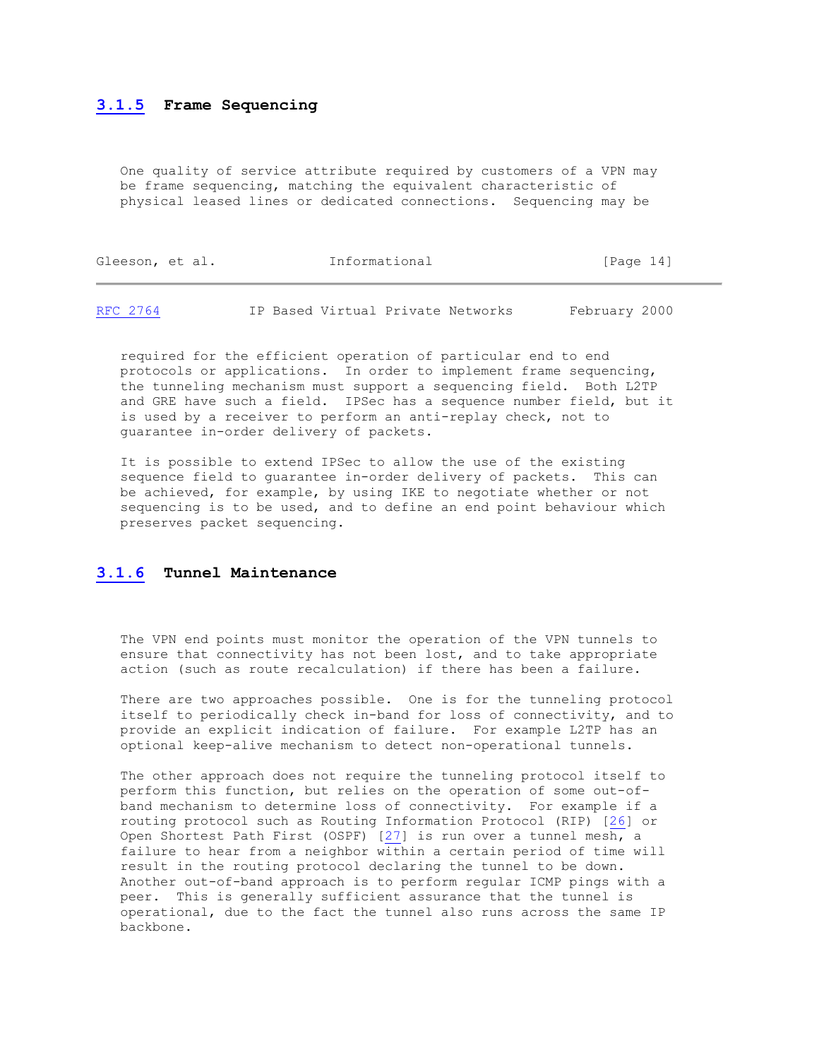### 3.1.5 Frame Sequencing

One quality of service attribute required by customers of a VPN may be frame sequencing, matching the equivalent characteristic of physical leased lines or dedicated connections. Sequencing may be required for the efficient operation of particular end to end protocols or applications. In order to implement frame sequencing, the tunneling mechanism must support a sequencing field. Both L2TP and GRE have such a field. IPSec has a sequence number field, but it is used by a receiver to perform an anti-replay check, not to guarantee in-order delivery of packets.

It is possible to extend IPSec to allow the use of the existing sequence field to guarantee in-order delivery of packets. This can be achieved, for example, by using IKE to negotiate whether or not sequencing is to be used, and to define an end point behaviour which preserves packet sequencing.

### 3.1.6 Tunnel Maintenance

The VPN end points must monitor the operation of the VPN tunnels to ensure that connectivity has not been lost, and to take appropriate action (such as route recalculation) if there has been a failure.

There are two approaches possible. One is for the tunneling protocol itself to periodically check in-band for loss of connectivity, and to provide an explicit indication of failure. For example L2TP has an optional keep-alive mechanism to detect non-operational tunnels.

The other approach does not require the tunneling protocol itself to perform this function, but relies on the operation of some out-of-band mechanism to determine loss of connectivity. For example if a routing protocol such as Routing Information Protocol (RIP) [26] or Open Shortest Path First (OSPF) [27] is run over a tunnel mesh, a failure to hear from a neighbor within a certain period of time will result in the routing protocol declaring the tunnel to be down. Another out-of-band approach is to perform regular ICMP pings with a peer. This is generally sufficient assurance that the tunnel is operational, due to the fact the tunnel also runs across the same IP backbone.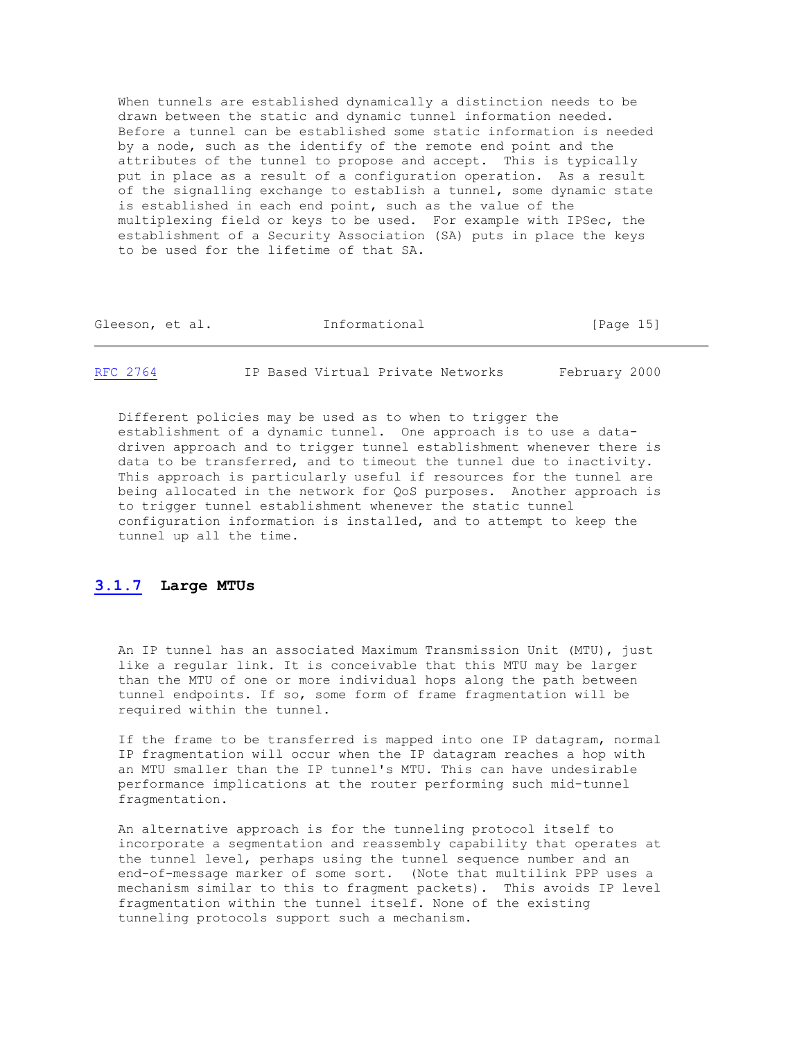When tunnels are established dynamically a distinction needs to be drawn between the static and dynamic tunnel information needed. Before a tunnel can be established some static information is needed by a node, such as the identify of the remote end point and the attributes of the tunnel to propose and accept. This is typically put in place as a result of a configuration operation. As a result of the signalling exchange to establish a tunnel, some dynamic state is established in each end point, such as the value of the multiplexing field or keys to be used. For example with IPSec, the establishment of a Security Association (SA) puts in place the keys to be used for the lifetime of that SA.

Different policies may be used as to when to trigger the establishment of a dynamic tunnel. One approach is to use a data-driven approach and to trigger tunnel establishment whenever there is data to be transferred, and to timeout the tunnel due to inactivity. This approach is particularly useful if resources for the tunnel are being allocated in the network for QoS purposes. Another approach is to trigger tunnel establishment whenever the static tunnel configuration information is installed, and to attempt to keep the tunnel up all the time.

### 3.1.7 Large MTUs

An IP tunnel has an associated Maximum Transmission Unit (MTU), just like a regular link. It is conceivable that this MTU may be larger than the MTU of one or more individual hops along the path between tunnel endpoints. If so, some form of frame fragmentation will be required within the tunnel.

If the frame to be transferred is mapped into one IP datagram, normal IP fragmentation will occur when the IP datagram reaches a hop with an MTU smaller than the IP tunnel's MTU. This can have undesirable performance implications at the router performing such mid-tunnel fragmentation.

An alternative approach is for the tunneling protocol itself to incorporate a segmentation and reassembly capability that operates at the tunnel level, perhaps using the tunnel sequence number and an end-of-message marker of some sort. (Note that multilink PPP uses a mechanism similar to this to fragment packets). This avoids IP level fragmentation within the tunnel itself. None of the existing tunneling protocols support such a mechanism.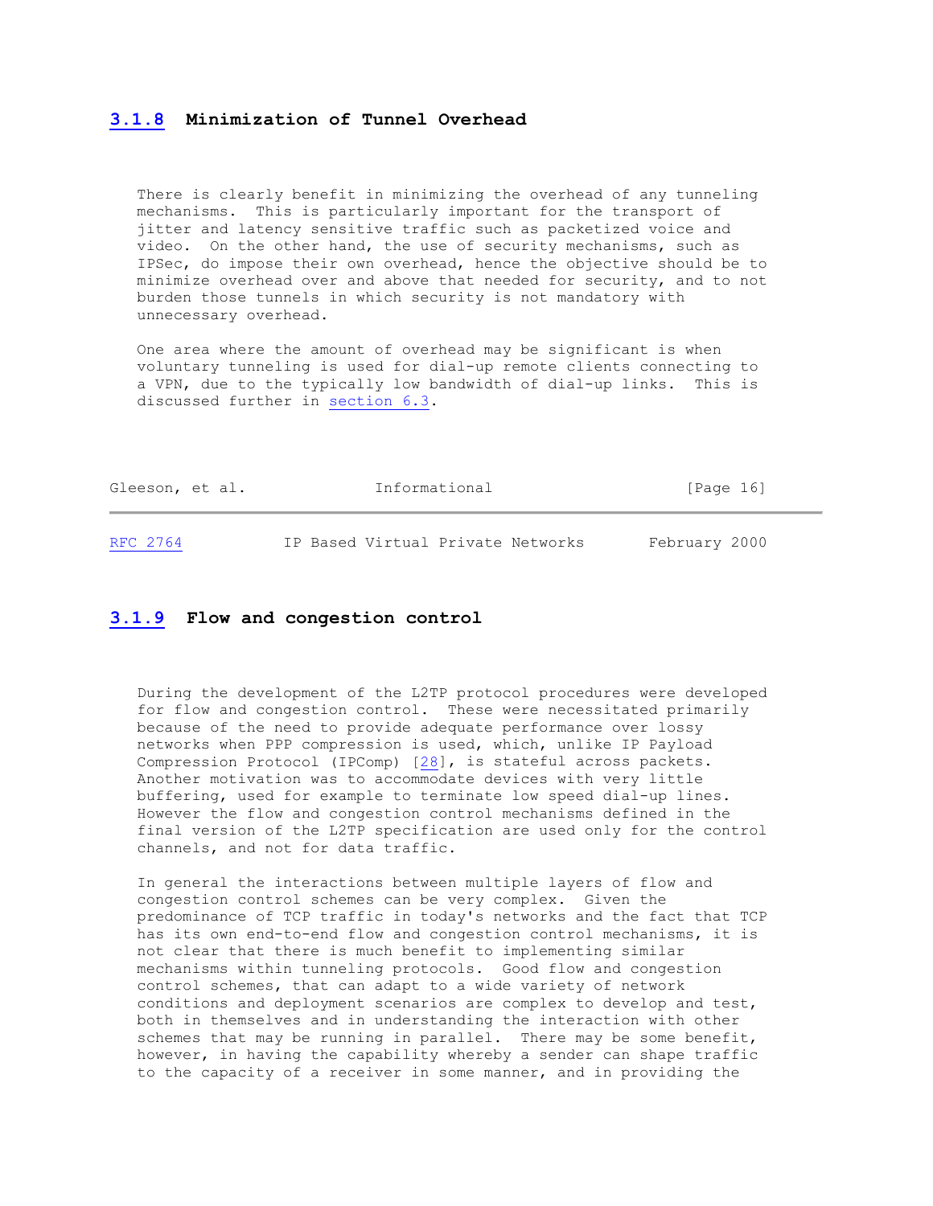### 3.1.8 Minimization of Tunnel Overhead

There is clearly benefit in minimizing the overhead of any tunneling mechanisms. This is particularly important for the transport of jitter and latency sensitive traffic such as packetized voice and video. On the other hand, the use of security mechanisms, such as IPSec, do impose their own overhead, hence the objective should be to minimize overhead over and above that needed for security, and to not burden those tunnels in which security is not mandatory with unnecessary overhead.

One area where the amount of overhead may be significant is when voluntary tunneling is used for dial-up remote clients connecting to a VPN, due to the typically low bandwidth of dial-up links. This is discussed further in section 6.3.

### 3.1.9 Flow and congestion control

During the development of the L2TP protocol procedures were developed for flow and congestion control. These were necessitated primarily because of the need to provide adequate performance over lossy networks when PPP compression is used, which, unlike IP Payload Compression Protocol (IPComp) [28], is stateful across packets. Another motivation was to accommodate devices with very little buffering, used for example to terminate low speed dial-up lines. However the flow and congestion control mechanisms defined in the final version of the L2TP specification are used only for the control channels, and not for data traffic.

In general the interactions between multiple layers of flow and congestion control schemes can be very complex. Given the predominance of TCP traffic in today's networks and the fact that TCP has its own end-to-end flow and congestion control mechanisms, it is not clear that there is much benefit to implementing similar mechanisms within tunneling protocols. Good flow and congestion control schemes, that can adapt to a wide variety of network conditions and deployment scenarios are complex to develop and test, both in themselves and in understanding the interaction with other schemes that may be running in parallel. There may be some benefit, however, in having the capability whereby a sender can shape traffic to the capacity of a receiver in some manner, and in providing the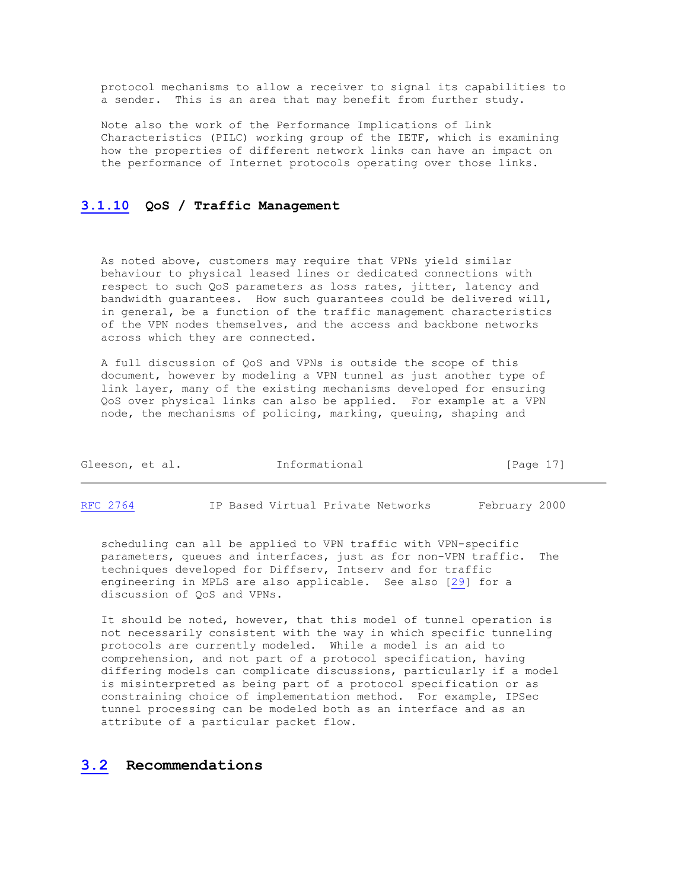protocol mechanisms to allow a receiver to signal its capabilities to a sender. This is an area that may benefit from further study.

Note also the work of the Performance Implications of Link Characteristics (PILC) working group of the IETF, which is examining how the properties of different network links can have an impact on the performance of Internet protocols operating over those links.

### 3.1.10 QoS / Traffic Management

As noted above, customers may require that VPNs yield similar behaviour to physical leased lines or dedicated connections with respect to such QoS parameters as loss rates, jitter, latency and bandwidth guarantees. How such guarantees could be delivered will, in general, be a function of the traffic management characteristics of the VPN nodes themselves, and the access and backbone networks across which they are connected.

A full discussion of QoS and VPNs is outside the scope of this document, however by modeling a VPN tunnel as just another type of link layer, many of the existing mechanisms developed for ensuring QoS over physical links can also be applied. For example at a VPN node, the mechanisms of policing, marking, queuing, shaping and scheduling can all be applied to VPN traffic with VPN-specific parameters, queues and interfaces, just as for non-VPN traffic. The techniques developed for Diffserv, Intserv and for traffic engineering in MPLS are also applicable. See also [29] for a discussion of QoS and VPNs.

It should be noted, however, that this model of tunnel operation is not necessarily consistent with the way in which specific tunneling protocols are currently modeled. While a model is an aid to comprehension, and not part of a protocol specification, having differing models can complicate discussions, particularly if a model is misinterpreted as being part of a protocol specification or as constraining choice of implementation method. For example, IPSec tunnel processing can be modeled both as an interface and as an attribute of a particular packet flow.

## 3.2 Recommendations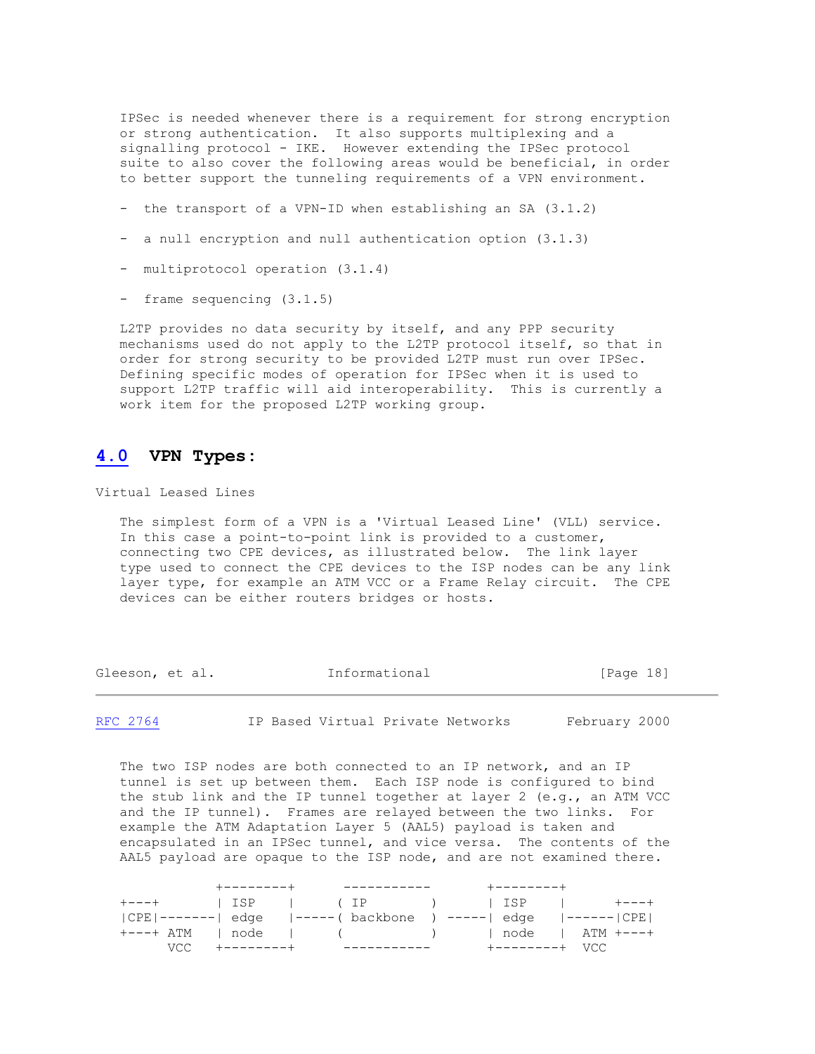IPSec is needed whenever there is a requirement for strong encryption or strong authentication.  It also supports multiplexing and a signalling protocol - IKE.  However extending the IPSec protocol suite to also cover the following areas would be beneficial, in order to better support the tunneling requirements of a VPN environment.

- the transport of a VPN-ID when establishing an SA (3.1.2)

- a null encryption and null authentication option (3.1.3)

- multiprotocol operation (3.1.4)

- frame sequencing (3.1.5)

L2TP provides no data security by itself, and any PPP security mechanisms used do not apply to the L2TP protocol itself, so that in order for strong security to be provided L2TP must run over IPSec. Defining specific modes of operation for IPSec when it is used to support L2TP traffic will aid interoperability.  This is currently a work item for the proposed L2TP working group.

## 4.0 VPN Types:

Virtual Leased Lines

The simplest form of a VPN is a 'Virtual Leased Line' (VLL) service. In this case a point-to-point link is provided to a customer, connecting two CPE devices, as illustrated below.  The link layer type used to connect the CPE devices to the ISP nodes can be any link layer type, for example an ATM VCC or a Frame Relay circuit.  The CPE devices can be either routers bridges or hosts.

The two ISP nodes are both connected to an IP network, and an IP tunnel is set up between them.  Each ISP node is configured to bind the stub link and the IP tunnel together at layer 2 (e.g., an ATM VCC and the IP tunnel).  Frames are relayed between the two links.  For example the ATM Adaptation Layer 5 (AAL5) payload is taken and encapsulated in an IPSec tunnel, and vice versa.  The contents of the AAL5 payload are opaque to the ISP node, and are not examined there.

```
            +--------+      -----------       +--------+
+---+       | ISP    |     ( IP        )      | ISP    |      +---+
|CPE|-------| edge   |-----( backbone  ) -----| edge   |------|CPE|
+---+ ATM   | node   |     (           )      | node   |  ATM +---+
      VCC   +--------+      -----------       +--------+  VCC
```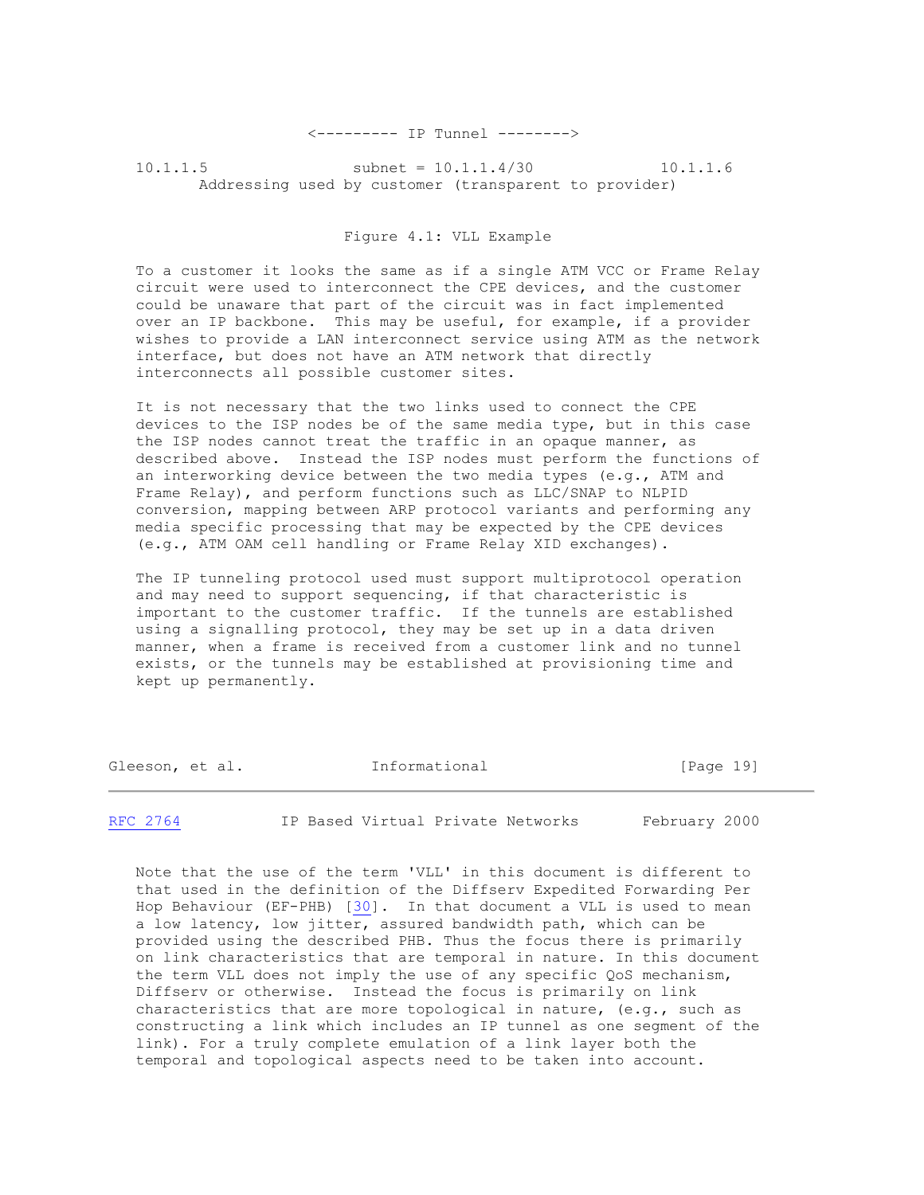```
                    <--------- IP Tunnel -------->

10.1.1.5                 subnet = 10.1.1.4/30             10.1.1.6
       Addressing used by customer (transparent to provider)
```

Figure 4.1: VLL Example

To a customer it looks the same as if a single ATM VCC or Frame Relay circuit were used to interconnect the CPE devices, and the customer could be unaware that part of the circuit was in fact implemented over an IP backbone. This may be useful, for example, if a provider wishes to provide a LAN interconnect service using ATM as the network interface, but does not have an ATM network that directly interconnects all possible customer sites.

It is not necessary that the two links used to connect the CPE devices to the ISP nodes be of the same media type, but in this case the ISP nodes cannot treat the traffic in an opaque manner, as described above. Instead the ISP nodes must perform the functions of an interworking device between the two media types (e.g., ATM and Frame Relay), and perform functions such as LLC/SNAP to NLPID conversion, mapping between ARP protocol variants and performing any media specific processing that may be expected by the CPE devices (e.g., ATM OAM cell handling or Frame Relay XID exchanges).

The IP tunneling protocol used must support multiprotocol operation and may need to support sequencing, if that characteristic is important to the customer traffic. If the tunnels are established using a signalling protocol, they may be set up in a data driven manner, when a frame is received from a customer link and no tunnel exists, or the tunnels may be established at provisioning time and kept up permanently.

Note that the use of the term 'VLL' in this document is different to that used in the definition of the Diffserv Expedited Forwarding Per Hop Behaviour (EF-PHB) [30]. In that document a VLL is used to mean a low latency, low jitter, assured bandwidth path, which can be provided using the described PHB. Thus the focus there is primarily on link characteristics that are temporal in nature. In this document the term VLL does not imply the use of any specific QoS mechanism, Diffserv or otherwise. Instead the focus is primarily on link characteristics that are more topological in nature, (e.g., such as constructing a link which includes an IP tunnel as one segment of the link). For a truly complete emulation of a link layer both the temporal and topological aspects need to be taken into account.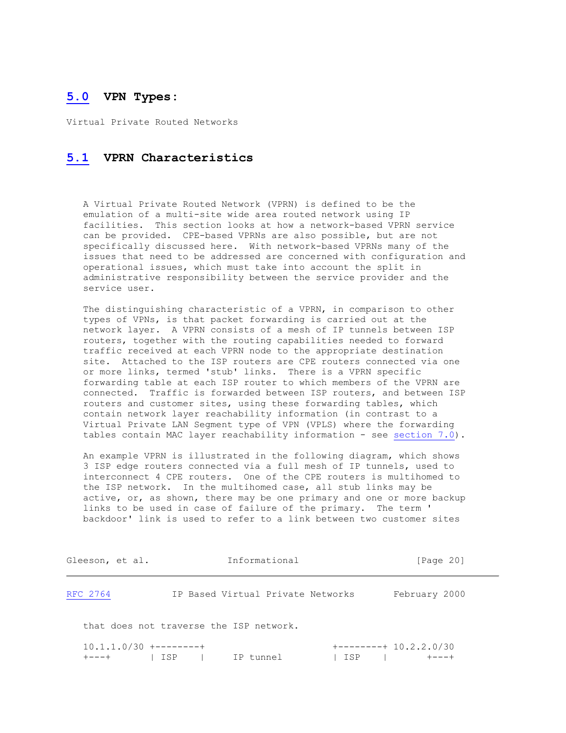## 5.0 VPN Types:

Virtual Private Routed Networks

## 5.1 VPRN Characteristics

A Virtual Private Routed Network (VPRN) is defined to be the emulation of a multi-site wide area routed network using IP facilities. This section looks at how a network-based VPRN service can be provided. CPE-based VPRNs are also possible, but are not specifically discussed here. With network-based VPRNs many of the issues that need to be addressed are concerned with configuration and operational issues, which must take into account the split in administrative responsibility between the service provider and the service user.

The distinguishing characteristic of a VPRN, in comparison to other types of VPNs, is that packet forwarding is carried out at the network layer. A VPRN consists of a mesh of IP tunnels between ISP routers, together with the routing capabilities needed to forward traffic received at each VPRN node to the appropriate destination site. Attached to the ISP routers are CPE routers connected via one or more links, termed 'stub' links. There is a VPRN specific forwarding table at each ISP router to which members of the VPRN are connected. Traffic is forwarded between ISP routers, and between ISP routers and customer sites, using these forwarding tables, which contain network layer reachability information (in contrast to a Virtual Private LAN Segment type of VPN (VPLS) where the forwarding tables contain MAC layer reachability information - see section 7.0).

An example VPRN is illustrated in the following diagram, which shows 3 ISP edge routers connected via a full mesh of IP tunnels, used to interconnect 4 CPE routers. One of the CPE routers is multihomed to the ISP network. In the multihomed case, all stub links may be active, or, as shown, there may be one primary and one or more backup links to be used in case of failure of the primary. The term ' backdoor' link is used to refer to a link between two customer sites that does not traverse the ISP network.

```
10.1.1.0/30 +--------+                             +--------+ 10.2.2.0/30
+---+       | ISP    |      IP tunnel              | ISP    |       +---+
```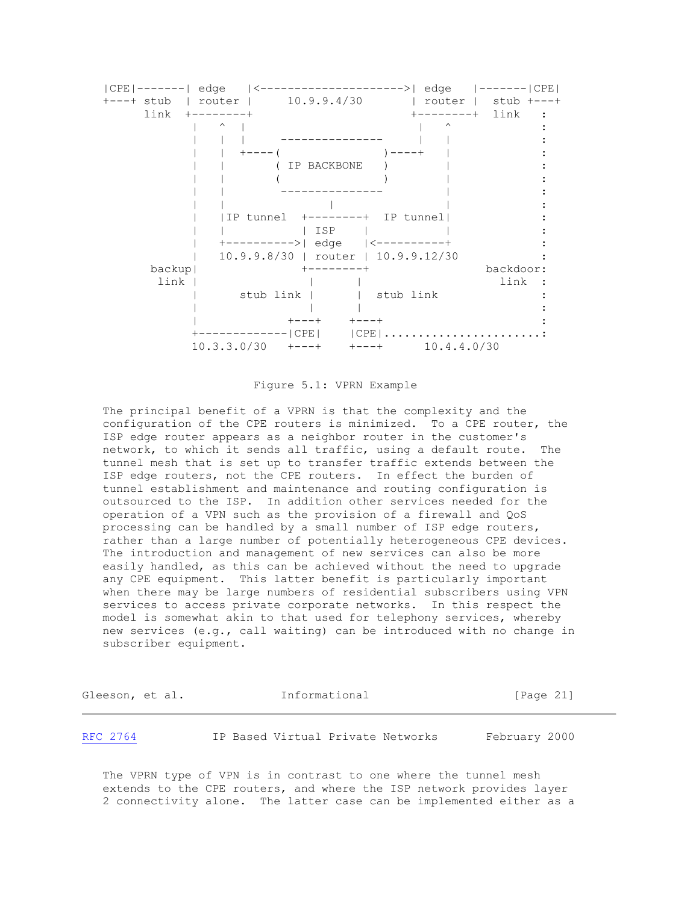```
 |CPE|-------| edge   |<--------------------->| edge   |-------|CPE|
 +---+ stub  | router |     10.9.9.4/30       | router |  stub +---+
       link  +--------+                       +--------+  link   :
               |   ^  |                          |   ^           :
               |   |  |      ---------------     |   |           :
               |   |  +----(               )----+   |           :
               |   |       ( IP BACKBONE   )         |           :
               |   |       (               )         |           :
               |   |        ---------------          |           :
               |   |              |                  |           :
               |   |IP tunnel  +--------+  IP tunnel|           :
               |   |           | ISP    |            |           :
               |   +---------->| edge   |<-----------+           :
               |   10.9.9.8/30 | router | 10.9.9.12/30           :
         backup|               +--------+              backdoor:
           link |                |      |                 link  :
               |      stub link |      |  stub link             :
               |                |      |                        :
               |             +---+    +---+                     :
               +-------------|CPE|    |CPE|.....................:
               10.3.3.0/30   +---+    +---+      10.4.4.0/30
```

Figure 5.1: VPRN Example

The principal benefit of a VPRN is that the complexity and the configuration of the CPE routers is minimized. To a CPE router, the ISP edge router appears as a neighbor router in the customer's network, to which it sends all traffic, using a default route. The tunnel mesh that is set up to transfer traffic extends between the ISP edge routers, not the CPE routers. In effect the burden of tunnel establishment and maintenance and routing configuration is outsourced to the ISP. In addition other services needed for the operation of a VPN such as the provision of a firewall and QoS processing can be handled by a small number of ISP edge routers, rather than a large number of potentially heterogeneous CPE devices. The introduction and management of new services can also be more easily handled, as this can be achieved without the need to upgrade any CPE equipment. This latter benefit is particularly important when there may be large numbers of residential subscribers using VPN services to access private corporate networks. In this respect the model is somewhat akin to that used for telephony services, whereby new services (e.g., call waiting) can be introduced with no change in subscriber equipment.

The VPRN type of VPN is in contrast to one where the tunnel mesh extends to the CPE routers, and where the ISP network provides layer 2 connectivity alone. The latter case can be implemented either as a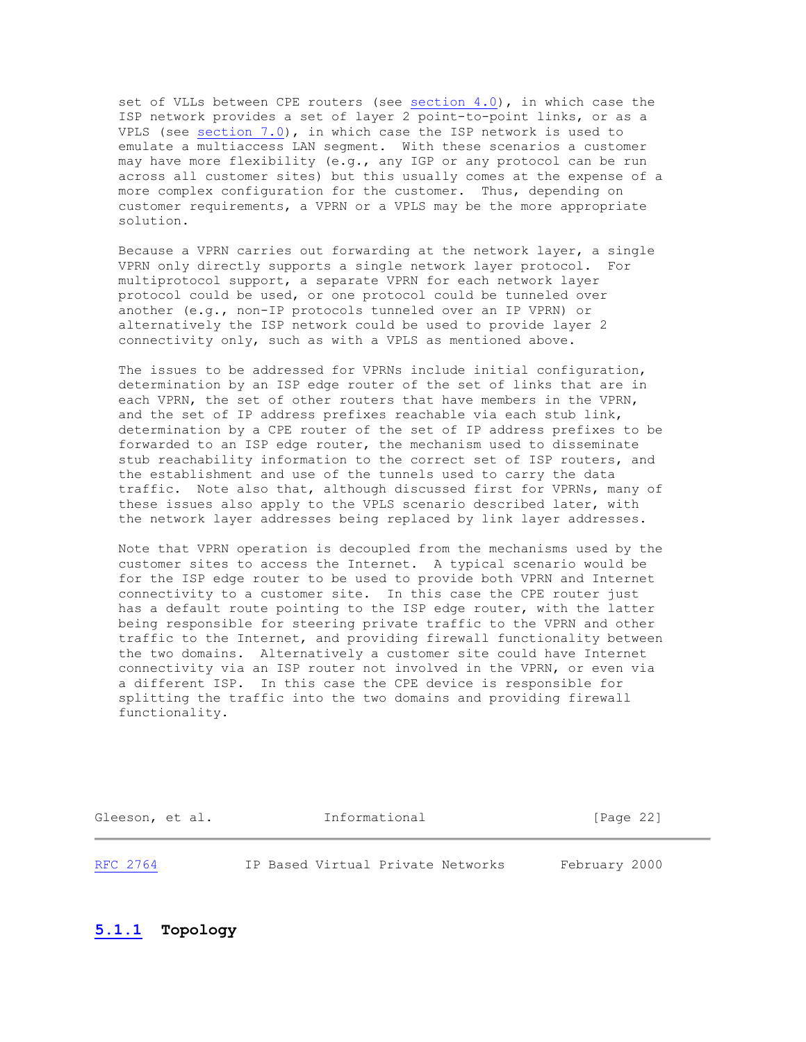set of VLLs between CPE routers (see section 4.0), in which case the ISP network provides a set of layer 2 point-to-point links, or as a VPLS (see section 7.0), in which case the ISP network is used to emulate a multiaccess LAN segment. With these scenarios a customer may have more flexibility (e.g., any IGP or any protocol can be run across all customer sites) but this usually comes at the expense of a more complex configuration for the customer. Thus, depending on customer requirements, a VPRN or a VPLS may be the more appropriate solution.

Because a VPRN carries out forwarding at the network layer, a single VPRN only directly supports a single network layer protocol. For multiprotocol support, a separate VPRN for each network layer protocol could be used, or one protocol could be tunneled over another (e.g., non-IP protocols tunneled over an IP VPRN) or alternatively the ISP network could be used to provide layer 2 connectivity only, such as with a VPLS as mentioned above.

The issues to be addressed for VPRNs include initial configuration, determination by an ISP edge router of the set of links that are in each VPRN, the set of other routers that have members in the VPRN, and the set of IP address prefixes reachable via each stub link, determination by a CPE router of the set of IP address prefixes to be forwarded to an ISP edge router, the mechanism used to disseminate stub reachability information to the correct set of ISP routers, and the establishment and use of the tunnels used to carry the data traffic. Note also that, although discussed first for VPRNs, many of these issues also apply to the VPLS scenario described later, with the network layer addresses being replaced by link layer addresses.

Note that VPRN operation is decoupled from the mechanisms used by the customer sites to access the Internet. A typical scenario would be for the ISP edge router to be used to provide both VPRN and Internet connectivity to a customer site. In this case the CPE router just has a default route pointing to the ISP edge router, with the latter being responsible for steering private traffic to the VPRN and other traffic to the Internet, and providing firewall functionality between the two domains. Alternatively a customer site could have Internet connectivity via an ISP router not involved in the VPRN, or even via a different ISP. In this case the CPE device is responsible for splitting the traffic into the two domains and providing firewall functionality.

### 5.1.1 Topology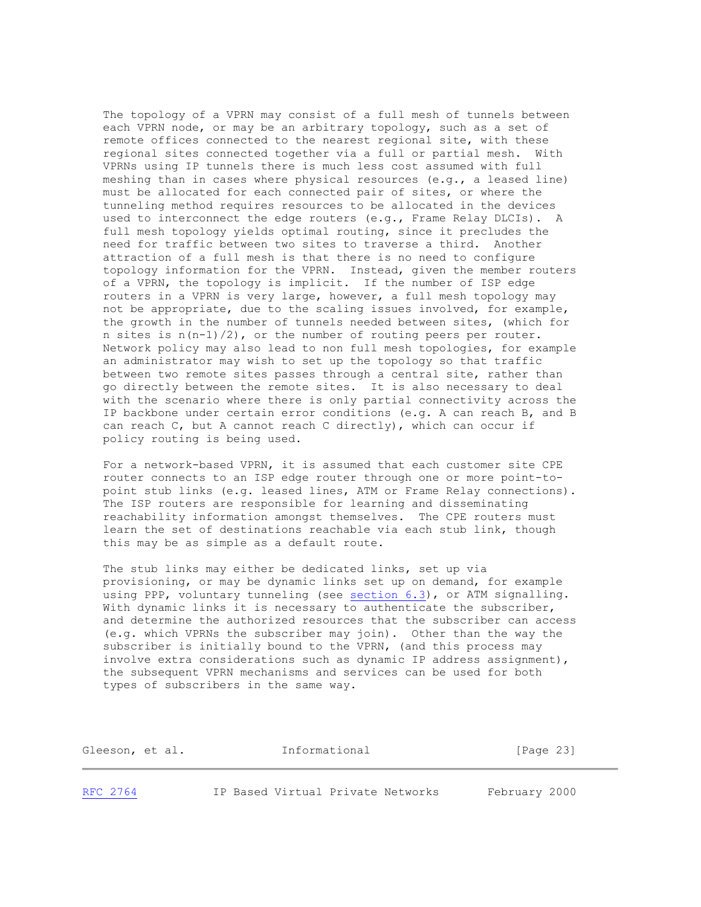The topology of a VPRN may consist of a full mesh of tunnels between each VPRN node, or may be an arbitrary topology, such as a set of remote offices connected to the nearest regional site, with these regional sites connected together via a full or partial mesh. With VPRNs using IP tunnels there is much less cost assumed with full meshing than in cases where physical resources (e.g., a leased line) must be allocated for each connected pair of sites, or where the tunneling method requires resources to be allocated in the devices used to interconnect the edge routers (e.g., Frame Relay DLCIs). A full mesh topology yields optimal routing, since it precludes the need for traffic between two sites to traverse a third. Another attraction of a full mesh is that there is no need to configure topology information for the VPRN. Instead, given the member routers of a VPRN, the topology is implicit. If the number of ISP edge routers in a VPRN is very large, however, a full mesh topology may not be appropriate, due to the scaling issues involved, for example, the growth in the number of tunnels needed between sites, (which for n sites is $n(n-1)/2$), or the number of routing peers per router. Network policy may also lead to non full mesh topologies, for example an administrator may wish to set up the topology so that traffic between two remote sites passes through a central site, rather than go directly between the remote sites. It is also necessary to deal with the scenario where there is only partial connectivity across the IP backbone under certain error conditions (e.g. A can reach B, and B can reach C, but A cannot reach C directly), which can occur if policy routing is being used.

For a network-based VPRN, it is assumed that each customer site CPE router connects to an ISP edge router through one or more point-to-point stub links (e.g. leased lines, ATM or Frame Relay connections). The ISP routers are responsible for learning and disseminating reachability information amongst themselves. The CPE routers must learn the set of destinations reachable via each stub link, though this may be as simple as a default route.

The stub links may either be dedicated links, set up via provisioning, or may be dynamic links set up on demand, for example using PPP, voluntary tunneling (see section 6.3), or ATM signalling. With dynamic links it is necessary to authenticate the subscriber, and determine the authorized resources that the subscriber can access (e.g. which VPRNs the subscriber may join). Other than the way the subscriber is initially bound to the VPRN, (and this process may involve extra considerations such as dynamic IP address assignment), the subsequent VPRN mechanisms and services can be used for both types of subscribers in the same way.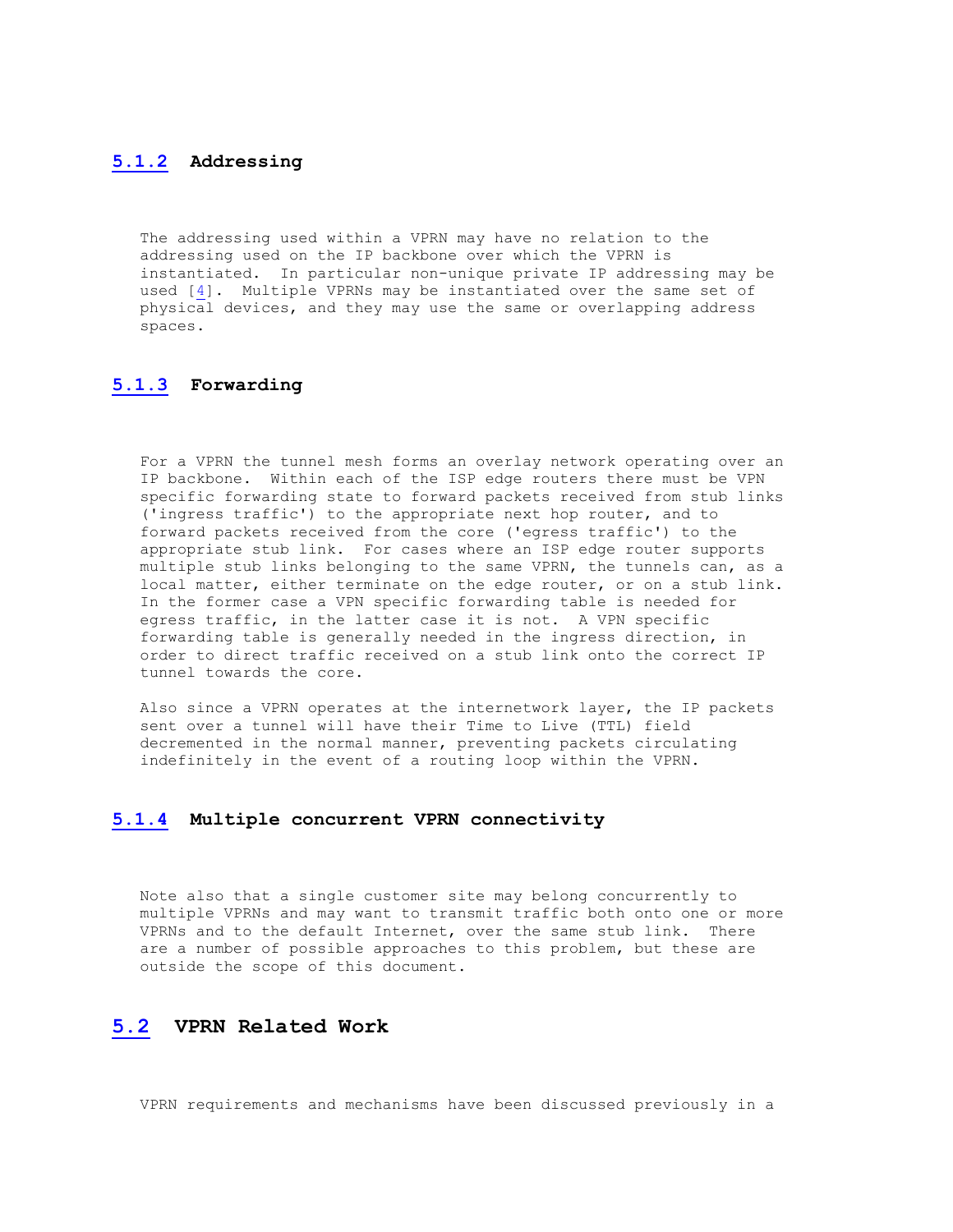### 5.1.2 Addressing

The addressing used within a VPRN may have no relation to the addressing used on the IP backbone over which the VPRN is instantiated. In particular non-unique private IP addressing may be used [4]. Multiple VPRNs may be instantiated over the same set of physical devices, and they may use the same or overlapping address spaces.

### 5.1.3 Forwarding

For a VPRN the tunnel mesh forms an overlay network operating over an IP backbone. Within each of the ISP edge routers there must be VPN specific forwarding state to forward packets received from stub links ('ingress traffic') to the appropriate next hop router, and to forward packets received from the core ('egress traffic') to the appropriate stub link. For cases where an ISP edge router supports multiple stub links belonging to the same VPRN, the tunnels can, as a local matter, either terminate on the edge router, or on a stub link. In the former case a VPN specific forwarding table is needed for egress traffic, in the latter case it is not. A VPN specific forwarding table is generally needed in the ingress direction, in order to direct traffic received on a stub link onto the correct IP tunnel towards the core.

Also since a VPRN operates at the internetwork layer, the IP packets sent over a tunnel will have their Time to Live (TTL) field decremented in the normal manner, preventing packets circulating indefinitely in the event of a routing loop within the VPRN.

### 5.1.4 Multiple concurrent VPRN connectivity

Note also that a single customer site may belong concurrently to multiple VPRNs and may want to transmit traffic both onto one or more VPRNs and to the default Internet, over the same stub link. There are a number of possible approaches to this problem, but these are outside the scope of this document.

## 5.2 VPRN Related Work

VPRN requirements and mechanisms have been discussed previously in a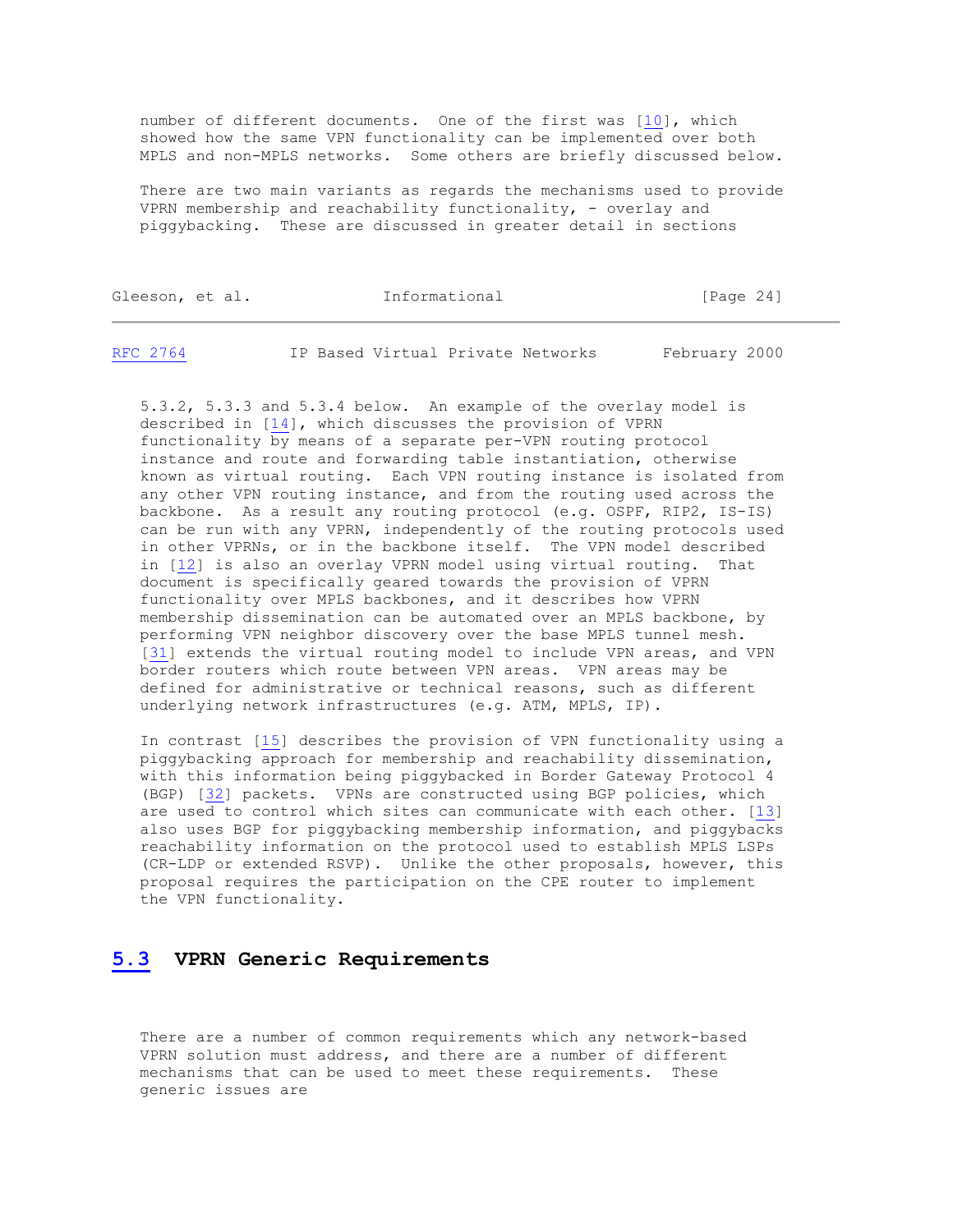number of different documents. One of the first was [10], which showed how the same VPN functionality can be implemented over both MPLS and non-MPLS networks. Some others are briefly discussed below.

There are two main variants as regards the mechanisms used to provide VPRN membership and reachability functionality, - overlay and piggybacking. These are discussed in greater detail in sections 5.3.2, 5.3.3 and 5.3.4 below. An example of the overlay model is described in [14], which discusses the provision of VPRN functionality by means of a separate per-VPN routing protocol instance and route and forwarding table instantiation, otherwise known as virtual routing. Each VPN routing instance is isolated from any other VPN routing instance, and from the routing used across the backbone. As a result any routing protocol (e.g. OSPF, RIP2, IS-IS) can be run with any VPRN, independently of the routing protocols used in other VPRNs, or in the backbone itself. The VPN model described in [12] is also an overlay VPRN model using virtual routing. That document is specifically geared towards the provision of VPRN functionality over MPLS backbones, and it describes how VPRN membership dissemination can be automated over an MPLS backbone, by performing VPN neighbor discovery over the base MPLS tunnel mesh. [31] extends the virtual routing model to include VPN areas, and VPN border routers which route between VPN areas. VPN areas may be defined for administrative or technical reasons, such as different underlying network infrastructures (e.g. ATM, MPLS, IP).

In contrast [15] describes the provision of VPN functionality using a piggybacking approach for membership and reachability dissemination, with this information being piggybacked in Border Gateway Protocol 4 (BGP) [32] packets. VPNs are constructed using BGP policies, which are used to control which sites can communicate with each other. [13] also uses BGP for piggybacking membership information, and piggybacks reachability information on the protocol used to establish MPLS LSPs (CR-LDP or extended RSVP). Unlike the other proposals, however, this proposal requires the participation on the CPE router to implement the VPN functionality.

## 5.3 VPRN Generic Requirements

There are a number of common requirements which any network-based VPRN solution must address, and there are a number of different mechanisms that can be used to meet these requirements. These generic issues are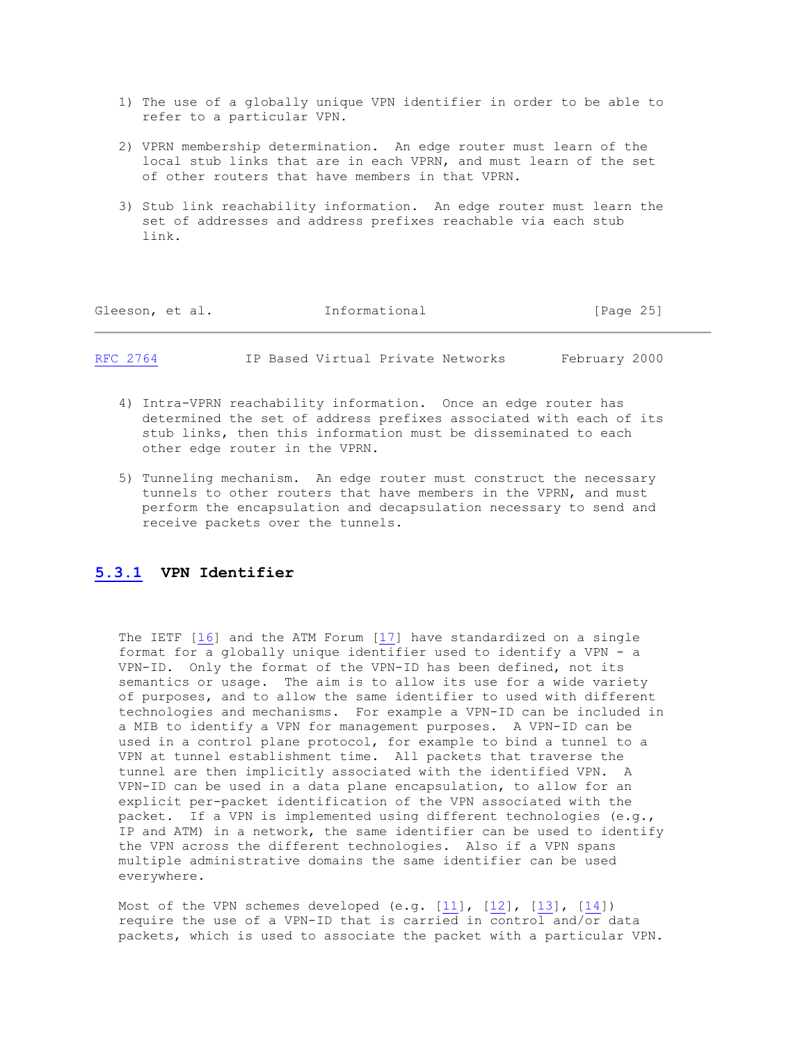1) The use of a globally unique VPN identifier in order to be able to refer to a particular VPN.

2) VPRN membership determination. An edge router must learn of the local stub links that are in each VPRN, and must learn of the set of other routers that have members in that VPRN.

3) Stub link reachability information. An edge router must learn the set of addresses and address prefixes reachable via each stub link.

4) Intra-VPRN reachability information. Once an edge router has determined the set of address prefixes associated with each of its stub links, then this information must be disseminated to each other edge router in the VPRN.

5) Tunneling mechanism. An edge router must construct the necessary tunnels to other routers that have members in the VPRN, and must perform the encapsulation and decapsulation necessary to send and receive packets over the tunnels.

### 5.3.1 VPN Identifier

The IETF [16] and the ATM Forum [17] have standardized on a single format for a globally unique identifier used to identify a VPN - a VPN-ID. Only the format of the VPN-ID has been defined, not its semantics or usage. The aim is to allow its use for a wide variety of purposes, and to allow the same identifier to used with different technologies and mechanisms. For example a VPN-ID can be included in a MIB to identify a VPN for management purposes. A VPN-ID can be used in a control plane protocol, for example to bind a tunnel to a VPN at tunnel establishment time. All packets that traverse the tunnel are then implicitly associated with the identified VPN. A VPN-ID can be used in a data plane encapsulation, to allow for an explicit per-packet identification of the VPN associated with the packet. If a VPN is implemented using different technologies (e.g., IP and ATM) in a network, the same identifier can be used to identify the VPN across the different technologies. Also if a VPN spans multiple administrative domains the same identifier can be used everywhere.

Most of the VPN schemes developed (e.g. [11], [12], [13], [14]) require the use of a VPN-ID that is carried in control and/or data packets, which is used to associate the packet with a particular VPN.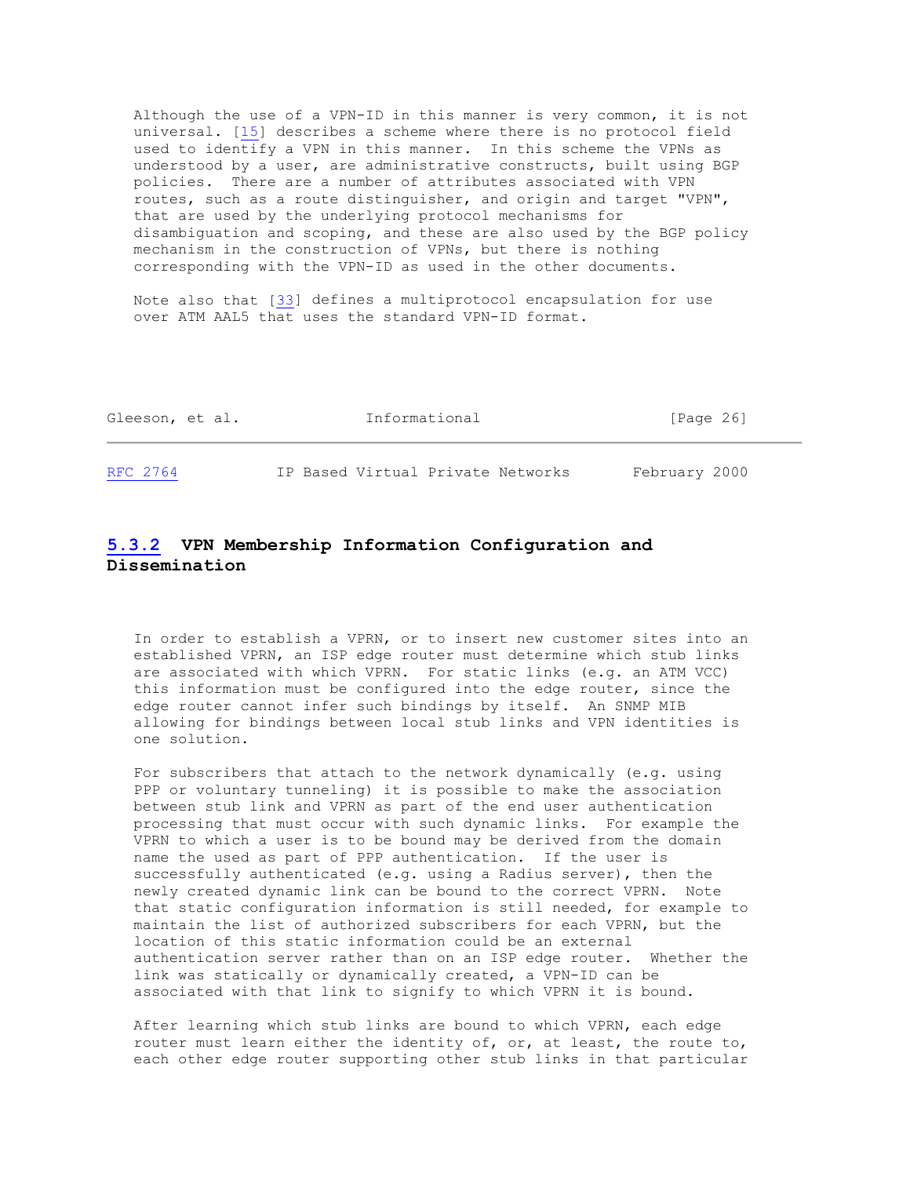Although the use of a VPN-ID in this manner is very common, it is not universal. [15] describes a scheme where there is no protocol field used to identify a VPN in this manner. In this scheme the VPNs as understood by a user, are administrative constructs, built using BGP policies. There are a number of attributes associated with VPN routes, such as a route distinguisher, and origin and target "VPN", that are used by the underlying protocol mechanisms for disambiguation and scoping, and these are also used by the BGP policy mechanism in the construction of VPNs, but there is nothing corresponding with the VPN-ID as used in the other documents.

Note also that [33] defines a multiprotocol encapsulation for use over ATM AAL5 that uses the standard VPN-ID format.

### 5.3.2 VPN Membership Information Configuration and Dissemination

In order to establish a VPRN, or to insert new customer sites into an established VPRN, an ISP edge router must determine which stub links are associated with which VPRN. For static links (e.g. an ATM VCC) this information must be configured into the edge router, since the edge router cannot infer such bindings by itself. An SNMP MIB allowing for bindings between local stub links and VPN identities is one solution.

For subscribers that attach to the network dynamically (e.g. using PPP or voluntary tunneling) it is possible to make the association between stub link and VPRN as part of the end user authentication processing that must occur with such dynamic links. For example the VPRN to which a user is to be bound may be derived from the domain name the used as part of PPP authentication. If the user is successfully authenticated (e.g. using a Radius server), then the newly created dynamic link can be bound to the correct VPRN. Note that static configuration information is still needed, for example to maintain the list of authorized subscribers for each VPRN, but the location of this static information could be an external authentication server rather than on an ISP edge router. Whether the link was statically or dynamically created, a VPN-ID can be associated with that link to signify to which VPRN it is bound.

After learning which stub links are bound to which VPRN, each edge router must learn either the identity of, or, at least, the route to, each other edge router supporting other stub links in that particular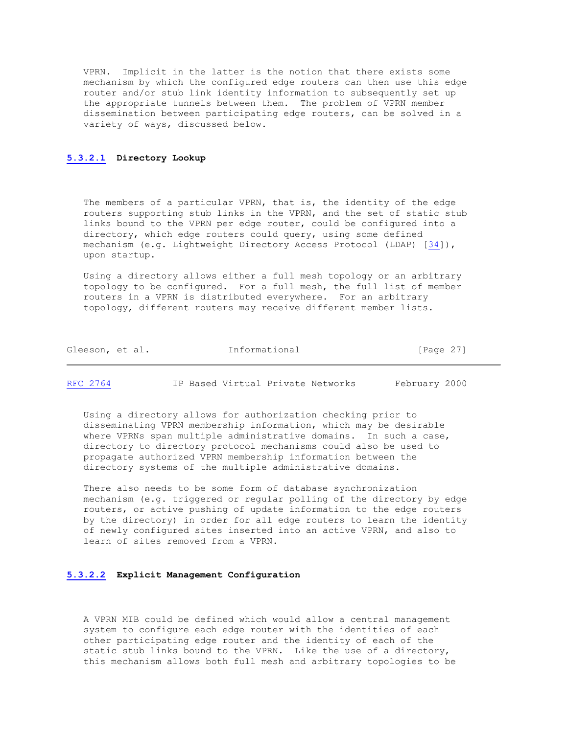VPRN. Implicit in the latter is the notion that there exists some mechanism by which the configured edge routers can then use this edge router and/or stub link identity information to subsequently set up the appropriate tunnels between them. The problem of VPRN member dissemination between participating edge routers, can be solved in a variety of ways, discussed below.

#### 5.3.2.1 Directory Lookup

The members of a particular VPRN, that is, the identity of the edge routers supporting stub links in the VPRN, and the set of static stub links bound to the VPRN per edge router, could be configured into a directory, which edge routers could query, using some defined mechanism (e.g. Lightweight Directory Access Protocol (LDAP) [34]), upon startup.

Using a directory allows either a full mesh topology or an arbitrary topology to be configured. For a full mesh, the full list of member routers in a VPRN is distributed everywhere. For an arbitrary topology, different routers may receive different member lists.

Using a directory allows for authorization checking prior to disseminating VPRN membership information, which may be desirable where VPRNs span multiple administrative domains. In such a case, directory to directory protocol mechanisms could also be used to propagate authorized VPRN membership information between the directory systems of the multiple administrative domains.

There also needs to be some form of database synchronization mechanism (e.g. triggered or regular polling of the directory by edge routers, or active pushing of update information to the edge routers by the directory) in order for all edge routers to learn the identity of newly configured sites inserted into an active VPRN, and also to learn of sites removed from a VPRN.

#### 5.3.2.2 Explicit Management Configuration

A VPRN MIB could be defined which would allow a central management system to configure each edge router with the identities of each other participating edge router and the identity of each of the static stub links bound to the VPRN. Like the use of a directory, this mechanism allows both full mesh and arbitrary topologies to be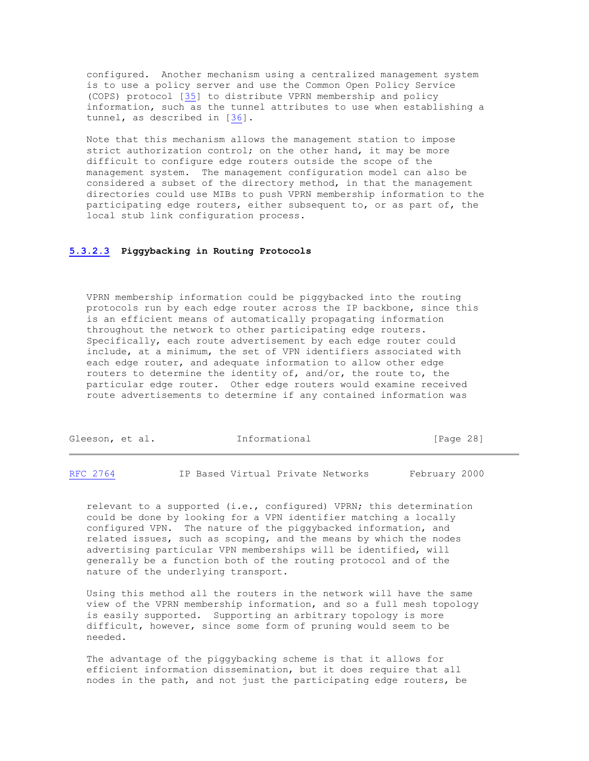configured. Another mechanism using a centralized management system is to use a policy server and use the Common Open Policy Service (COPS) protocol [35] to distribute VPRN membership and policy information, such as the tunnel attributes to use when establishing a tunnel, as described in [36].

Note that this mechanism allows the management station to impose strict authorization control; on the other hand, it may be more difficult to configure edge routers outside the scope of the management system. The management configuration model can also be considered a subset of the directory method, in that the management directories could use MIBs to push VPRN membership information to the participating edge routers, either subsequent to, or as part of, the local stub link configuration process.

#### 5.3.2.3 Piggybacking in Routing Protocols

VPRN membership information could be piggybacked into the routing protocols run by each edge router across the IP backbone, since this is an efficient means of automatically propagating information throughout the network to other participating edge routers. Specifically, each route advertisement by each edge router could include, at a minimum, the set of VPN identifiers associated with each edge router, and adequate information to allow other edge routers to determine the identity of, and/or, the route to, the particular edge router. Other edge routers would examine received route advertisements to determine if any contained information was relevant to a supported (i.e., configured) VPRN; this determination could be done by looking for a VPN identifier matching a locally configured VPN. The nature of the piggybacked information, and related issues, such as scoping, and the means by which the nodes advertising particular VPN memberships will be identified, will generally be a function both of the routing protocol and of the nature of the underlying transport.

Using this method all the routers in the network will have the same view of the VPRN membership information, and so a full mesh topology is easily supported. Supporting an arbitrary topology is more difficult, however, since some form of pruning would seem to be needed.

The advantage of the piggybacking scheme is that it allows for efficient information dissemination, but it does require that all nodes in the path, and not just the participating edge routers, be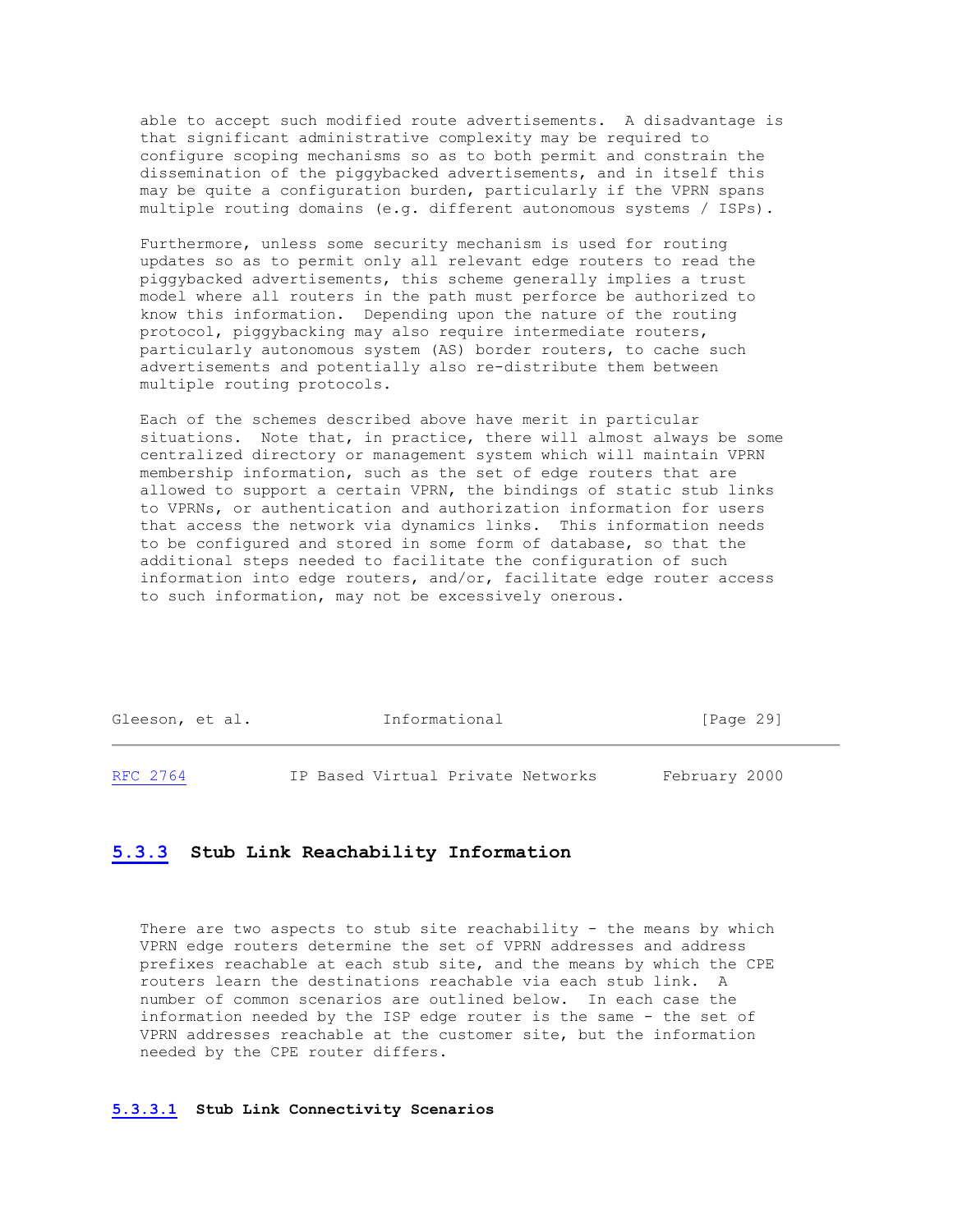able to accept such modified route advertisements. A disadvantage is that significant administrative complexity may be required to configure scoping mechanisms so as to both permit and constrain the dissemination of the piggybacked advertisements, and in itself this may be quite a configuration burden, particularly if the VPRN spans multiple routing domains (e.g. different autonomous systems / ISPs).

Furthermore, unless some security mechanism is used for routing updates so as to permit only all relevant edge routers to read the piggybacked advertisements, this scheme generally implies a trust model where all routers in the path must perforce be authorized to know this information. Depending upon the nature of the routing protocol, piggybacking may also require intermediate routers, particularly autonomous system (AS) border routers, to cache such advertisements and potentially also re-distribute them between multiple routing protocols.

Each of the schemes described above have merit in particular situations. Note that, in practice, there will almost always be some centralized directory or management system which will maintain VPRN membership information, such as the set of edge routers that are allowed to support a certain VPRN, the bindings of static stub links to VPRNs, or authentication and authorization information for users that access the network via dynamics links. This information needs to be configured and stored in some form of database, so that the additional steps needed to facilitate the configuration of such information into edge routers, and/or, facilitate edge router access to such information, may not be excessively onerous.

### 5.3.3 Stub Link Reachability Information

There are two aspects to stub site reachability - the means by which VPRN edge routers determine the set of VPRN addresses and address prefixes reachable at each stub site, and the means by which the CPE routers learn the destinations reachable via each stub link. A number of common scenarios are outlined below. In each case the information needed by the ISP edge router is the same - the set of VPRN addresses reachable at the customer site, but the information needed by the CPE router differs.

#### 5.3.3.1 Stub Link Connectivity Scenarios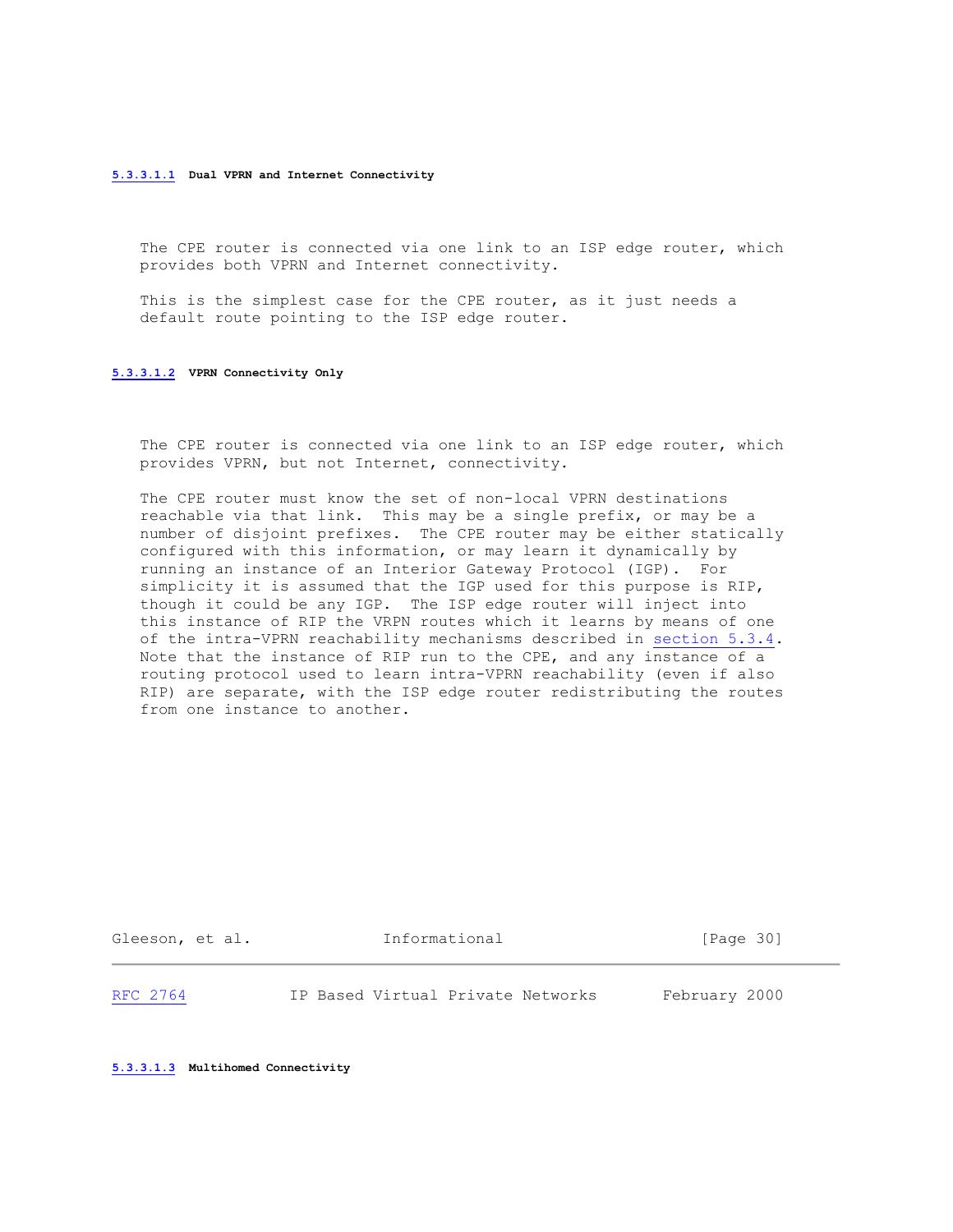##### 5.3.3.1.1 Dual VPRN and Internet Connectivity

The CPE router is connected via one link to an ISP edge router, which provides both VPRN and Internet connectivity.

This is the simplest case for the CPE router, as it just needs a default route pointing to the ISP edge router.

##### 5.3.3.1.2 VPRN Connectivity Only

The CPE router is connected via one link to an ISP edge router, which provides VPRN, but not Internet, connectivity.

The CPE router must know the set of non-local VPRN destinations reachable via that link. This may be a single prefix, or may be a number of disjoint prefixes. The CPE router may be either statically configured with this information, or may learn it dynamically by running an instance of an Interior Gateway Protocol (IGP). For simplicity it is assumed that the IGP used for this purpose is RIP, though it could be any IGP. The ISP edge router will inject into this instance of RIP the VRPN routes which it learns by means of one of the intra-VPRN reachability mechanisms described in section 5.3.4. Note that the instance of RIP run to the CPE, and any instance of a routing protocol used to learn intra-VPRN reachability (even if also RIP) are separate, with the ISP edge router redistributing the routes from one instance to another.

##### 5.3.3.1.3 Multihomed Connectivity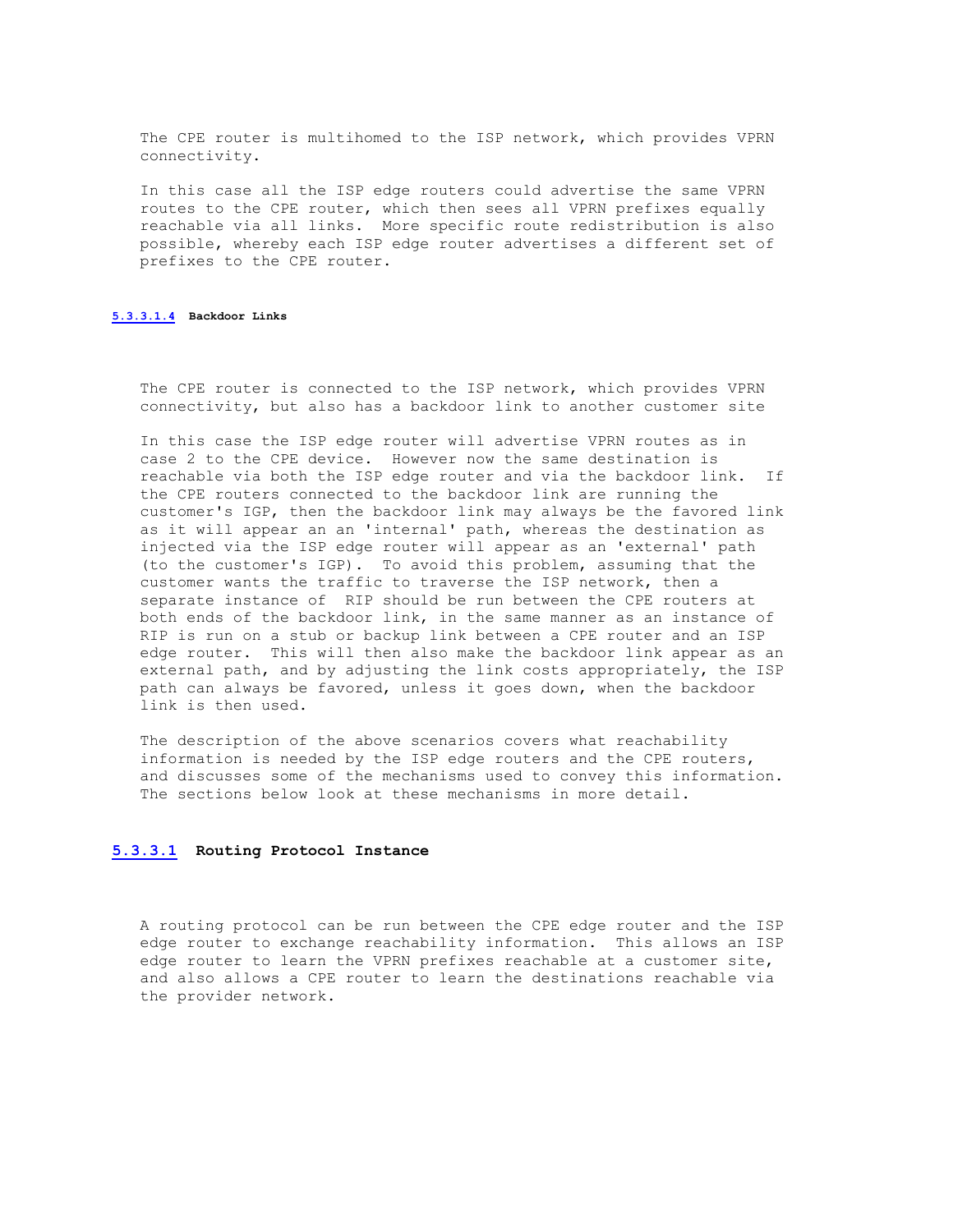The CPE router is multihomed to the ISP network, which provides VPRN connectivity.

In this case all the ISP edge routers could advertise the same VPRN routes to the CPE router, which then sees all VPRN prefixes equally reachable via all links. More specific route redistribution is also possible, whereby each ISP edge router advertises a different set of prefixes to the CPE router.

##### 5.3.3.1.4 Backdoor Links

The CPE router is connected to the ISP network, which provides VPRN connectivity, but also has a backdoor link to another customer site

In this case the ISP edge router will advertise VPRN routes as in case 2 to the CPE device. However now the same destination is reachable via both the ISP edge router and via the backdoor link. If the CPE routers connected to the backdoor link are running the customer's IGP, then the backdoor link may always be the favored link as it will appear an an 'internal' path, whereas the destination as injected via the ISP edge router will appear as an 'external' path (to the customer's IGP). To avoid this problem, assuming that the customer wants the traffic to traverse the ISP network, then a separate instance of RIP should be run between the CPE routers at both ends of the backdoor link, in the same manner as an instance of RIP is run on a stub or backup link between a CPE router and an ISP edge router. This will then also make the backdoor link appear as an external path, and by adjusting the link costs appropriately, the ISP path can always be favored, unless it goes down, when the backdoor link is then used.

The description of the above scenarios covers what reachability information is needed by the ISP edge routers and the CPE routers, and discusses some of the mechanisms used to convey this information. The sections below look at these mechanisms in more detail.

#### 5.3.3.1 Routing Protocol Instance

A routing protocol can be run between the CPE edge router and the ISP edge router to exchange reachability information. This allows an ISP edge router to learn the VPRN prefixes reachable at a customer site, and also allows a CPE router to learn the destinations reachable via the provider network.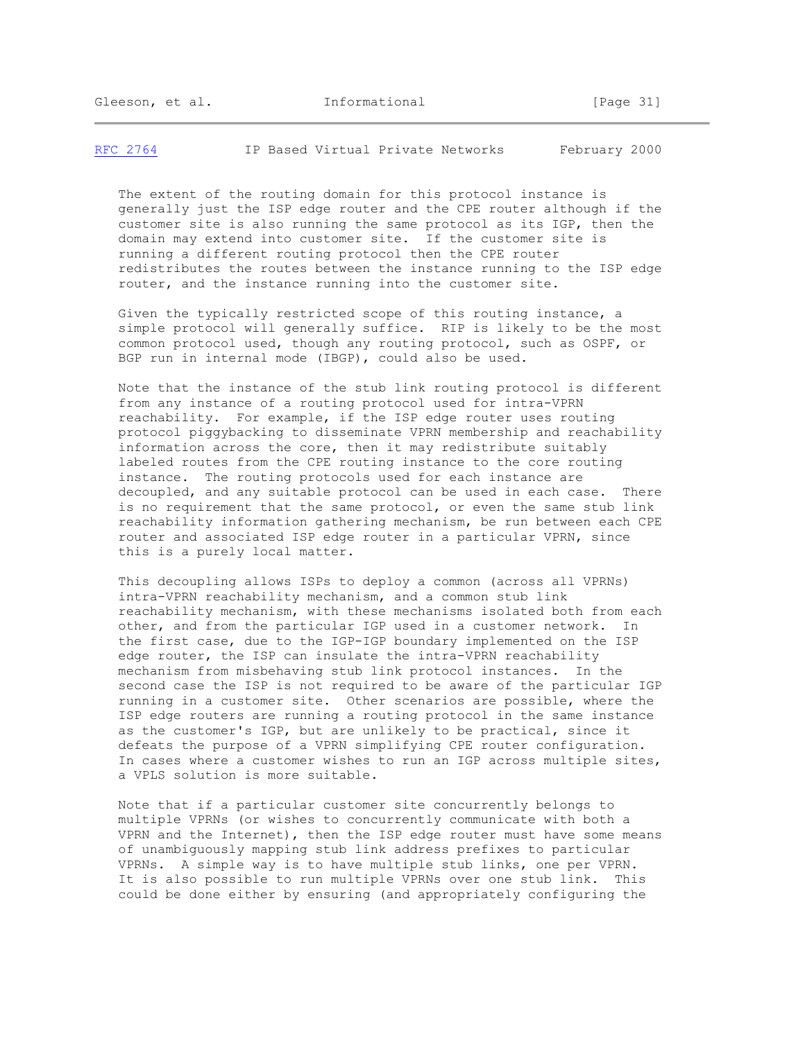The extent of the routing domain for this protocol instance is generally just the ISP edge router and the CPE router although if the customer site is also running the same protocol as its IGP, then the domain may extend into customer site. If the customer site is running a different routing protocol then the CPE router redistributes the routes between the instance running to the ISP edge router, and the instance running into the customer site.

Given the typically restricted scope of this routing instance, a simple protocol will generally suffice. RIP is likely to be the most common protocol used, though any routing protocol, such as OSPF, or BGP run in internal mode (IBGP), could also be used.

Note that the instance of the stub link routing protocol is different from any instance of a routing protocol used for intra-VPRN reachability. For example, if the ISP edge router uses routing protocol piggybacking to disseminate VPRN membership and reachability information across the core, then it may redistribute suitably labeled routes from the CPE routing instance to the core routing instance. The routing protocols used for each instance are decoupled, and any suitable protocol can be used in each case. There is no requirement that the same protocol, or even the same stub link reachability information gathering mechanism, be run between each CPE router and associated ISP edge router in a particular VPRN, since this is a purely local matter.

This decoupling allows ISPs to deploy a common (across all VPRNs) intra-VPRN reachability mechanism, and a common stub link reachability mechanism, with these mechanisms isolated both from each other, and from the particular IGP used in a customer network. In the first case, due to the IGP-IGP boundary implemented on the ISP edge router, the ISP can insulate the intra-VPRN reachability mechanism from misbehaving stub link protocol instances. In the second case the ISP is not required to be aware of the particular IGP running in a customer site. Other scenarios are possible, where the ISP edge routers are running a routing protocol in the same instance as the customer's IGP, but are unlikely to be practical, since it defeats the purpose of a VPRN simplifying CPE router configuration. In cases where a customer wishes to run an IGP across multiple sites, a VPLS solution is more suitable.

Note that if a particular customer site concurrently belongs to multiple VPRNs (or wishes to concurrently communicate with both a VPRN and the Internet), then the ISP edge router must have some means of unambiguously mapping stub link address prefixes to particular VPRNs. A simple way is to have multiple stub links, one per VPRN. It is also possible to run multiple VPRNs over one stub link. This could be done either by ensuring (and appropriately configuring the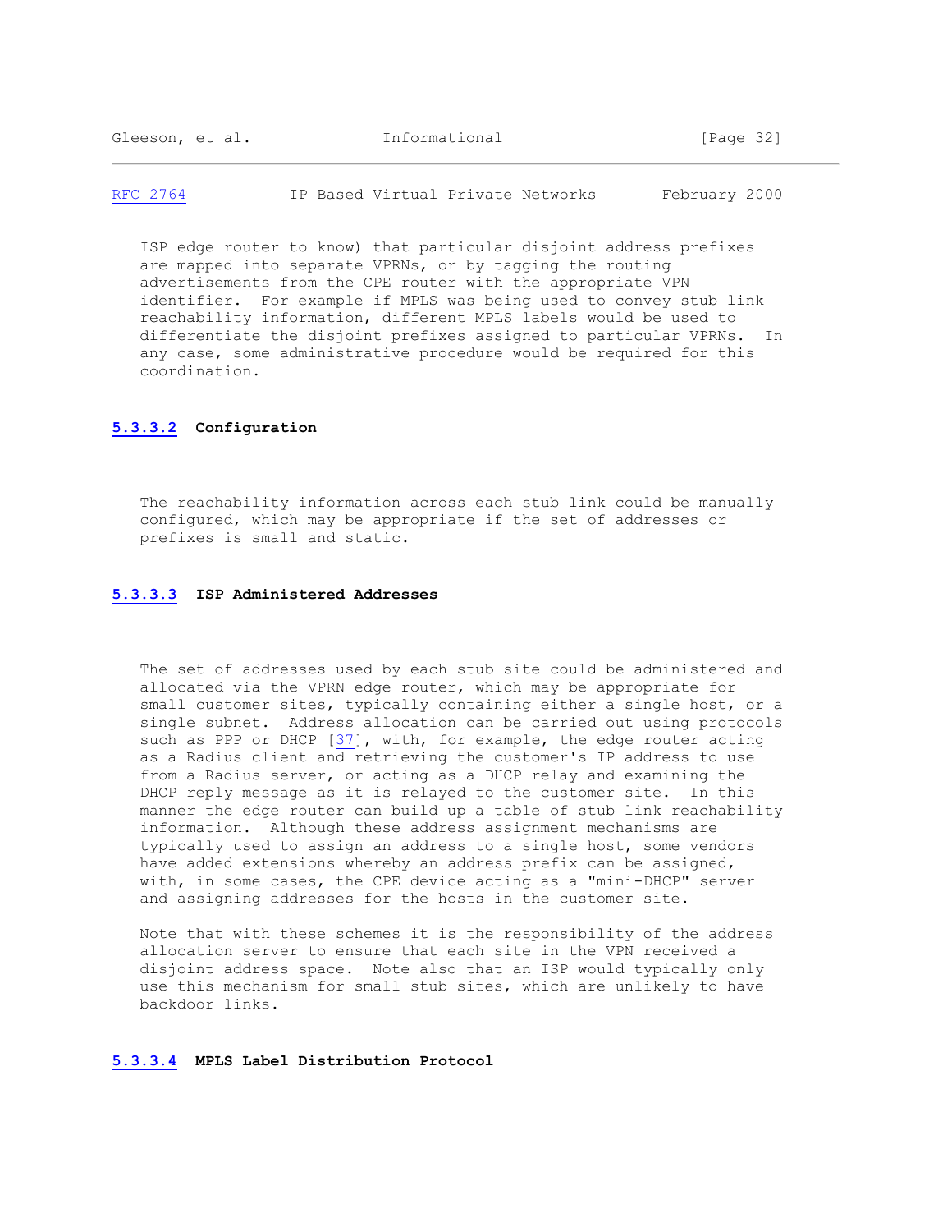ISP edge router to know) that particular disjoint address prefixes are mapped into separate VPRNs, or by tagging the routing advertisements from the CPE router with the appropriate VPN identifier. For example if MPLS was being used to convey stub link reachability information, different MPLS labels would be used to differentiate the disjoint prefixes assigned to particular VPRNs. In any case, some administrative procedure would be required for this coordination.

#### 5.3.3.2 Configuration

The reachability information across each stub link could be manually configured, which may be appropriate if the set of addresses or prefixes is small and static.

#### 5.3.3.3 ISP Administered Addresses

The set of addresses used by each stub site could be administered and allocated via the VPRN edge router, which may be appropriate for small customer sites, typically containing either a single host, or a single subnet. Address allocation can be carried out using protocols such as PPP or DHCP [37], with, for example, the edge router acting as a Radius client and retrieving the customer's IP address to use from a Radius server, or acting as a DHCP relay and examining the DHCP reply message as it is relayed to the customer site. In this manner the edge router can build up a table of stub link reachability information. Although these address assignment mechanisms are typically used to assign an address to a single host, some vendors have added extensions whereby an address prefix can be assigned, with, in some cases, the CPE device acting as a "mini-DHCP" server and assigning addresses for the hosts in the customer site.

Note that with these schemes it is the responsibility of the address allocation server to ensure that each site in the VPN received a disjoint address space. Note also that an ISP would typically only use this mechanism for small stub sites, which are unlikely to have backdoor links.

#### 5.3.3.4 MPLS Label Distribution Protocol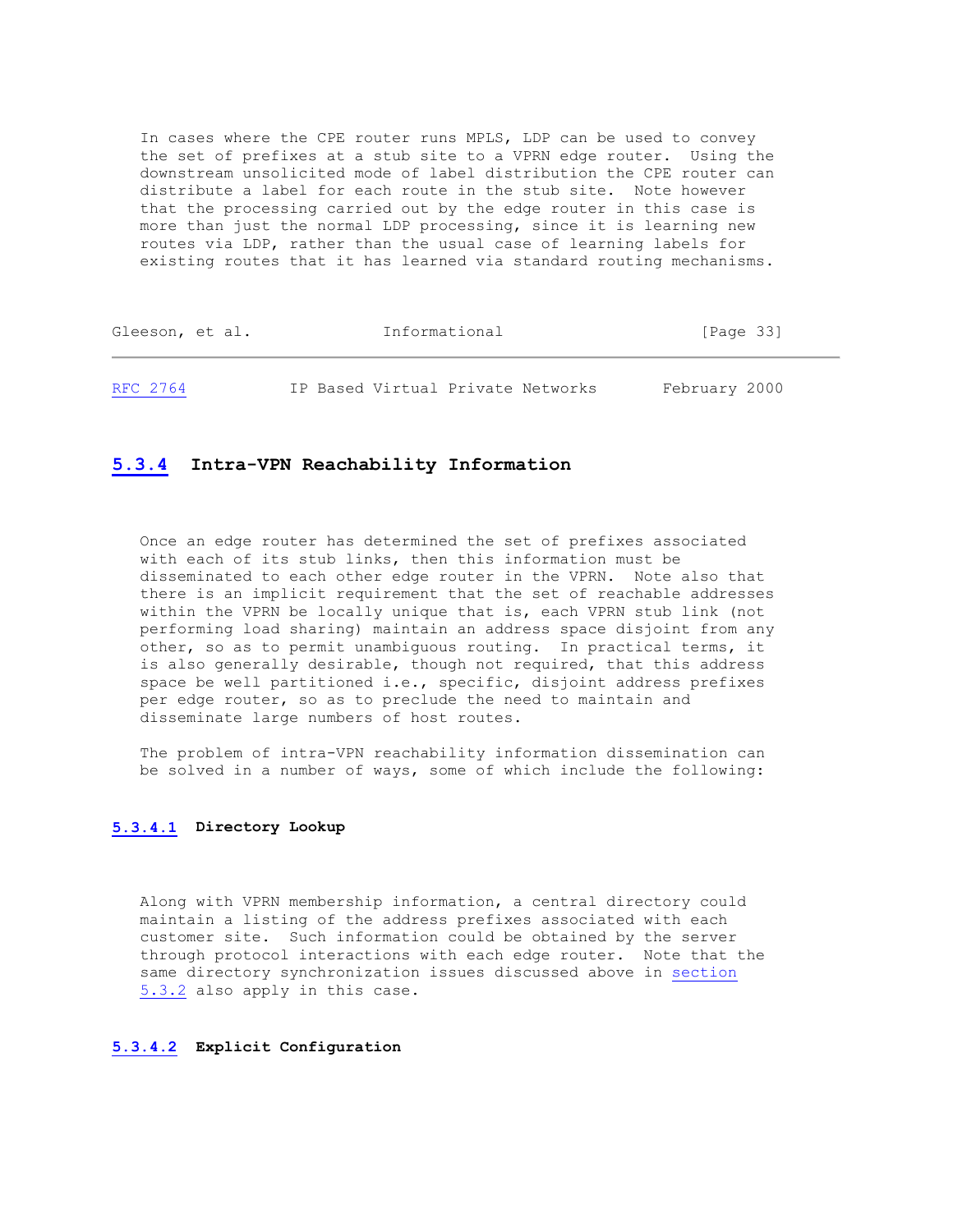In cases where the CPE router runs MPLS, LDP can be used to convey the set of prefixes at a stub site to a VPRN edge router. Using the downstream unsolicited mode of label distribution the CPE router can distribute a label for each route in the stub site. Note however that the processing carried out by the edge router in this case is more than just the normal LDP processing, since it is learning new routes via LDP, rather than the usual case of learning labels for existing routes that it has learned via standard routing mechanisms.

### 5.3.4 Intra-VPN Reachability Information

Once an edge router has determined the set of prefixes associated with each of its stub links, then this information must be disseminated to each other edge router in the VPRN. Note also that there is an implicit requirement that the set of reachable addresses within the VPRN be locally unique that is, each VPRN stub link (not performing load sharing) maintain an address space disjoint from any other, so as to permit unambiguous routing. In practical terms, it is also generally desirable, though not required, that this address space be well partitioned i.e., specific, disjoint address prefixes per edge router, so as to preclude the need to maintain and disseminate large numbers of host routes.

The problem of intra-VPN reachability information dissemination can be solved in a number of ways, some of which include the following:

#### 5.3.4.1 Directory Lookup

Along with VPRN membership information, a central directory could maintain a listing of the address prefixes associated with each customer site. Such information could be obtained by the server through protocol interactions with each edge router. Note that the same directory synchronization issues discussed above in section 5.3.2 also apply in this case.

#### 5.3.4.2 Explicit Configuration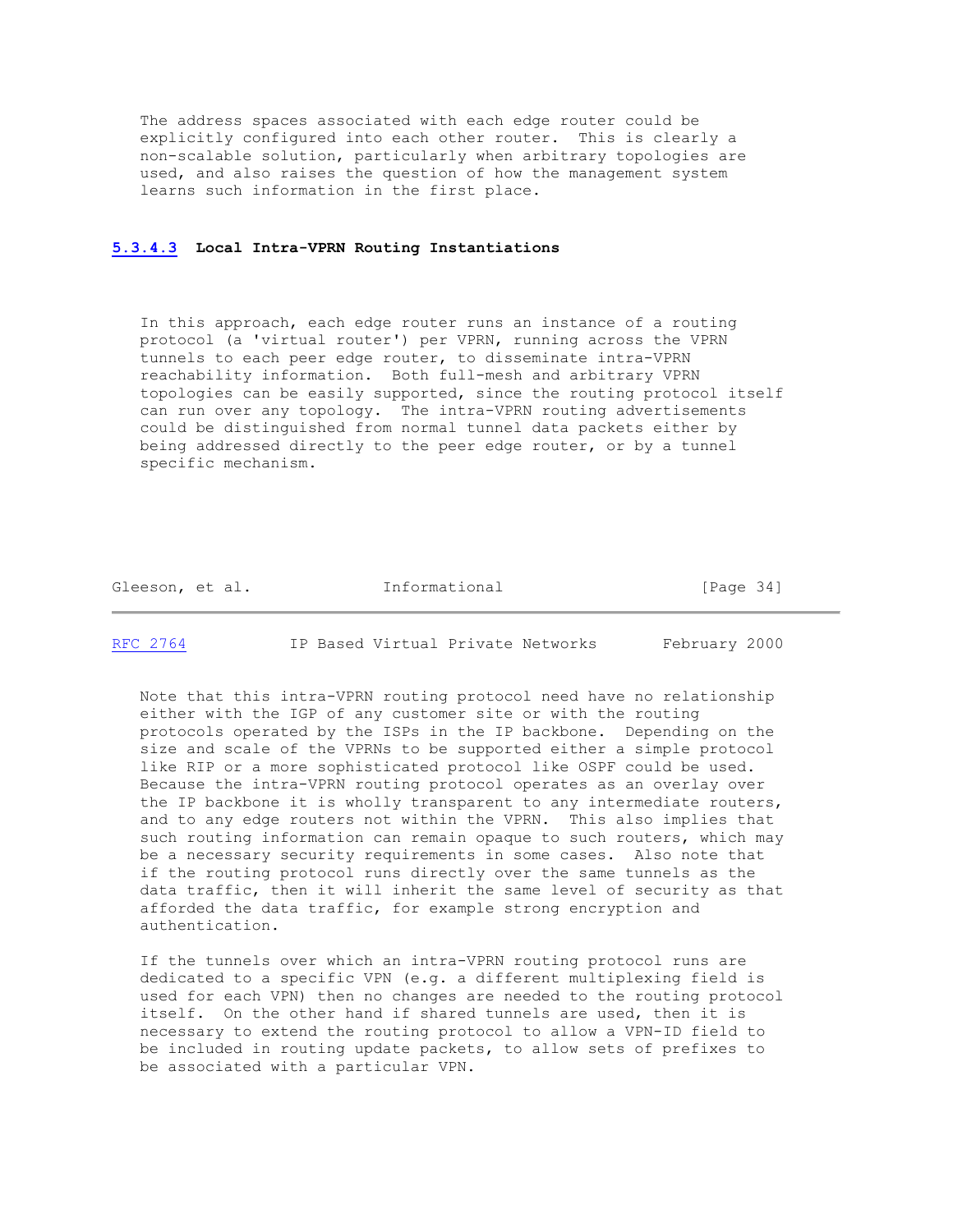The address spaces associated with each edge router could be explicitly configured into each other router. This is clearly a non-scalable solution, particularly when arbitrary topologies are used, and also raises the question of how the management system learns such information in the first place.

#### 5.3.4.3 Local Intra-VPRN Routing Instantiations

In this approach, each edge router runs an instance of a routing protocol (a 'virtual router') per VPRN, running across the VPRN tunnels to each peer edge router, to disseminate intra-VPRN reachability information. Both full-mesh and arbitrary VPRN topologies can be easily supported, since the routing protocol itself can run over any topology. The intra-VPRN routing advertisements could be distinguished from normal tunnel data packets either by being addressed directly to the peer edge router, or by a tunnel specific mechanism.

Note that this intra-VPRN routing protocol need have no relationship either with the IGP of any customer site or with the routing protocols operated by the ISPs in the IP backbone. Depending on the size and scale of the VPRNs to be supported either a simple protocol like RIP or a more sophisticated protocol like OSPF could be used. Because the intra-VPRN routing protocol operates as an overlay over the IP backbone it is wholly transparent to any intermediate routers, and to any edge routers not within the VPRN. This also implies that such routing information can remain opaque to such routers, which may be a necessary security requirements in some cases. Also note that if the routing protocol runs directly over the same tunnels as the data traffic, then it will inherit the same level of security as that afforded the data traffic, for example strong encryption and authentication.

If the tunnels over which an intra-VPRN routing protocol runs are dedicated to a specific VPN (e.g. a different multiplexing field is used for each VPN) then no changes are needed to the routing protocol itself. On the other hand if shared tunnels are used, then it is necessary to extend the routing protocol to allow a VPN-ID field to be included in routing update packets, to allow sets of prefixes to be associated with a particular VPN.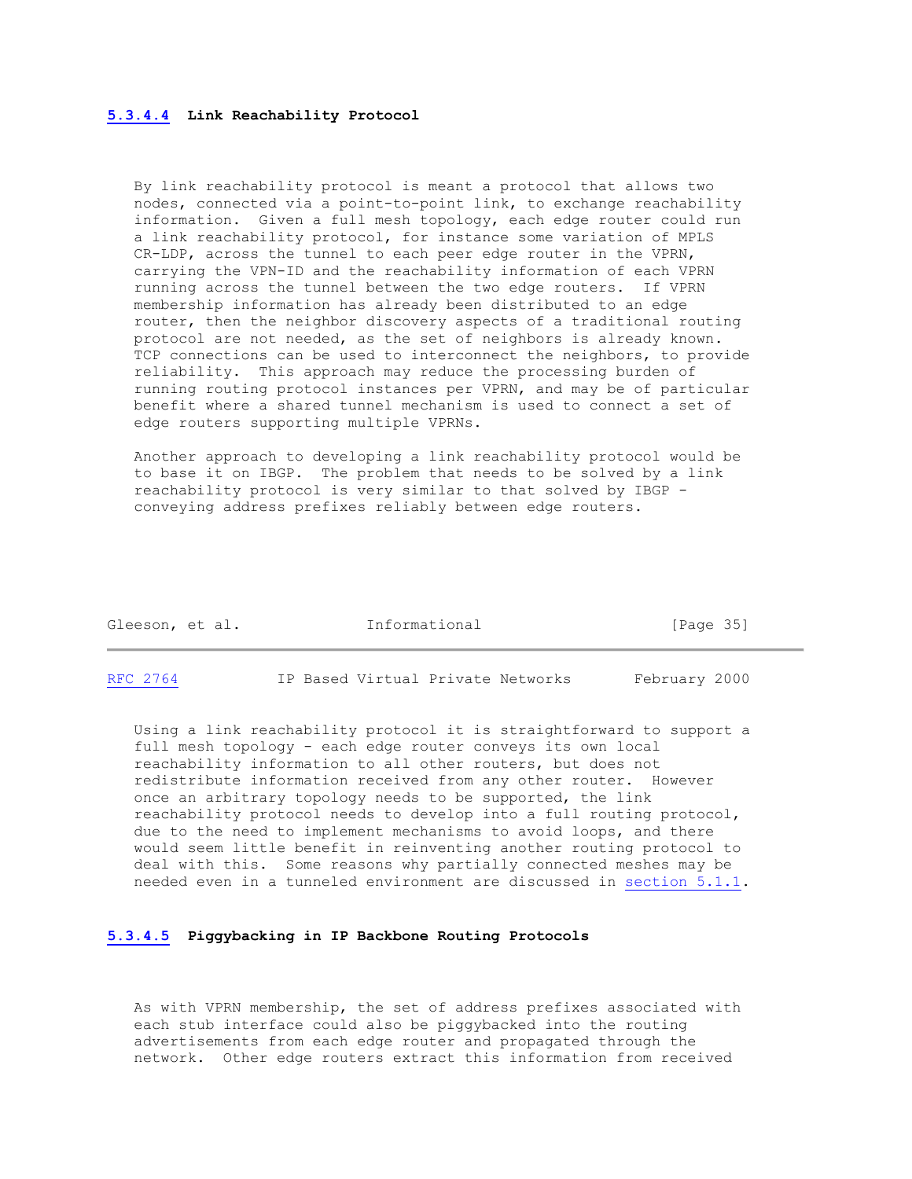#### 5.3.4.4 Link Reachability Protocol

By link reachability protocol is meant a protocol that allows two nodes, connected via a point-to-point link, to exchange reachability information. Given a full mesh topology, each edge router could run a link reachability protocol, for instance some variation of MPLS CR-LDP, across the tunnel to each peer edge router in the VPRN, carrying the VPN-ID and the reachability information of each VPRN running across the tunnel between the two edge routers. If VPRN membership information has already been distributed to an edge router, then the neighbor discovery aspects of a traditional routing protocol are not needed, as the set of neighbors is already known. TCP connections can be used to interconnect the neighbors, to provide reliability. This approach may reduce the processing burden of running routing protocol instances per VPRN, and may be of particular benefit where a shared tunnel mechanism is used to connect a set of edge routers supporting multiple VPRNs.

Another approach to developing a link reachability protocol would be to base it on IBGP. The problem that needs to be solved by a link reachability protocol is very similar to that solved by IBGP - conveying address prefixes reliably between edge routers.

Using a link reachability protocol it is straightforward to support a full mesh topology - each edge router conveys its own local reachability information to all other routers, but does not redistribute information received from any other router. However once an arbitrary topology needs to be supported, the link reachability protocol needs to develop into a full routing protocol, due to the need to implement mechanisms to avoid loops, and there would seem little benefit in reinventing another routing protocol to deal with this. Some reasons why partially connected meshes may be needed even in a tunneled environment are discussed in section 5.1.1.

#### 5.3.4.5 Piggybacking in IP Backbone Routing Protocols

As with VPRN membership, the set of address prefixes associated with each stub interface could also be piggybacked into the routing advertisements from each edge router and propagated through the network. Other edge routers extract this information from received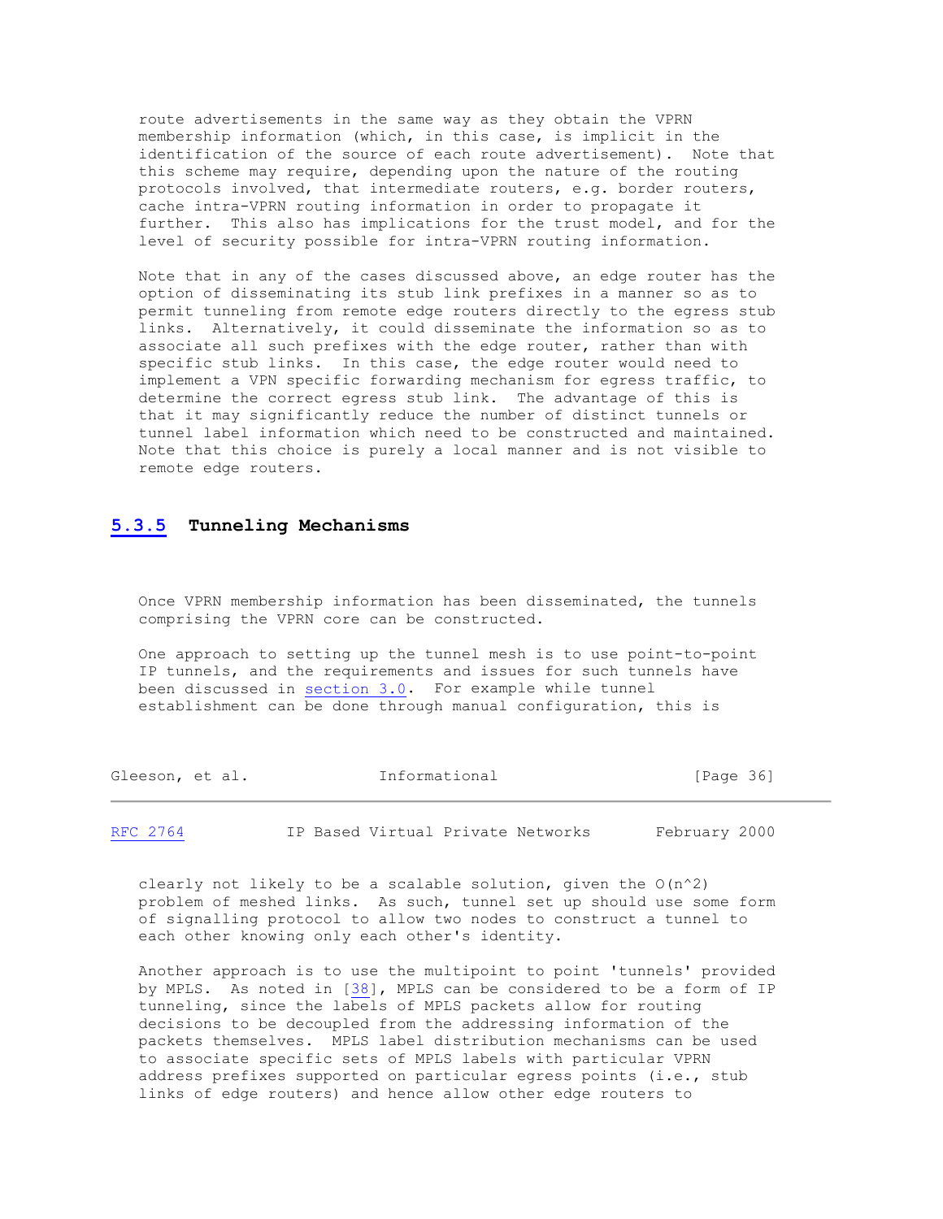route advertisements in the same way as they obtain the VPRN membership information (which, in this case, is implicit in the identification of the source of each route advertisement). Note that this scheme may require, depending upon the nature of the routing protocols involved, that intermediate routers, e.g. border routers, cache intra-VPRN routing information in order to propagate it further. This also has implications for the trust model, and for the level of security possible for intra-VPRN routing information.

Note that in any of the cases discussed above, an edge router has the option of disseminating its stub link prefixes in a manner so as to permit tunneling from remote edge routers directly to the egress stub links. Alternatively, it could disseminate the information so as to associate all such prefixes with the edge router, rather than with specific stub links. In this case, the edge router would need to implement a VPN specific forwarding mechanism for egress traffic, to determine the correct egress stub link. The advantage of this is that it may significantly reduce the number of distinct tunnels or tunnel label information which need to be constructed and maintained. Note that this choice is purely a local manner and is not visible to remote edge routers.

### 5.3.5 Tunneling Mechanisms

Once VPRN membership information has been disseminated, the tunnels comprising the VPRN core can be constructed.

One approach to setting up the tunnel mesh is to use point-to-point IP tunnels, and the requirements and issues for such tunnels have been discussed in section 3.0. For example while tunnel establishment can be done through manual configuration, this is clearly not likely to be a scalable solution, given the $O(n^2)$ problem of meshed links. As such, tunnel set up should use some form of signalling protocol to allow two nodes to construct a tunnel to each other knowing only each other's identity.

Another approach is to use the multipoint to point 'tunnels' provided by MPLS. As noted in [38], MPLS can be considered to be a form of IP tunneling, since the labels of MPLS packets allow for routing decisions to be decoupled from the addressing information of the packets themselves. MPLS label distribution mechanisms can be used to associate specific sets of MPLS labels with particular VPRN address prefixes supported on particular egress points (i.e., stub links of edge routers) and hence allow other edge routers to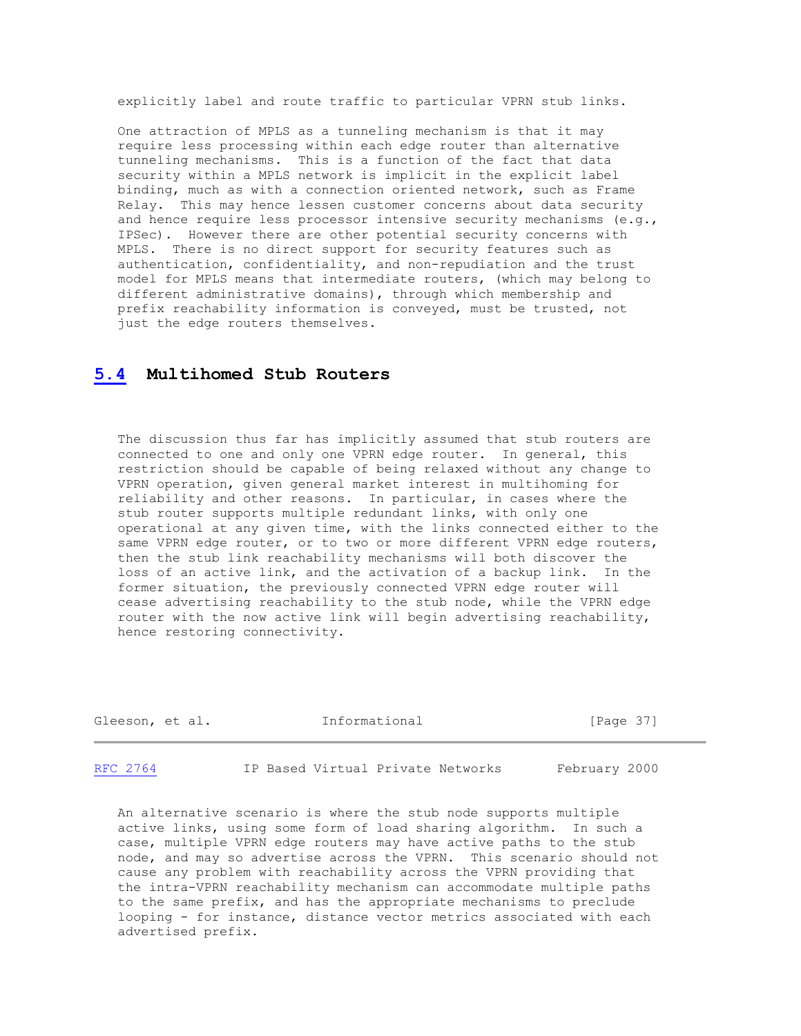explicitly label and route traffic to particular VPRN stub links.

One attraction of MPLS as a tunneling mechanism is that it may require less processing within each edge router than alternative tunneling mechanisms. This is a function of the fact that data security within a MPLS network is implicit in the explicit label binding, much as with a connection oriented network, such as Frame Relay. This may hence lessen customer concerns about data security and hence require less processor intensive security mechanisms (e.g., IPSec). However there are other potential security concerns with MPLS. There is no direct support for security features such as authentication, confidentiality, and non-repudiation and the trust model for MPLS means that intermediate routers, (which may belong to different administrative domains), through which membership and prefix reachability information is conveyed, must be trusted, not just the edge routers themselves.

## 5.4 Multihomed Stub Routers

The discussion thus far has implicitly assumed that stub routers are connected to one and only one VPRN edge router. In general, this restriction should be capable of being relaxed without any change to VPRN operation, given general market interest in multihoming for reliability and other reasons. In particular, in cases where the stub router supports multiple redundant links, with only one operational at any given time, with the links connected either to the same VPRN edge router, or to two or more different VPRN edge routers, then the stub link reachability mechanisms will both discover the loss of an active link, and the activation of a backup link. In the former situation, the previously connected VPRN edge router will cease advertising reachability to the stub node, while the VPRN edge router with the now active link will begin advertising reachability, hence restoring connectivity.

An alternative scenario is where the stub node supports multiple active links, using some form of load sharing algorithm. In such a case, multiple VPRN edge routers may have active paths to the stub node, and may so advertise across the VPRN. This scenario should not cause any problem with reachability across the VPRN providing that the intra-VPRN reachability mechanism can accommodate multiple paths to the same prefix, and has the appropriate mechanisms to preclude looping - for instance, distance vector metrics associated with each advertised prefix.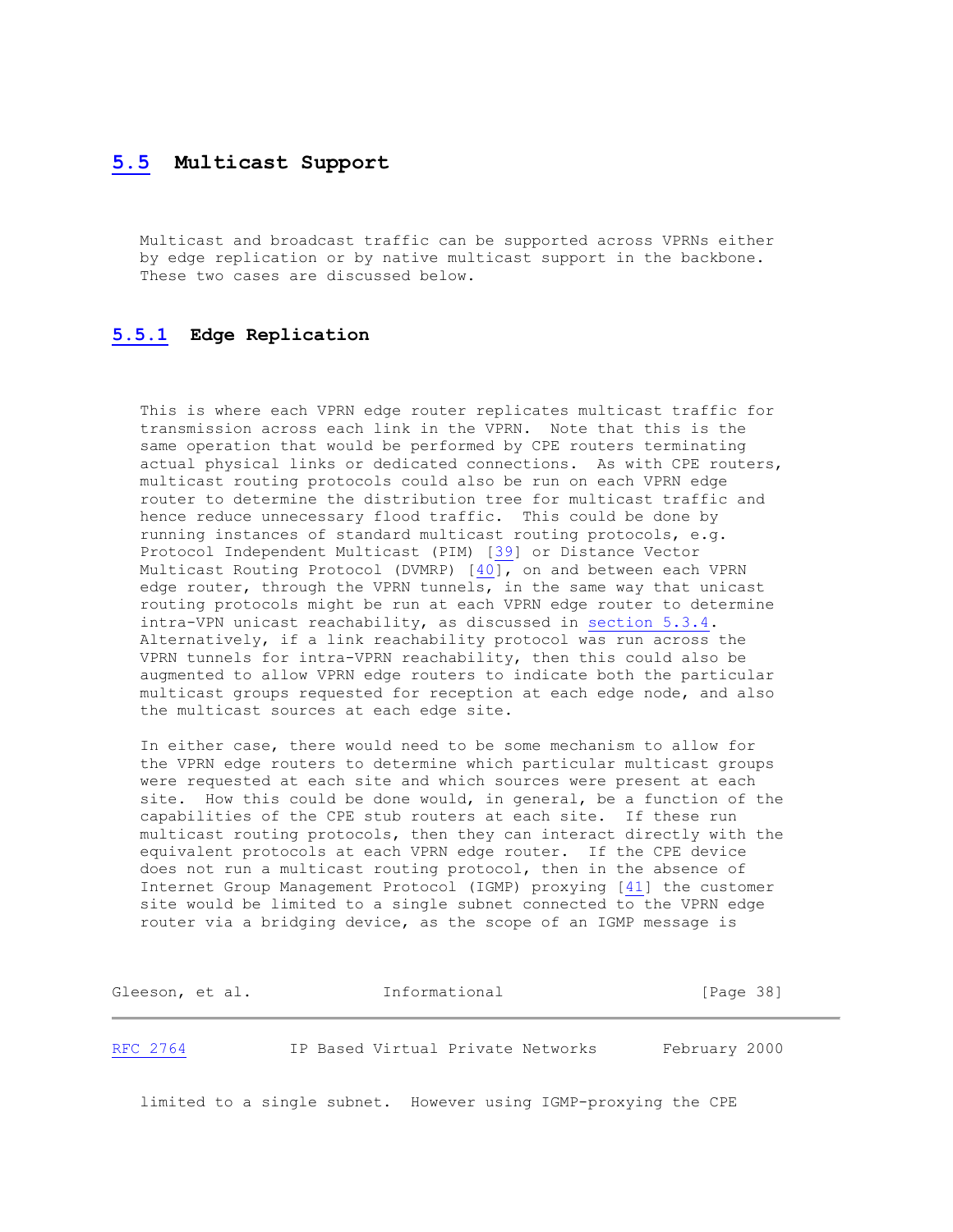## 5.5 Multicast Support

Multicast and broadcast traffic can be supported across VPRNs either by edge replication or by native multicast support in the backbone. These two cases are discussed below.

### 5.5.1 Edge Replication

This is where each VPRN edge router replicates multicast traffic for transmission across each link in the VPRN. Note that this is the same operation that would be performed by CPE routers terminating actual physical links or dedicated connections. As with CPE routers, multicast routing protocols could also be run on each VPRN edge router to determine the distribution tree for multicast traffic and hence reduce unnecessary flood traffic. This could be done by running instances of standard multicast routing protocols, e.g. Protocol Independent Multicast (PIM) [39] or Distance Vector Multicast Routing Protocol (DVMRP) [40], on and between each VPRN edge router, through the VPRN tunnels, in the same way that unicast routing protocols might be run at each VPRN edge router to determine intra-VPN unicast reachability, as discussed in section 5.3.4. Alternatively, if a link reachability protocol was run across the VPRN tunnels for intra-VPRN reachability, then this could also be augmented to allow VPRN edge routers to indicate both the particular multicast groups requested for reception at each edge node, and also the multicast sources at each edge site.

In either case, there would need to be some mechanism to allow for the VPRN edge routers to determine which particular multicast groups were requested at each site and which sources were present at each site. How this could be done would, in general, be a function of the capabilities of the CPE stub routers at each site. If these run multicast routing protocols, then they can interact directly with the equivalent protocols at each VPRN edge router. If the CPE device does not run a multicast routing protocol, then in the absence of Internet Group Management Protocol (IGMP) proxying [41] the customer site would be limited to a single subnet connected to the VPRN edge router via a bridging device, as the scope of an IGMP message is limited to a single subnet. However using IGMP-proxying the CPE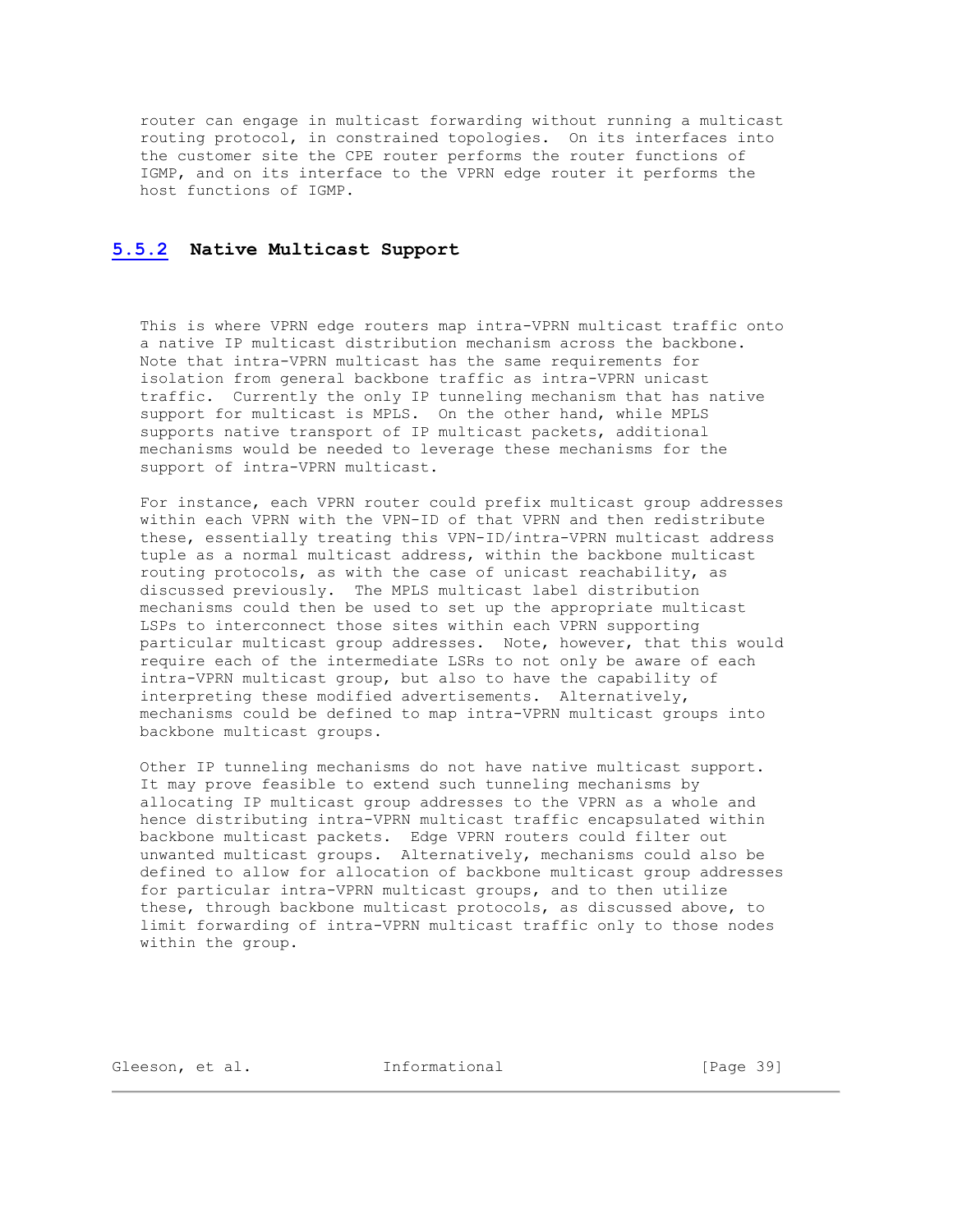router can engage in multicast forwarding without running a multicast routing protocol, in constrained topologies. On its interfaces into the customer site the CPE router performs the router functions of IGMP, and on its interface to the VPRN edge router it performs the host functions of IGMP.

### 5.5.2 Native Multicast Support

This is where VPRN edge routers map intra-VPRN multicast traffic onto a native IP multicast distribution mechanism across the backbone. Note that intra-VPRN multicast has the same requirements for isolation from general backbone traffic as intra-VPRN unicast traffic. Currently the only IP tunneling mechanism that has native support for multicast is MPLS. On the other hand, while MPLS supports native transport of IP multicast packets, additional mechanisms would be needed to leverage these mechanisms for the support of intra-VPRN multicast.

For instance, each VPRN router could prefix multicast group addresses within each VPRN with the VPN-ID of that VPRN and then redistribute these, essentially treating this VPN-ID/intra-VPRN multicast address tuple as a normal multicast address, within the backbone multicast routing protocols, as with the case of unicast reachability, as discussed previously. The MPLS multicast label distribution mechanisms could then be used to set up the appropriate multicast LSPs to interconnect those sites within each VPRN supporting particular multicast group addresses. Note, however, that this would require each of the intermediate LSRs to not only be aware of each intra-VPRN multicast group, but also to have the capability of interpreting these modified advertisements. Alternatively, mechanisms could be defined to map intra-VPRN multicast groups into backbone multicast groups.

Other IP tunneling mechanisms do not have native multicast support. It may prove feasible to extend such tunneling mechanisms by allocating IP multicast group addresses to the VPRN as a whole and hence distributing intra-VPRN multicast traffic encapsulated within backbone multicast packets. Edge VPRN routers could filter out unwanted multicast groups. Alternatively, mechanisms could also be defined to allow for allocation of backbone multicast group addresses for particular intra-VPRN multicast groups, and to then utilize these, through backbone multicast protocols, as discussed above, to limit forwarding of intra-VPRN multicast traffic only to those nodes within the group.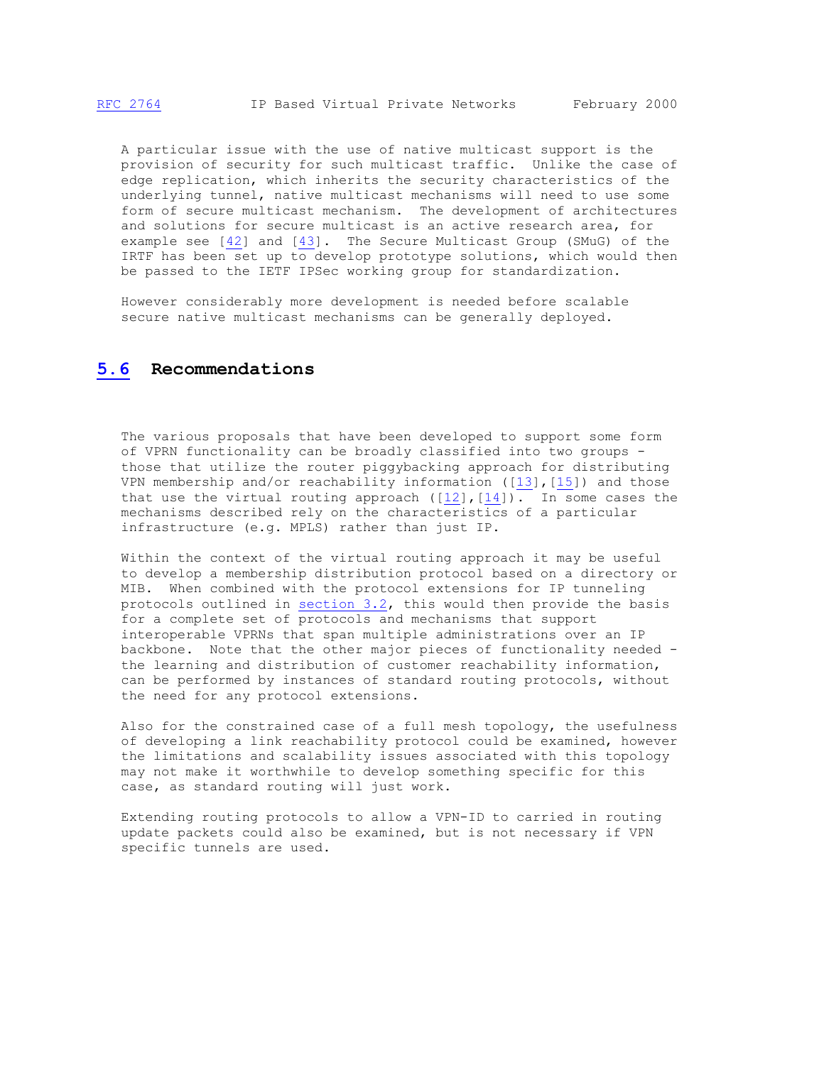A particular issue with the use of native multicast support is the provision of security for such multicast traffic. Unlike the case of edge replication, which inherits the security characteristics of the underlying tunnel, native multicast mechanisms will need to use some form of secure multicast mechanism. The development of architectures and solutions for secure multicast is an active research area, for example see [42] and [43]. The Secure Multicast Group (SMuG) of the IRTF has been set up to develop prototype solutions, which would then be passed to the IETF IPSec working group for standardization.

However considerably more development is needed before scalable secure native multicast mechanisms can be generally deployed.

## 5.6 Recommendations

The various proposals that have been developed to support some form of VPRN functionality can be broadly classified into two groups - those that utilize the router piggybacking approach for distributing VPN membership and/or reachability information ([13],[15]) and those that use the virtual routing approach ([12],[14]). In some cases the mechanisms described rely on the characteristics of a particular infrastructure (e.g. MPLS) rather than just IP.

Within the context of the virtual routing approach it may be useful to develop a membership distribution protocol based on a directory or MIB. When combined with the protocol extensions for IP tunneling protocols outlined in section 3.2, this would then provide the basis for a complete set of protocols and mechanisms that support interoperable VPRNs that span multiple administrations over an IP backbone. Note that the other major pieces of functionality needed - the learning and distribution of customer reachability information, can be performed by instances of standard routing protocols, without the need for any protocol extensions.

Also for the constrained case of a full mesh topology, the usefulness of developing a link reachability protocol could be examined, however the limitations and scalability issues associated with this topology may not make it worthwhile to develop something specific for this case, as standard routing will just work.

Extending routing protocols to allow a VPN-ID to carried in routing update packets could also be examined, but is not necessary if VPN specific tunnels are used.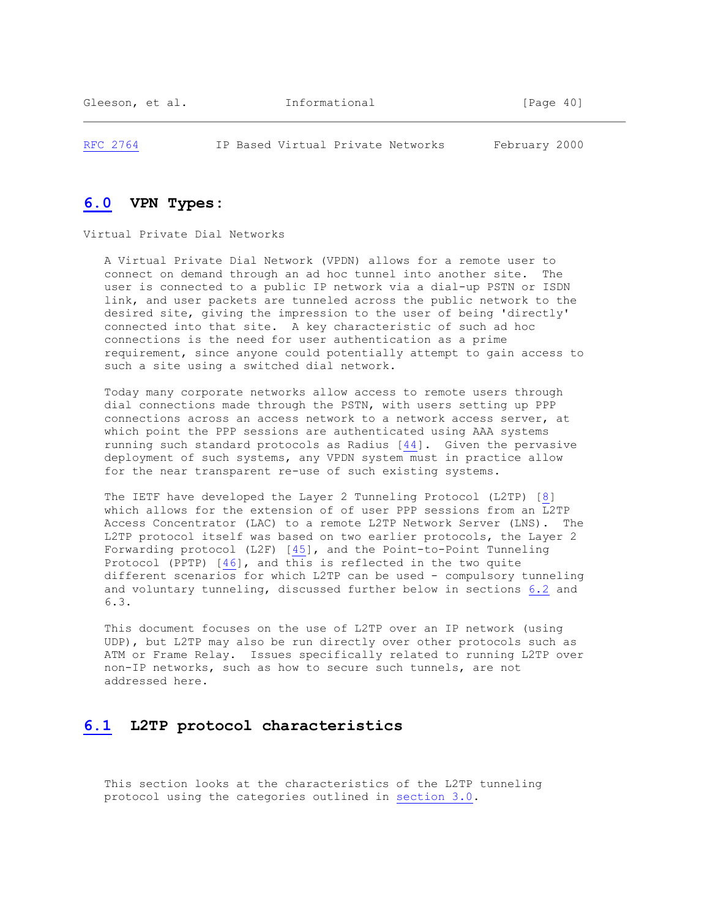## 6.0 VPN Types:

Virtual Private Dial Networks

A Virtual Private Dial Network (VPDN) allows for a remote user to connect on demand through an ad hoc tunnel into another site. The user is connected to a public IP network via a dial-up PSTN or ISDN link, and user packets are tunneled across the public network to the desired site, giving the impression to the user of being 'directly' connected into that site. A key characteristic of such ad hoc connections is the need for user authentication as a prime requirement, since anyone could potentially attempt to gain access to such a site using a switched dial network.

Today many corporate networks allow access to remote users through dial connections made through the PSTN, with users setting up PPP connections across an access network to a network access server, at which point the PPP sessions are authenticated using AAA systems running such standard protocols as Radius [44]. Given the pervasive deployment of such systems, any VPDN system must in practice allow for the near transparent re-use of such existing systems.

The IETF have developed the Layer 2 Tunneling Protocol (L2TP) [8] which allows for the extension of of user PPP sessions from an L2TP Access Concentrator (LAC) to a remote L2TP Network Server (LNS). The L2TP protocol itself was based on two earlier protocols, the Layer 2 Forwarding protocol (L2F) [45], and the Point-to-Point Tunneling Protocol (PPTP) [46], and this is reflected in the two quite different scenarios for which L2TP can be used - compulsory tunneling and voluntary tunneling, discussed further below in sections 6.2 and 6.3.

This document focuses on the use of L2TP over an IP network (using UDP), but L2TP may also be run directly over other protocols such as ATM or Frame Relay. Issues specifically related to running L2TP over non-IP networks, such as how to secure such tunnels, are not addressed here.

### 6.1 L2TP protocol characteristics

This section looks at the characteristics of the L2TP tunneling protocol using the categories outlined in section 3.0.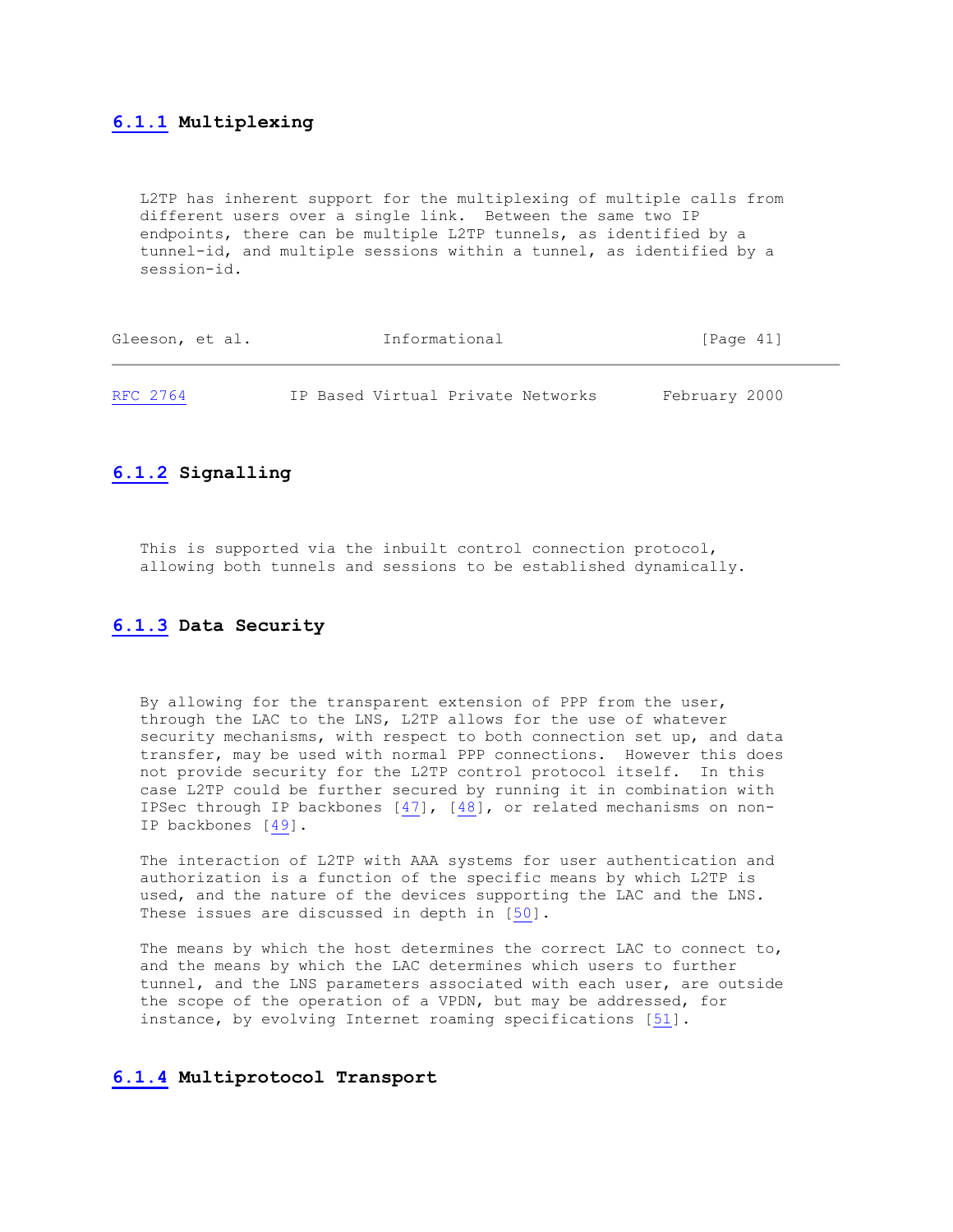### 6.1.1 Multiplexing

L2TP has inherent support for the multiplexing of multiple calls from different users over a single link. Between the same two IP endpoints, there can be multiple L2TP tunnels, as identified by a tunnel-id, and multiple sessions within a tunnel, as identified by a session-id.

### 6.1.2 Signalling

This is supported via the inbuilt control connection protocol, allowing both tunnels and sessions to be established dynamically.

### 6.1.3 Data Security

By allowing for the transparent extension of PPP from the user, through the LAC to the LNS, L2TP allows for the use of whatever security mechanisms, with respect to both connection set up, and data transfer, may be used with normal PPP connections. However this does not provide security for the L2TP control protocol itself. In this case L2TP could be further secured by running it in combination with IPSec through IP backbones [47], [48], or related mechanisms on non-IP backbones [49].

The interaction of L2TP with AAA systems for user authentication and authorization is a function of the specific means by which L2TP is used, and the nature of the devices supporting the LAC and the LNS. These issues are discussed in depth in [50].

The means by which the host determines the correct LAC to connect to, and the means by which the LAC determines which users to further tunnel, and the LNS parameters associated with each user, are outside the scope of the operation of a VPDN, but may be addressed, for instance, by evolving Internet roaming specifications [51].

### 6.1.4 Multiprotocol Transport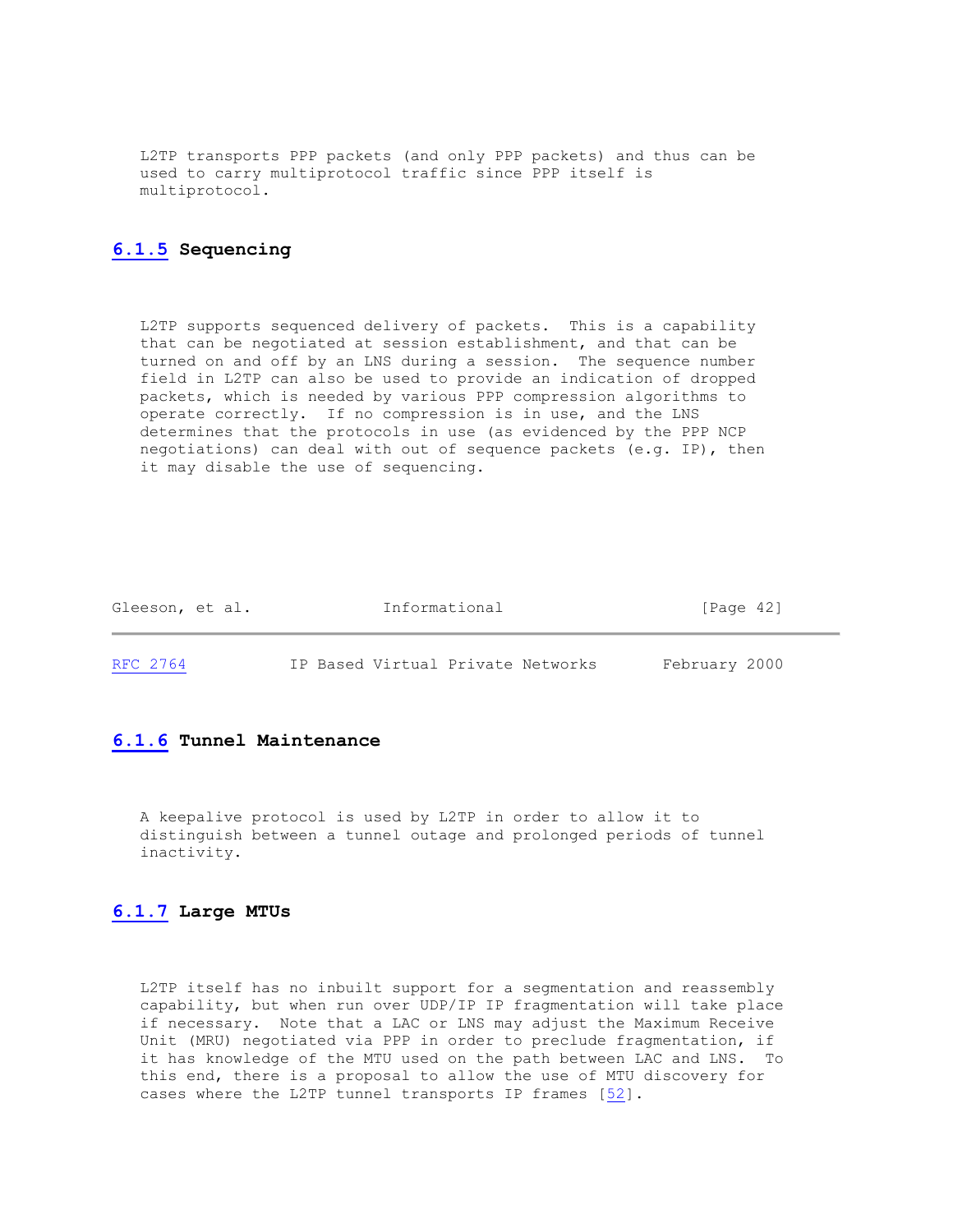L2TP transports PPP packets (and only PPP packets) and thus can be used to carry multiprotocol traffic since PPP itself is multiprotocol.

### 6.1.5 Sequencing

L2TP supports sequenced delivery of packets. This is a capability that can be negotiated at session establishment, and that can be turned on and off by an LNS during a session. The sequence number field in L2TP can also be used to provide an indication of dropped packets, which is needed by various PPP compression algorithms to operate correctly. If no compression is in use, and the LNS determines that the protocols in use (as evidenced by the PPP NCP negotiations) can deal with out of sequence packets (e.g. IP), then it may disable the use of sequencing.

### 6.1.6 Tunnel Maintenance

A keepalive protocol is used by L2TP in order to allow it to distinguish between a tunnel outage and prolonged periods of tunnel inactivity.

### 6.1.7 Large MTUs

L2TP itself has no inbuilt support for a segmentation and reassembly capability, but when run over UDP/IP IP fragmentation will take place if necessary. Note that a LAC or LNS may adjust the Maximum Receive Unit (MRU) negotiated via PPP in order to preclude fragmentation, if it has knowledge of the MTU used on the path between LAC and LNS. To this end, there is a proposal to allow the use of MTU discovery for cases where the L2TP tunnel transports IP frames [52].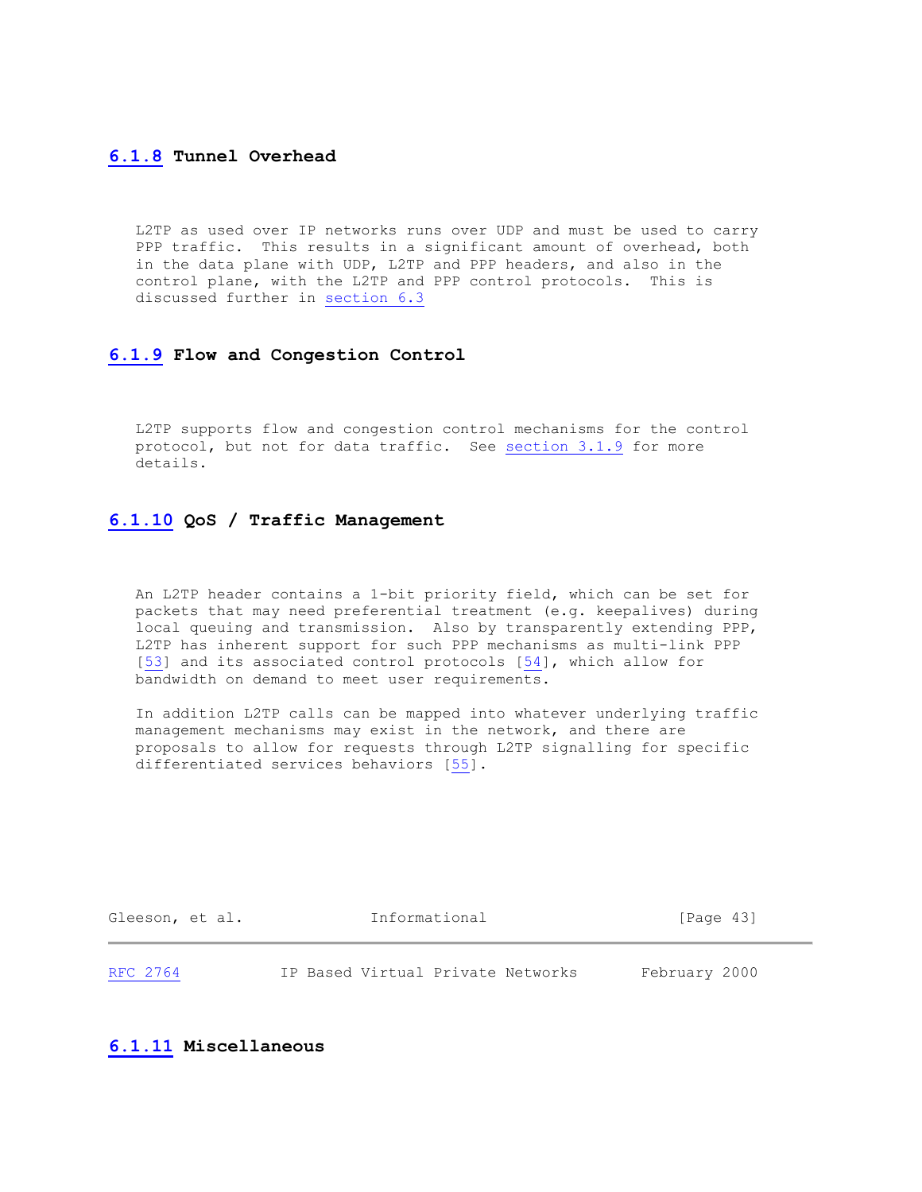### 6.1.8 Tunnel Overhead

L2TP as used over IP networks runs over UDP and must be used to carry PPP traffic. This results in a significant amount of overhead, both in the data plane with UDP, L2TP and PPP headers, and also in the control plane, with the L2TP and PPP control protocols. This is discussed further in section 6.3

### 6.1.9 Flow and Congestion Control

L2TP supports flow and congestion control mechanisms for the control protocol, but not for data traffic. See section 3.1.9 for more details.

### 6.1.10 QoS / Traffic Management

An L2TP header contains a 1-bit priority field, which can be set for packets that may need preferential treatment (e.g. keepalives) during local queuing and transmission. Also by transparently extending PPP, L2TP has inherent support for such PPP mechanisms as multi-link PPP [53] and its associated control protocols [54], which allow for bandwidth on demand to meet user requirements.

In addition L2TP calls can be mapped into whatever underlying traffic management mechanisms may exist in the network, and there are proposals to allow for requests through L2TP signalling for specific differentiated services behaviors [55].

### 6.1.11 Miscellaneous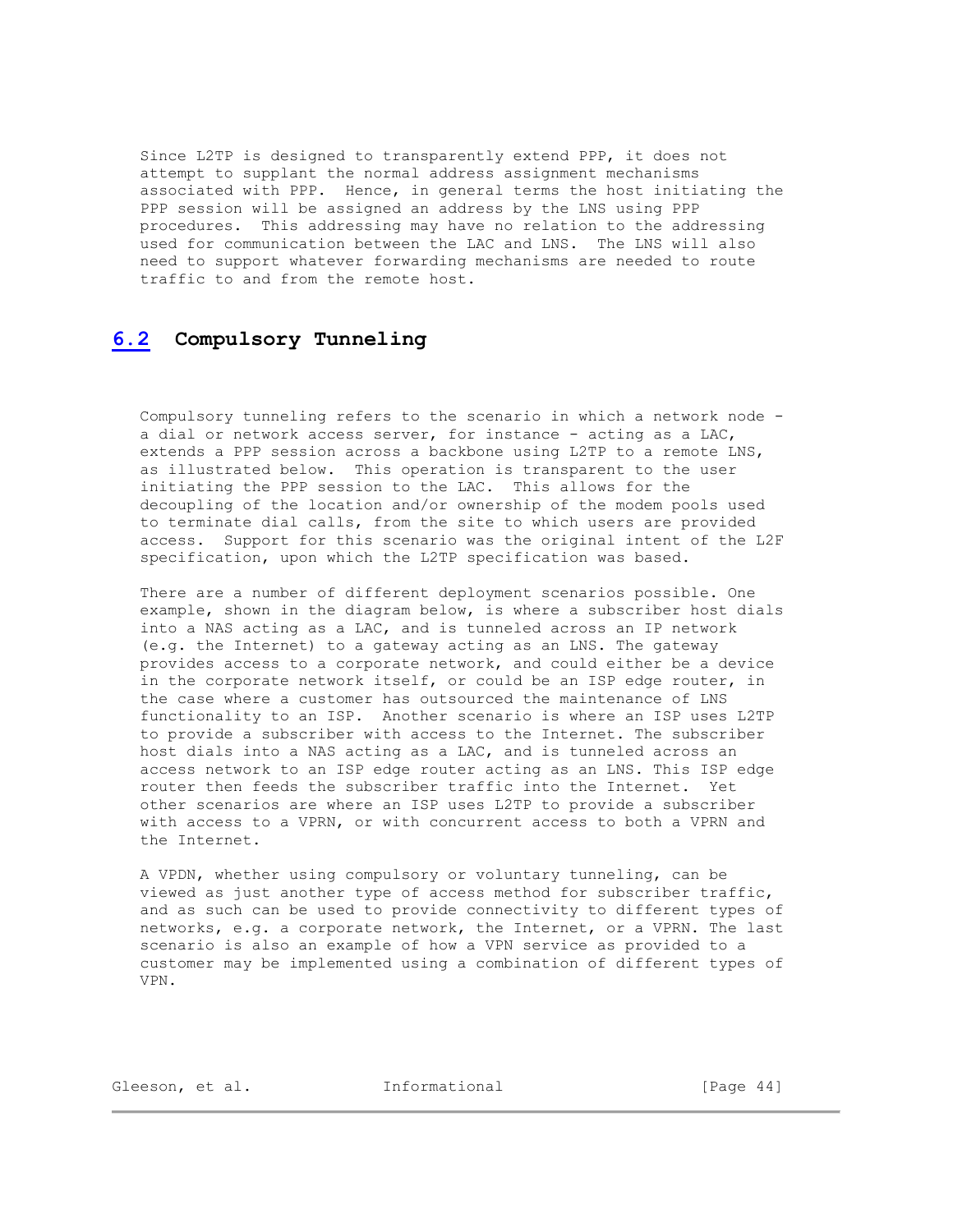Since L2TP is designed to transparently extend PPP, it does not attempt to supplant the normal address assignment mechanisms associated with PPP. Hence, in general terms the host initiating the PPP session will be assigned an address by the LNS using PPP procedures. This addressing may have no relation to the addressing used for communication between the LAC and LNS. The LNS will also need to support whatever forwarding mechanisms are needed to route traffic to and from the remote host.

## 6.2 Compulsory Tunneling

Compulsory tunneling refers to the scenario in which a network node - a dial or network access server, for instance - acting as a LAC, extends a PPP session across a backbone using L2TP to a remote LNS, as illustrated below. This operation is transparent to the user initiating the PPP session to the LAC. This allows for the decoupling of the location and/or ownership of the modem pools used to terminate dial calls, from the site to which users are provided access. Support for this scenario was the original intent of the L2F specification, upon which the L2TP specification was based.

There are a number of different deployment scenarios possible. One example, shown in the diagram below, is where a subscriber host dials into a NAS acting as a LAC, and is tunneled across an IP network (e.g. the Internet) to a gateway acting as an LNS. The gateway provides access to a corporate network, and could either be a device in the corporate network itself, or could be an ISP edge router, in the case where a customer has outsourced the maintenance of LNS functionality to an ISP. Another scenario is where an ISP uses L2TP to provide a subscriber with access to the Internet. The subscriber host dials into a NAS acting as a LAC, and is tunneled across an access network to an ISP edge router acting as an LNS. This ISP edge router then feeds the subscriber traffic into the Internet. Yet other scenarios are where an ISP uses L2TP to provide a subscriber with access to a VPRN, or with concurrent access to both a VPRN and the Internet.

A VPDN, whether using compulsory or voluntary tunneling, can be viewed as just another type of access method for subscriber traffic, and as such can be used to provide connectivity to different types of networks, e.g. a corporate network, the Internet, or a VPRN. The last scenario is also an example of how a VPN service as provided to a customer may be implemented using a combination of different types of VPN.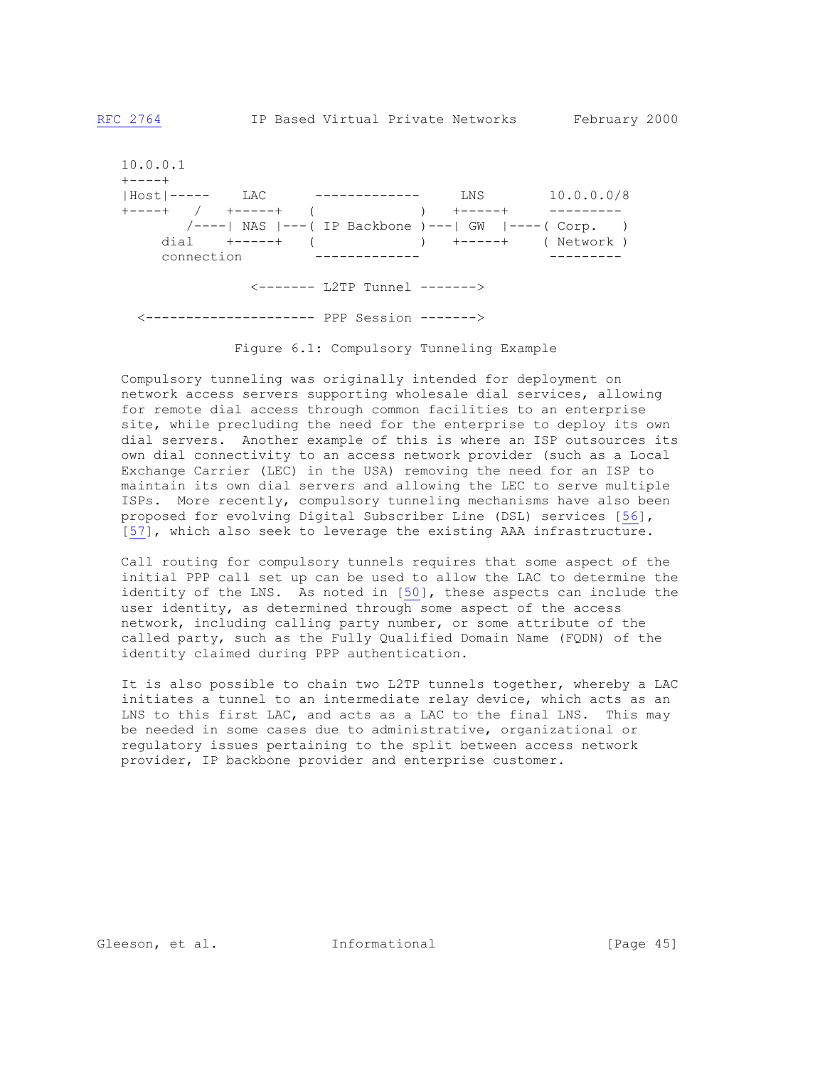```
   10.0.0.1
   +----+
   |Host|-----    LAC      -------------     LNS       10.0.0.0/8
   +----+   /   +-----+   (             )   +-----+     ---------
           /----| NAS |---( IP Backbone )---| GW  |----( Corp.   )
        dial    +-----+   (             )   +-----+    ( Network )
        connection         -------------                ---------

                  <------- L2TP Tunnel ------->

     <--------------------- PPP Session ------->
```

Figure 6.1: Compulsory Tunneling Example

Compulsory tunneling was originally intended for deployment on network access servers supporting wholesale dial services, allowing for remote dial access through common facilities to an enterprise site, while precluding the need for the enterprise to deploy its own dial servers. Another example of this is where an ISP outsources its own dial connectivity to an access network provider (such as a Local Exchange Carrier (LEC) in the USA) removing the need for an ISP to maintain its own dial servers and allowing the LEC to serve multiple ISPs. More recently, compulsory tunneling mechanisms have also been proposed for evolving Digital Subscriber Line (DSL) services [56], [57], which also seek to leverage the existing AAA infrastructure.

Call routing for compulsory tunnels requires that some aspect of the initial PPP call set up can be used to allow the LAC to determine the identity of the LNS. As noted in [50], these aspects can include the user identity, as determined through some aspect of the access network, including calling party number, or some attribute of the called party, such as the Fully Qualified Domain Name (FQDN) of the identity claimed during PPP authentication.

It is also possible to chain two L2TP tunnels together, whereby a LAC initiates a tunnel to an intermediate relay device, which acts as an LNS to this first LAC, and acts as a LAC to the final LNS. This may be needed in some cases due to administrative, organizational or regulatory issues pertaining to the split between access network provider, IP backbone provider and enterprise customer.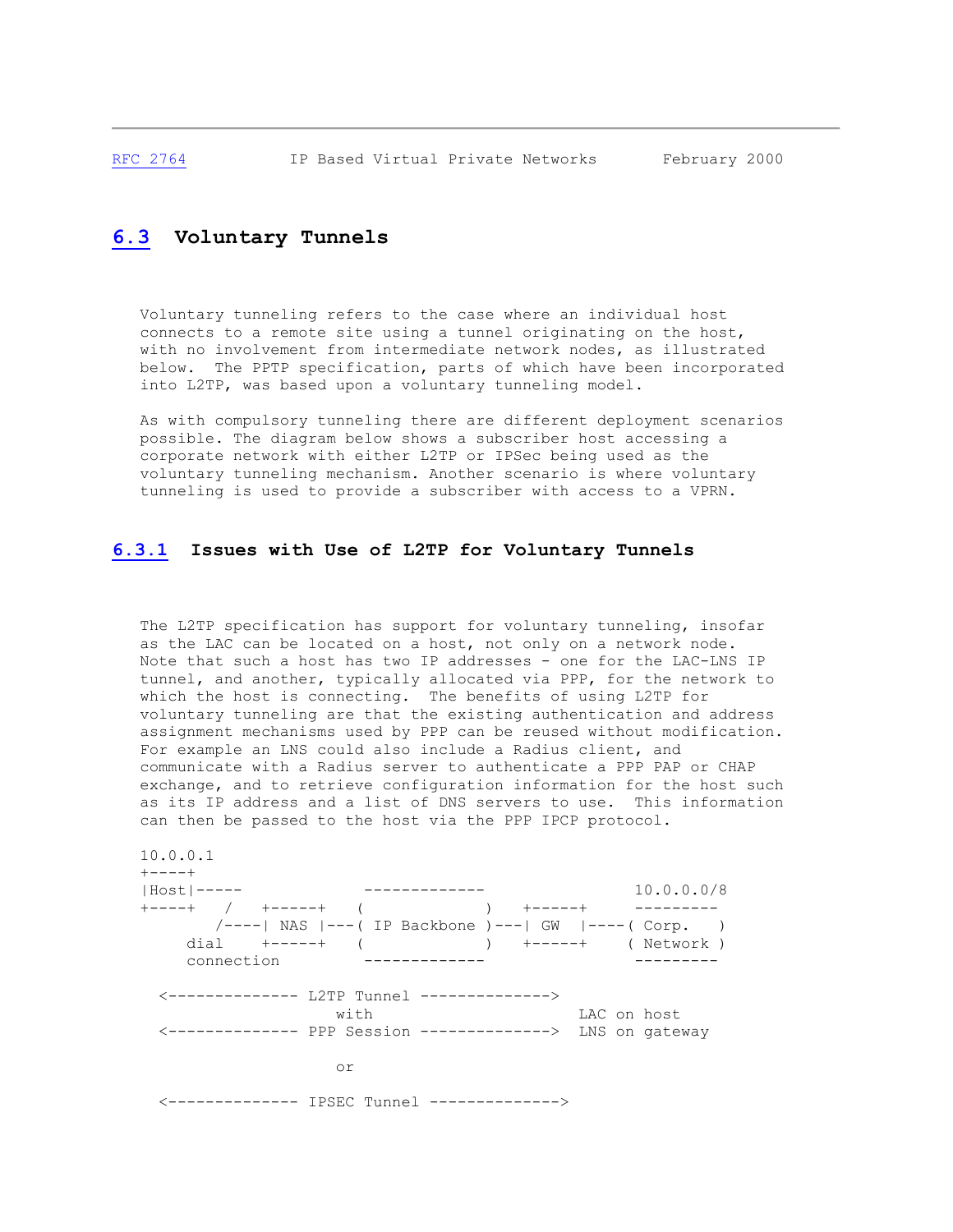## 6.3 Voluntary Tunnels

Voluntary tunneling refers to the case where an individual host connects to a remote site using a tunnel originating on the host, with no involvement from intermediate network nodes, as illustrated below. The PPTP specification, parts of which have been incorporated into L2TP, was based upon a voluntary tunneling model.

As with compulsory tunneling there are different deployment scenarios possible. The diagram below shows a subscriber host accessing a corporate network with either L2TP or IPSec being used as the voluntary tunneling mechanism. Another scenario is where voluntary tunneling is used to provide a subscriber with access to a VPRN.

### 6.3.1 Issues with Use of L2TP for Voluntary Tunnels

The L2TP specification has support for voluntary tunneling, insofar as the LAC can be located on a host, not only on a network node. Note that such a host has two IP addresses - one for the LAC-LNS IP tunnel, and another, typically allocated via PPP, for the network to which the host is connecting. The benefits of using L2TP for voluntary tunneling are that the existing authentication and address assignment mechanisms used by PPP can be reused without modification. For example an LNS could also include a Radius client, and communicate with a Radius server to authenticate a PPP PAP or CHAP exchange, and to retrieve configuration information for the host such as its IP address and a list of DNS servers to use. This information can then be passed to the host via the PPP IPCP protocol.

```
10.0.0.1
+----+
|Host|-----              -------------              10.0.0.0/8
+----+   /   +-----+    (             )    +-----+     ---------
        /----| NAS |---( IP Backbone )---| GW  |----( Corp.   )
     dial    +-----+    (             )    +-----+    ( Network )
     connection          -------------                 ---------

  <-------------- L2TP Tunnel -------------->
                     with                      LAC on host
  <-------------- PPP Session -------------->  LNS on gateway

                     or

  <-------------- IPSEC Tunnel -------------->
```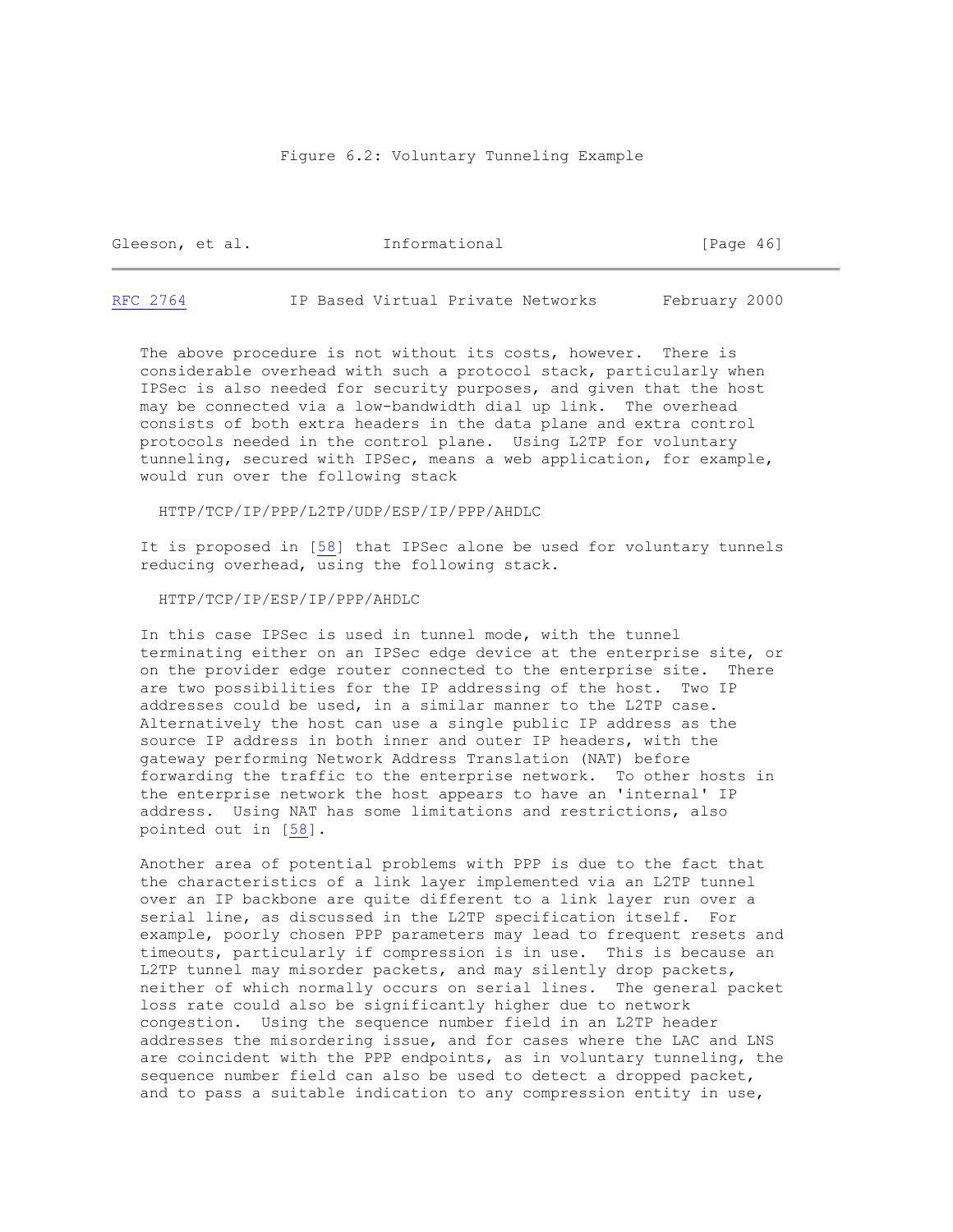Figure 6.2: Voluntary Tunneling Example

The above procedure is not without its costs, however. There is considerable overhead with such a protocol stack, particularly when IPSec is also needed for security purposes, and given that the host may be connected via a low-bandwidth dial up link. The overhead consists of both extra headers in the data plane and extra control protocols needed in the control plane. Using L2TP for voluntary tunneling, secured with IPSec, means a web application, for example, would run over the following stack

```
HTTP/TCP/IP/PPP/L2TP/UDP/ESP/IP/PPP/AHDLC
```

It is proposed in [58] that IPSec alone be used for voluntary tunnels reducing overhead, using the following stack.

```
HTTP/TCP/IP/ESP/IP/PPP/AHDLC
```

In this case IPSec is used in tunnel mode, with the tunnel terminating either on an IPSec edge device at the enterprise site, or on the provider edge router connected to the enterprise site. There are two possibilities for the IP addressing of the host. Two IP addresses could be used, in a similar manner to the L2TP case. Alternatively the host can use a single public IP address as the source IP address in both inner and outer IP headers, with the gateway performing Network Address Translation (NAT) before forwarding the traffic to the enterprise network. To other hosts in the enterprise network the host appears to have an 'internal' IP address. Using NAT has some limitations and restrictions, also pointed out in [58].

Another area of potential problems with PPP is due to the fact that the characteristics of a link layer implemented via an L2TP tunnel over an IP backbone are quite different to a link layer run over a serial line, as discussed in the L2TP specification itself. For example, poorly chosen PPP parameters may lead to frequent resets and timeouts, particularly if compression is in use. This is because an L2TP tunnel may misorder packets, and may silently drop packets, neither of which normally occurs on serial lines. The general packet loss rate could also be significantly higher due to network congestion. Using the sequence number field in an L2TP header addresses the misordering issue, and for cases where the LAC and LNS are coincident with the PPP endpoints, as in voluntary tunneling, the sequence number field can also be used to detect a dropped packet, and to pass a suitable indication to any compression entity in use,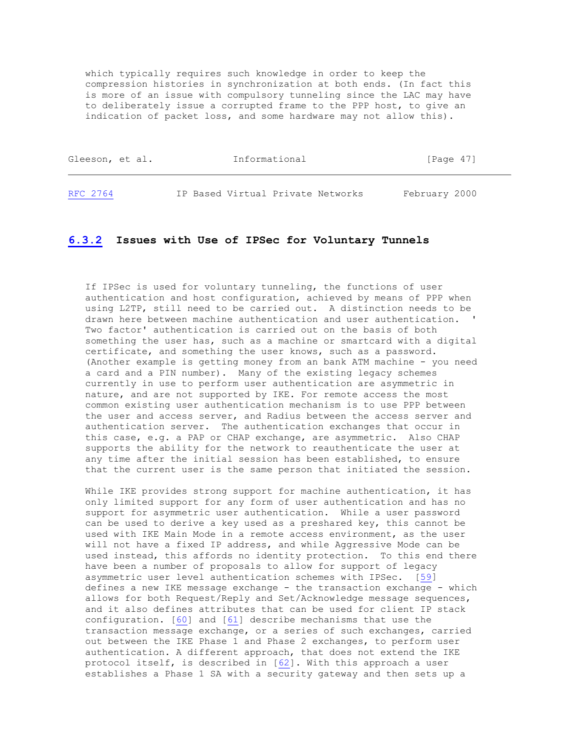which typically requires such knowledge in order to keep the compression histories in synchronization at both ends. (In fact this is more of an issue with compulsory tunneling since the LAC may have to deliberately issue a corrupted frame to the PPP host, to give an indication of packet loss, and some hardware may not allow this).

### 6.3.2 Issues with Use of IPSec for Voluntary Tunnels

If IPSec is used for voluntary tunneling, the functions of user authentication and host configuration, achieved by means of PPP when using L2TP, still need to be carried out. A distinction needs to be drawn here between machine authentication and user authentication. 'Two factor' authentication is carried out on the basis of both something the user has, such as a machine or smartcard with a digital certificate, and something the user knows, such as a password. (Another example is getting money from an bank ATM machine - you need a card and a PIN number). Many of the existing legacy schemes currently in use to perform user authentication are asymmetric in nature, and are not supported by IKE. For remote access the most common existing user authentication mechanism is to use PPP between the user and access server, and Radius between the access server and authentication server. The authentication exchanges that occur in this case, e.g. a PAP or CHAP exchange, are asymmetric. Also CHAP supports the ability for the network to reauthenticate the user at any time after the initial session has been established, to ensure that the current user is the same person that initiated the session.

While IKE provides strong support for machine authentication, it has only limited support for any form of user authentication and has no support for asymmetric user authentication. While a user password can be used to derive a key used as a preshared key, this cannot be used with IKE Main Mode in a remote access environment, as the user will not have a fixed IP address, and while Aggressive Mode can be used instead, this affords no identity protection. To this end there have been a number of proposals to allow for support of legacy asymmetric user level authentication schemes with IPSec. [59] defines a new IKE message exchange - the transaction exchange - which allows for both Request/Reply and Set/Acknowledge message sequences, and it also defines attributes that can be used for client IP stack configuration. [60] and [61] describe mechanisms that use the transaction message exchange, or a series of such exchanges, carried out between the IKE Phase 1 and Phase 2 exchanges, to perform user authentication. A different approach, that does not extend the IKE protocol itself, is described in [62]. With this approach a user establishes a Phase 1 SA with a security gateway and then sets up a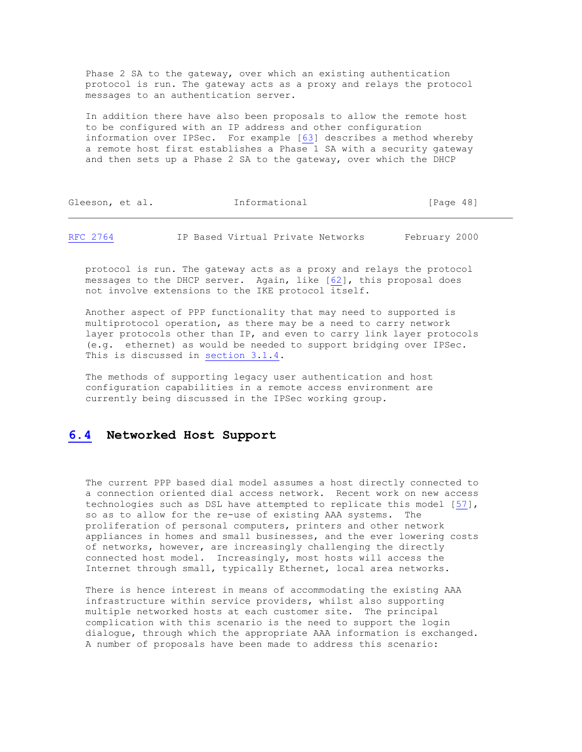Phase 2 SA to the gateway, over which an existing authentication protocol is run. The gateway acts as a proxy and relays the protocol messages to an authentication server.

In addition there have also been proposals to allow the remote host to be configured with an IP address and other configuration information over IPSec. For example [63] describes a method whereby a remote host first establishes a Phase 1 SA with a security gateway and then sets up a Phase 2 SA to the gateway, over which the DHCP protocol is run. The gateway acts as a proxy and relays the protocol messages to the DHCP server. Again, like [62], this proposal does not involve extensions to the IKE protocol itself.

Another aspect of PPP functionality that may need to supported is multiprotocol operation, as there may be a need to carry network layer protocols other than IP, and even to carry link layer protocols (e.g. ethernet) as would be needed to support bridging over IPSec. This is discussed in section 3.1.4.

The methods of supporting legacy user authentication and host configuration capabilities in a remote access environment are currently being discussed in the IPSec working group.

## 6.4 Networked Host Support

The current PPP based dial model assumes a host directly connected to a connection oriented dial access network. Recent work on new access technologies such as DSL have attempted to replicate this model [57], so as to allow for the re-use of existing AAA systems. The proliferation of personal computers, printers and other network appliances in homes and small businesses, and the ever lowering costs of networks, however, are increasingly challenging the directly connected host model. Increasingly, most hosts will access the Internet through small, typically Ethernet, local area networks.

There is hence interest in means of accommodating the existing AAA infrastructure within service providers, whilst also supporting multiple networked hosts at each customer site. The principal complication with this scenario is the need to support the login dialogue, through which the appropriate AAA information is exchanged. A number of proposals have been made to address this scenario: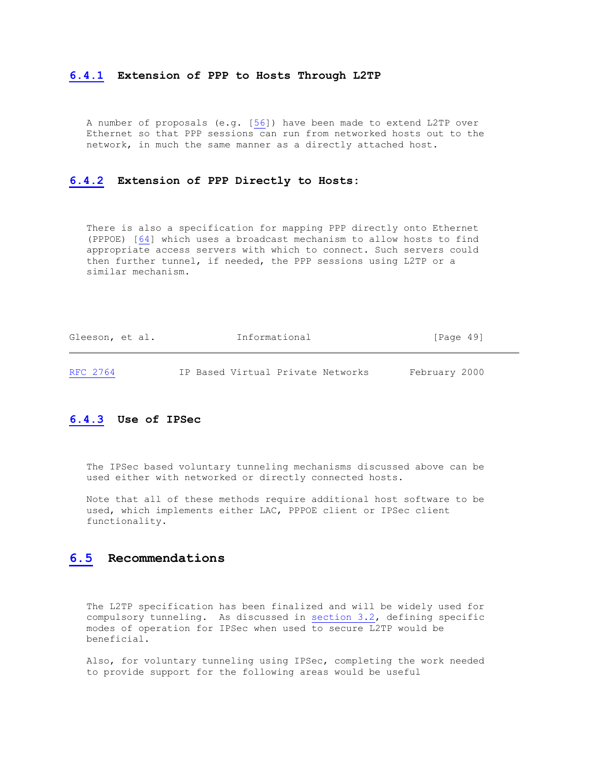### 6.4.1 Extension of PPP to Hosts Through L2TP

A number of proposals (e.g. [56]) have been made to extend L2TP over Ethernet so that PPP sessions can run from networked hosts out to the network, in much the same manner as a directly attached host.

### 6.4.2 Extension of PPP Directly to Hosts:

There is also a specification for mapping PPP directly onto Ethernet (PPPOE) [64] which uses a broadcast mechanism to allow hosts to find appropriate access servers with which to connect. Such servers could then further tunnel, if needed, the PPP sessions using L2TP or a similar mechanism.

### 6.4.3 Use of IPSec

The IPSec based voluntary tunneling mechanisms discussed above can be used either with networked or directly connected hosts.

Note that all of these methods require additional host software to be used, which implements either LAC, PPPOE client or IPSec client functionality.

## 6.5 Recommendations

The L2TP specification has been finalized and will be widely used for compulsory tunneling. As discussed in section 3.2, defining specific modes of operation for IPSec when used to secure L2TP would be beneficial.

Also, for voluntary tunneling using IPSec, completing the work needed to provide support for the following areas would be useful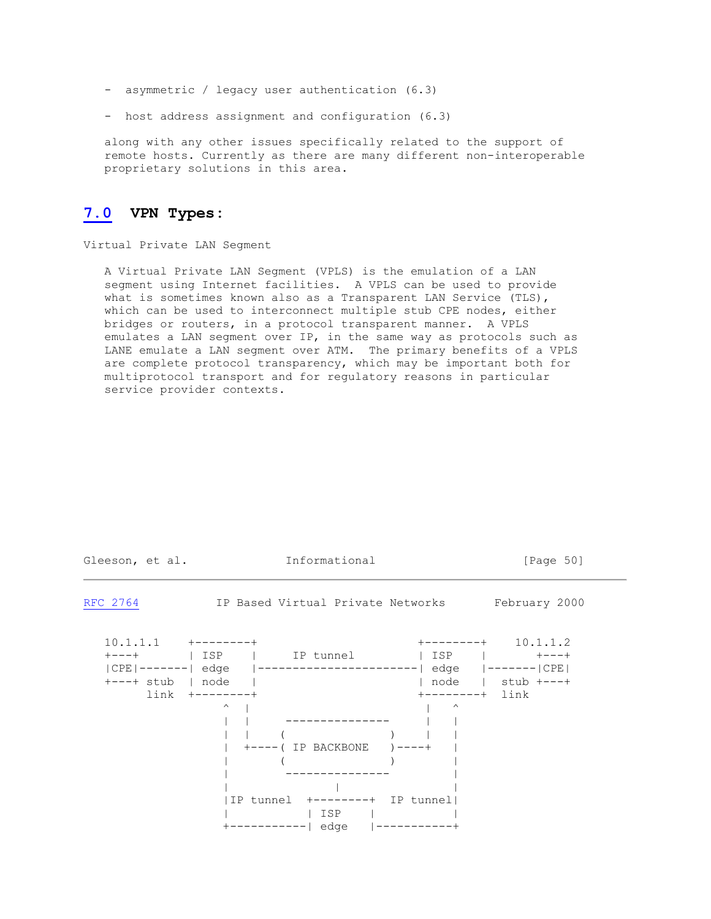- asymmetric / legacy user authentication (6.3)

- host address assignment and configuration (6.3)

along with any other issues specifically related to the support of remote hosts. Currently as there are many different non-interoperable proprietary solutions in this area.

## 7.0 VPN Types:

Virtual Private LAN Segment

A Virtual Private LAN Segment (VPLS) is the emulation of a LAN segment using Internet facilities. A VPLS can be used to provide what is sometimes known also as a Transparent LAN Service (TLS), which can be used to interconnect multiple stub CPE nodes, either bridges or routers, in a protocol transparent manner. A VPLS emulates a LAN segment over IP, in the same way as protocols such as LANE emulate a LAN segment over ATM. The primary benefits of a VPLS are complete protocol transparency, which may be important both for multiprotocol transport and for regulatory reasons in particular service provider contexts.

```
10.1.1.1    +--------+                         +--------+    10.1.1.2
+---+       | ISP    |      IP tunnel          | ISP    |       +---+
|CPE|-------| edge   |-------------------------| edge   |-------|CPE|
+---+ stub  | node   |                         | node   |  stub +---+
      link  +--------+                         +--------+  link
                ^  |                                |   ^
                |  |     ---------------           |   |
                |  |     (               )          |   |
                |  +----( IP BACKBONE    )----+     |
                |        (               )          |
                |         ---------------           |
                |               |                   |
                |IP tunnel  +--------+  IP tunnel|
                |           | ISP    |           |
                +-----------| edge   |-----------+
```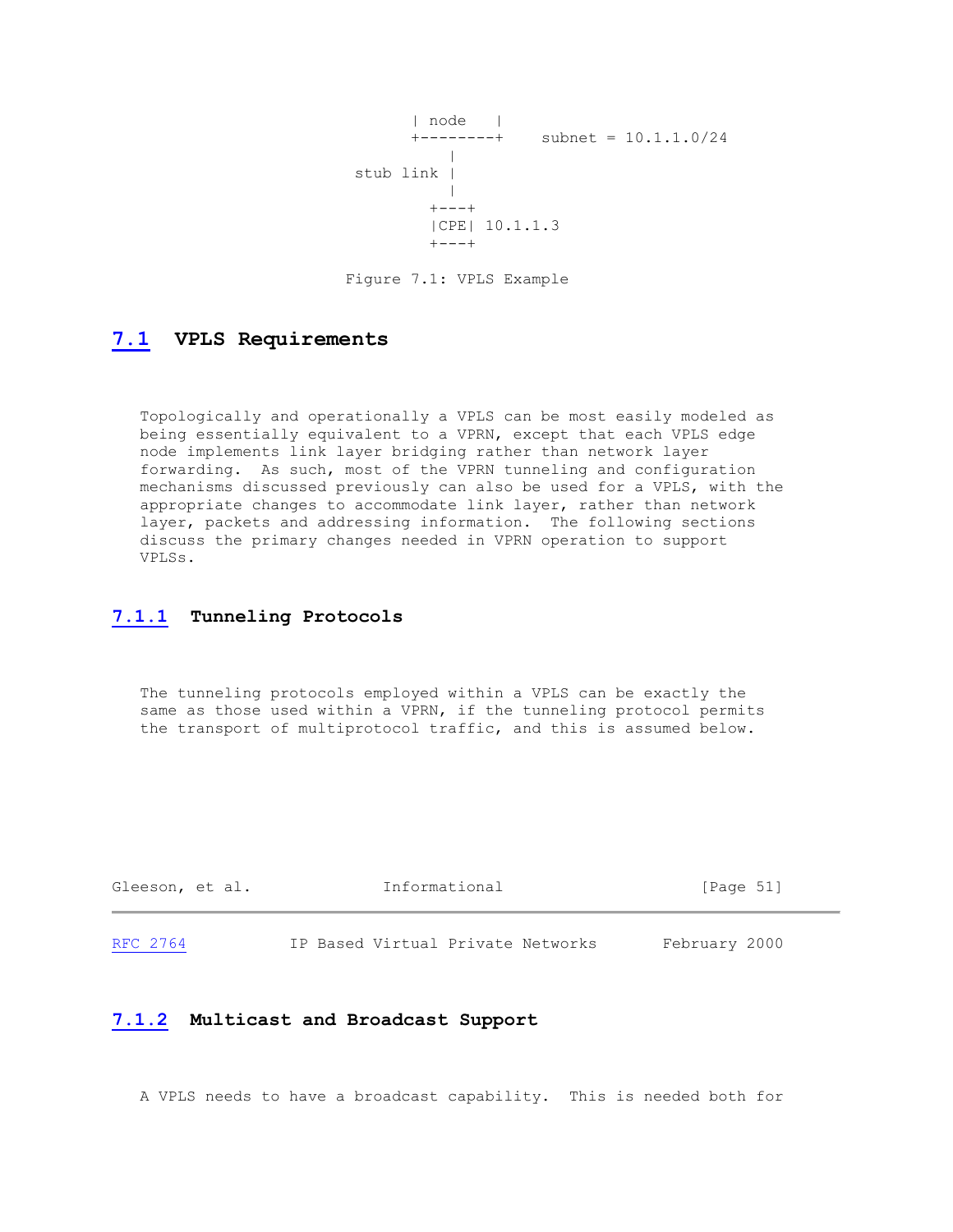```
             | node   |
             +--------+    subnet = 10.1.1.0/24
                 |
       stub link |
                 |
               +---+
               |CPE| 10.1.1.3
               +---+
```

Figure 7.1: VPLS Example

## 7.1 VPLS Requirements

Topologically and operationally a VPLS can be most easily modeled as being essentially equivalent to a VPRN, except that each VPLS edge node implements link layer bridging rather than network layer forwarding. As such, most of the VPRN tunneling and configuration mechanisms discussed previously can also be used for a VPLS, with the appropriate changes to accommodate link layer, rather than network layer, packets and addressing information. The following sections discuss the primary changes needed in VPRN operation to support VPLSs.

### 7.1.1 Tunneling Protocols

The tunneling protocols employed within a VPLS can be exactly the same as those used within a VPRN, if the tunneling protocol permits the transport of multiprotocol traffic, and this is assumed below.

### 7.1.2 Multicast and Broadcast Support

A VPLS needs to have a broadcast capability. This is needed both for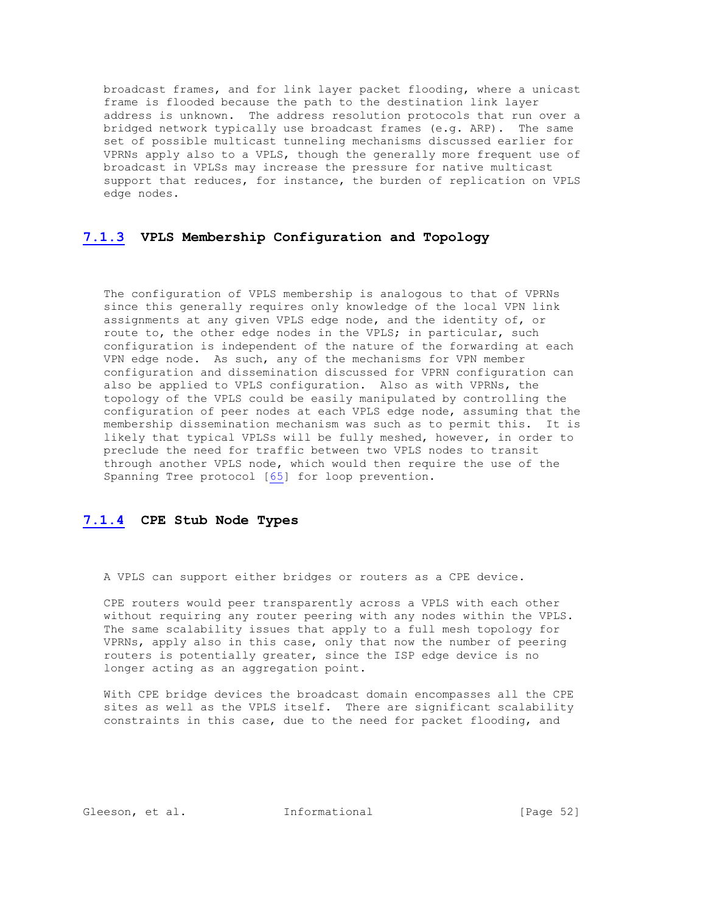broadcast frames, and for link layer packet flooding, where a unicast frame is flooded because the path to the destination link layer address is unknown. The address resolution protocols that run over a bridged network typically use broadcast frames (e.g. ARP). The same set of possible multicast tunneling mechanisms discussed earlier for VPRNs apply also to a VPLS, though the generally more frequent use of broadcast in VPLSs may increase the pressure for native multicast support that reduces, for instance, the burden of replication on VPLS edge nodes.

### 7.1.3 VPLS Membership Configuration and Topology

The configuration of VPLS membership is analogous to that of VPRNs since this generally requires only knowledge of the local VPN link assignments at any given VPLS edge node, and the identity of, or route to, the other edge nodes in the VPLS; in particular, such configuration is independent of the nature of the forwarding at each VPN edge node. As such, any of the mechanisms for VPN member configuration and dissemination discussed for VPRN configuration can also be applied to VPLS configuration. Also as with VPRNs, the topology of the VPLS could be easily manipulated by controlling the configuration of peer nodes at each VPLS edge node, assuming that the membership dissemination mechanism was such as to permit this. It is likely that typical VPLSs will be fully meshed, however, in order to preclude the need for traffic between two VPLS nodes to transit through another VPLS node, which would then require the use of the Spanning Tree protocol [65] for loop prevention.

### 7.1.4 CPE Stub Node Types

A VPLS can support either bridges or routers as a CPE device.

CPE routers would peer transparently across a VPLS with each other without requiring any router peering with any nodes within the VPLS. The same scalability issues that apply to a full mesh topology for VPRNs, apply also in this case, only that now the number of peering routers is potentially greater, since the ISP edge device is no longer acting as an aggregation point.

With CPE bridge devices the broadcast domain encompasses all the CPE sites as well as the VPLS itself. There are significant scalability constraints in this case, due to the need for packet flooding, and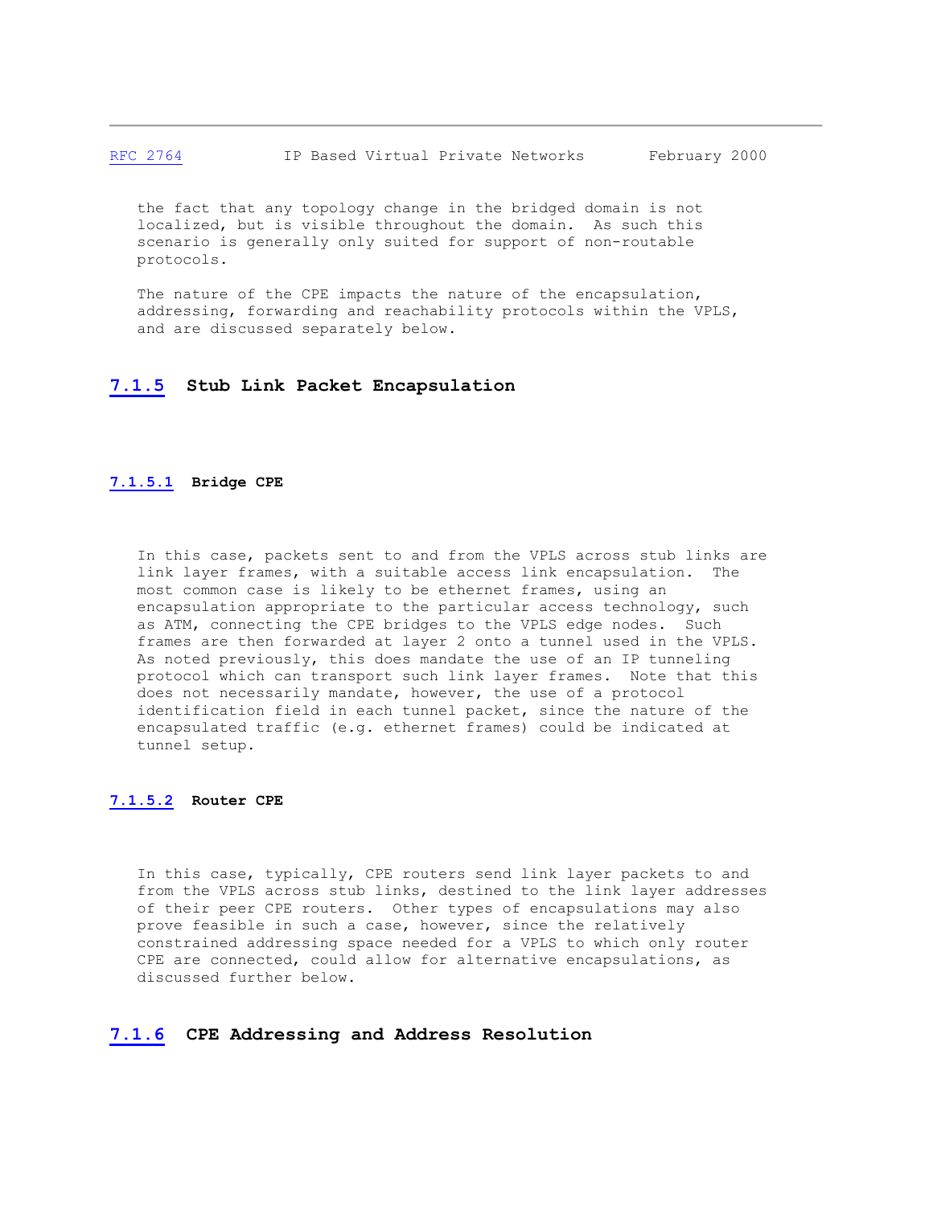the fact that any topology change in the bridged domain is not localized, but is visible throughout the domain. As such this scenario is generally only suited for support of non-routable protocols.

The nature of the CPE impacts the nature of the encapsulation, addressing, forwarding and reachability protocols within the VPLS, and are discussed separately below.

### 7.1.5 Stub Link Packet Encapsulation

#### 7.1.5.1 Bridge CPE

In this case, packets sent to and from the VPLS across stub links are link layer frames, with a suitable access link encapsulation. The most common case is likely to be ethernet frames, using an encapsulation appropriate to the particular access technology, such as ATM, connecting the CPE bridges to the VPLS edge nodes. Such frames are then forwarded at layer 2 onto a tunnel used in the VPLS. As noted previously, this does mandate the use of an IP tunneling protocol which can transport such link layer frames. Note that this does not necessarily mandate, however, the use of a protocol identification field in each tunnel packet, since the nature of the encapsulated traffic (e.g. ethernet frames) could be indicated at tunnel setup.

#### 7.1.5.2 Router CPE

In this case, typically, CPE routers send link layer packets to and from the VPLS across stub links, destined to the link layer addresses of their peer CPE routers. Other types of encapsulations may also prove feasible in such a case, however, since the relatively constrained addressing space needed for a VPLS to which only router CPE are connected, could allow for alternative encapsulations, as discussed further below.

### 7.1.6 CPE Addressing and Address Resolution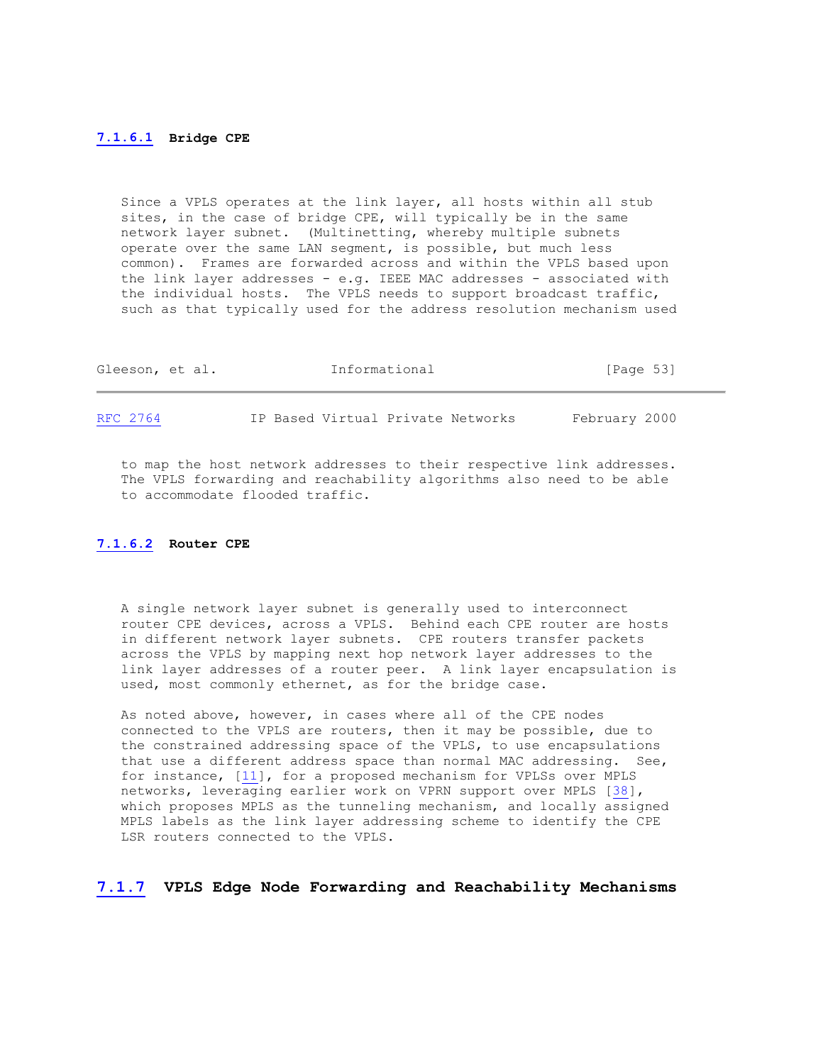#### 7.1.6.1 Bridge CPE

Since a VPLS operates at the link layer, all hosts within all stub sites, in the case of bridge CPE, will typically be in the same network layer subnet. (Multinetting, whereby multiple subnets operate over the same LAN segment, is possible, but much less common). Frames are forwarded across and within the VPLS based upon the link layer addresses - e.g. IEEE MAC addresses - associated with the individual hosts. The VPLS needs to support broadcast traffic, such as that typically used for the address resolution mechanism used to map the host network addresses to their respective link addresses. The VPLS forwarding and reachability algorithms also need to be able to accommodate flooded traffic.

#### 7.1.6.2 Router CPE

A single network layer subnet is generally used to interconnect router CPE devices, across a VPLS. Behind each CPE router are hosts in different network layer subnets. CPE routers transfer packets across the VPLS by mapping next hop network layer addresses to the link layer addresses of a router peer. A link layer encapsulation is used, most commonly ethernet, as for the bridge case.

As noted above, however, in cases where all of the CPE nodes connected to the VPLS are routers, then it may be possible, due to the constrained addressing space of the VPLS, to use encapsulations that use a different address space than normal MAC addressing. See, for instance, [11], for a proposed mechanism for VPLSs over MPLS networks, leveraging earlier work on VPRN support over MPLS [38], which proposes MPLS as the tunneling mechanism, and locally assigned MPLS labels as the link layer addressing scheme to identify the CPE LSR routers connected to the VPLS.

### 7.1.7 VPLS Edge Node Forwarding and Reachability Mechanisms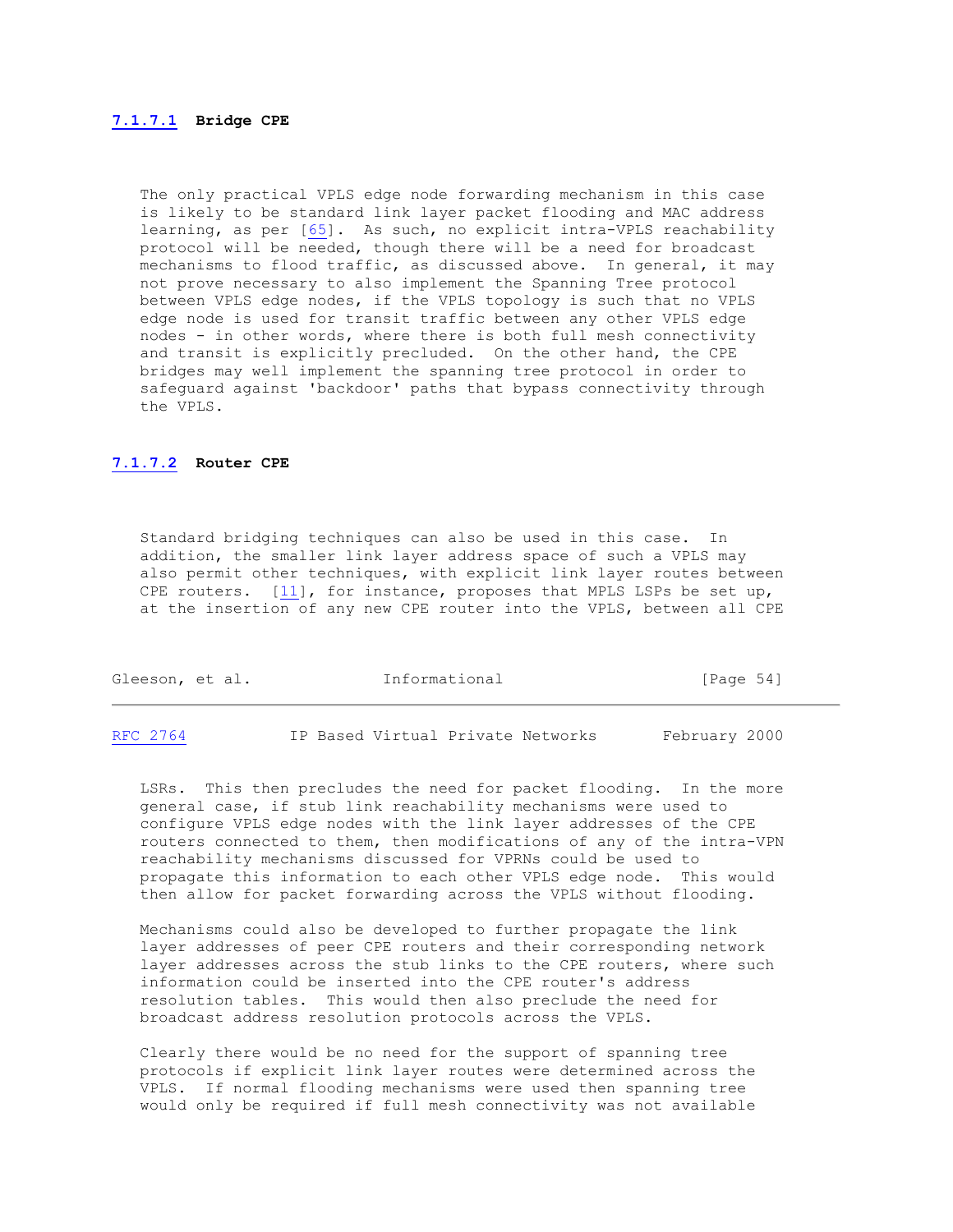#### 7.1.7.1 Bridge CPE

The only practical VPLS edge node forwarding mechanism in this case is likely to be standard link layer packet flooding and MAC address learning, as per [65]. As such, no explicit intra-VPLS reachability protocol will be needed, though there will be a need for broadcast mechanisms to flood traffic, as discussed above. In general, it may not prove necessary to also implement the Spanning Tree protocol between VPLS edge nodes, if the VPLS topology is such that no VPLS edge node is used for transit traffic between any other VPLS edge nodes - in other words, where there is both full mesh connectivity and transit is explicitly precluded. On the other hand, the CPE bridges may well implement the spanning tree protocol in order to safeguard against 'backdoor' paths that bypass connectivity through the VPLS.

#### 7.1.7.2 Router CPE

Standard bridging techniques can also be used in this case. In addition, the smaller link layer address space of such a VPLS may also permit other techniques, with explicit link layer routes between CPE routers. [11], for instance, proposes that MPLS LSPs be set up, at the insertion of any new CPE router into the VPLS, between all CPE LSRs. This then precludes the need for packet flooding. In the more general case, if stub link reachability mechanisms were used to configure VPLS edge nodes with the link layer addresses of the CPE routers connected to them, then modifications of any of the intra-VPN reachability mechanisms discussed for VPRNs could be used to propagate this information to each other VPLS edge node. This would then allow for packet forwarding across the VPLS without flooding.

Mechanisms could also be developed to further propagate the link layer addresses of peer CPE routers and their corresponding network layer addresses across the stub links to the CPE routers, where such information could be inserted into the CPE router's address resolution tables. This would then also preclude the need for broadcast address resolution protocols across the VPLS.

Clearly there would be no need for the support of spanning tree protocols if explicit link layer routes were determined across the VPLS. If normal flooding mechanisms were used then spanning tree would only be required if full mesh connectivity was not available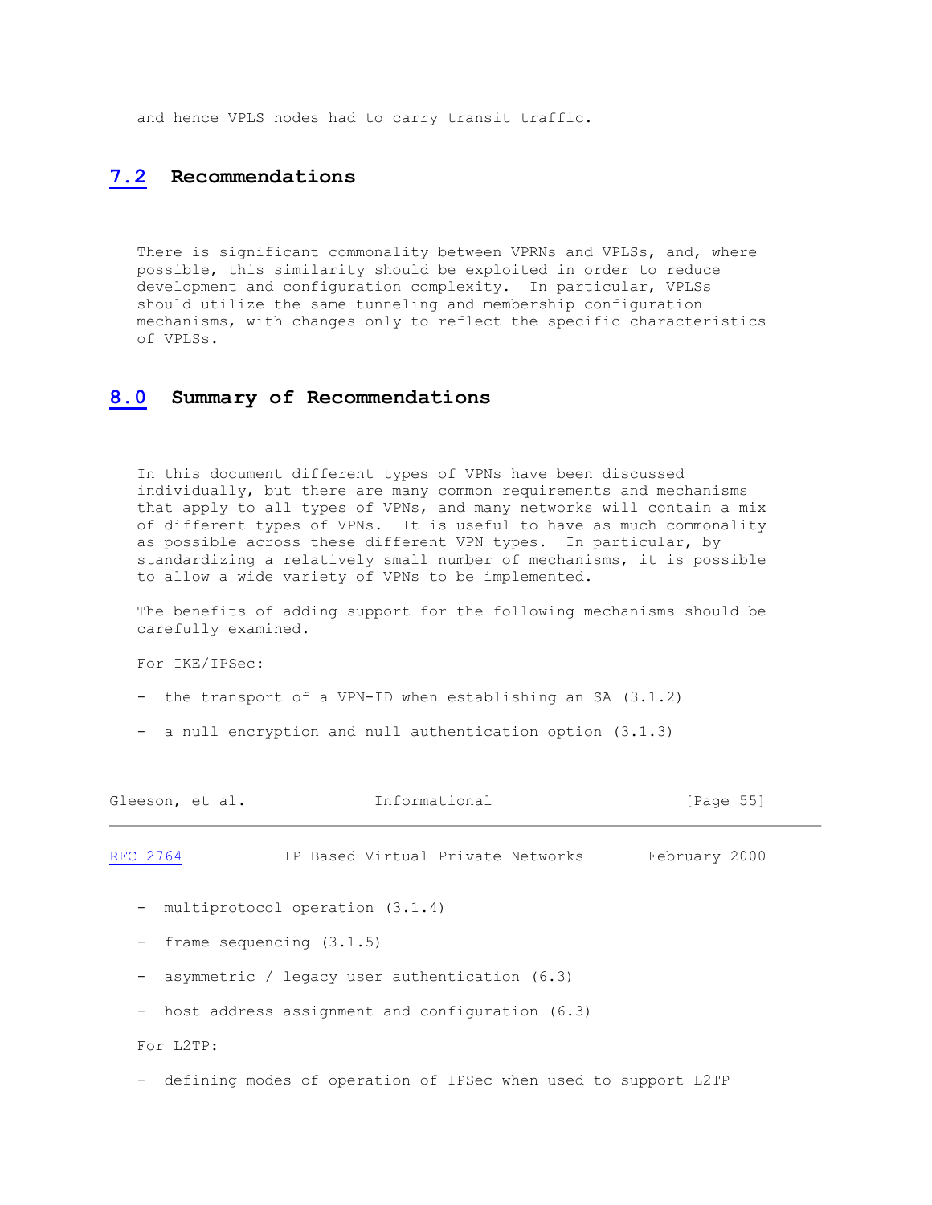and hence VPLS nodes had to carry transit traffic.

## 7.2 Recommendations

There is significant commonality between VPRNs and VPLSs, and, where possible, this similarity should be exploited in order to reduce development and configuration complexity. In particular, VPLSs should utilize the same tunneling and membership configuration mechanisms, with changes only to reflect the specific characteristics of VPLSs.

# 8.0 Summary of Recommendations

In this document different types of VPNs have been discussed individually, but there are many common requirements and mechanisms that apply to all types of VPNs, and many networks will contain a mix of different types of VPNs. It is useful to have as much commonality as possible across these different VPN types. In particular, by standardizing a relatively small number of mechanisms, it is possible to allow a wide variety of VPNs to be implemented.

The benefits of adding support for the following mechanisms should be carefully examined.

For IKE/IPSec:

- the transport of a VPN-ID when establishing an SA (3.1.2)

- a null encryption and null authentication option (3.1.3)

- multiprotocol operation (3.1.4)

- frame sequencing (3.1.5)

- asymmetric / legacy user authentication (6.3)

- host address assignment and configuration (6.3)

For L2TP:

- defining modes of operation of IPSec when used to support L2TP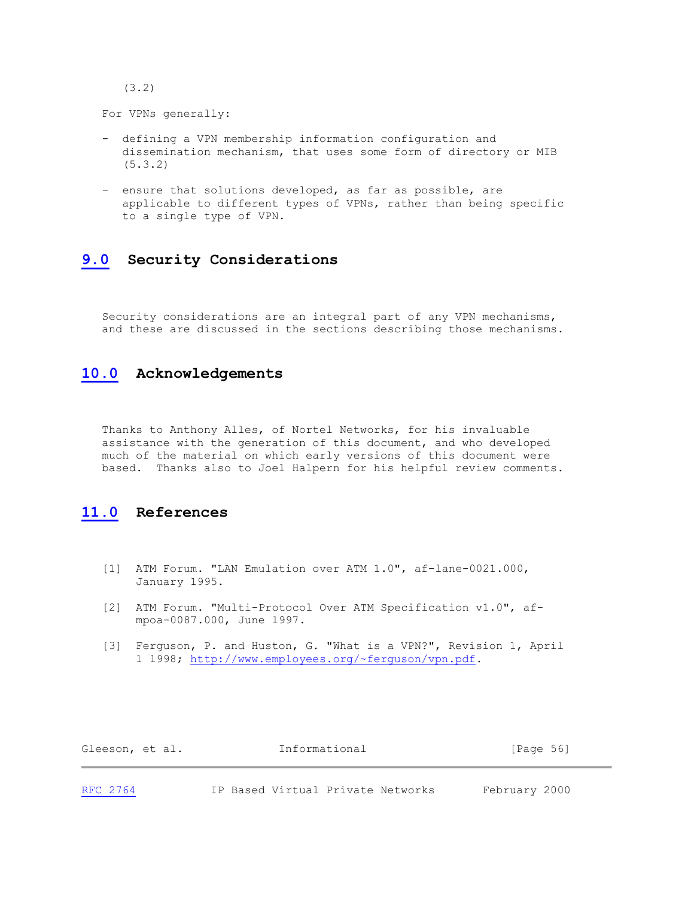(3.2)

For VPNs generally:

- defining a VPN membership information configuration and dissemination mechanism, that uses some form of directory or MIB (5.3.2)

- ensure that solutions developed, as far as possible, are applicable to different types of VPNs, rather than being specific to a single type of VPN.

## 9.0 Security Considerations

Security considerations are an integral part of any VPN mechanisms, and these are discussed in the sections describing those mechanisms.

## 10.0 Acknowledgements

Thanks to Anthony Alles, of Nortel Networks, for his invaluable assistance with the generation of this document, and who developed much of the material on which early versions of this document were based. Thanks also to Joel Halpern for his helpful review comments.

## 11.0 References

[1] ATM Forum. "LAN Emulation over ATM 1.0", af-lane-0021.000, January 1995.

[2] ATM Forum. "Multi-Protocol Over ATM Specification v1.0", af-mpoa-0087.000, June 1997.

[3] Ferguson, P. and Huston, G. "What is a VPN?", Revision 1, April 1 1998; http://www.employees.org/~ferguson/vpn.pdf.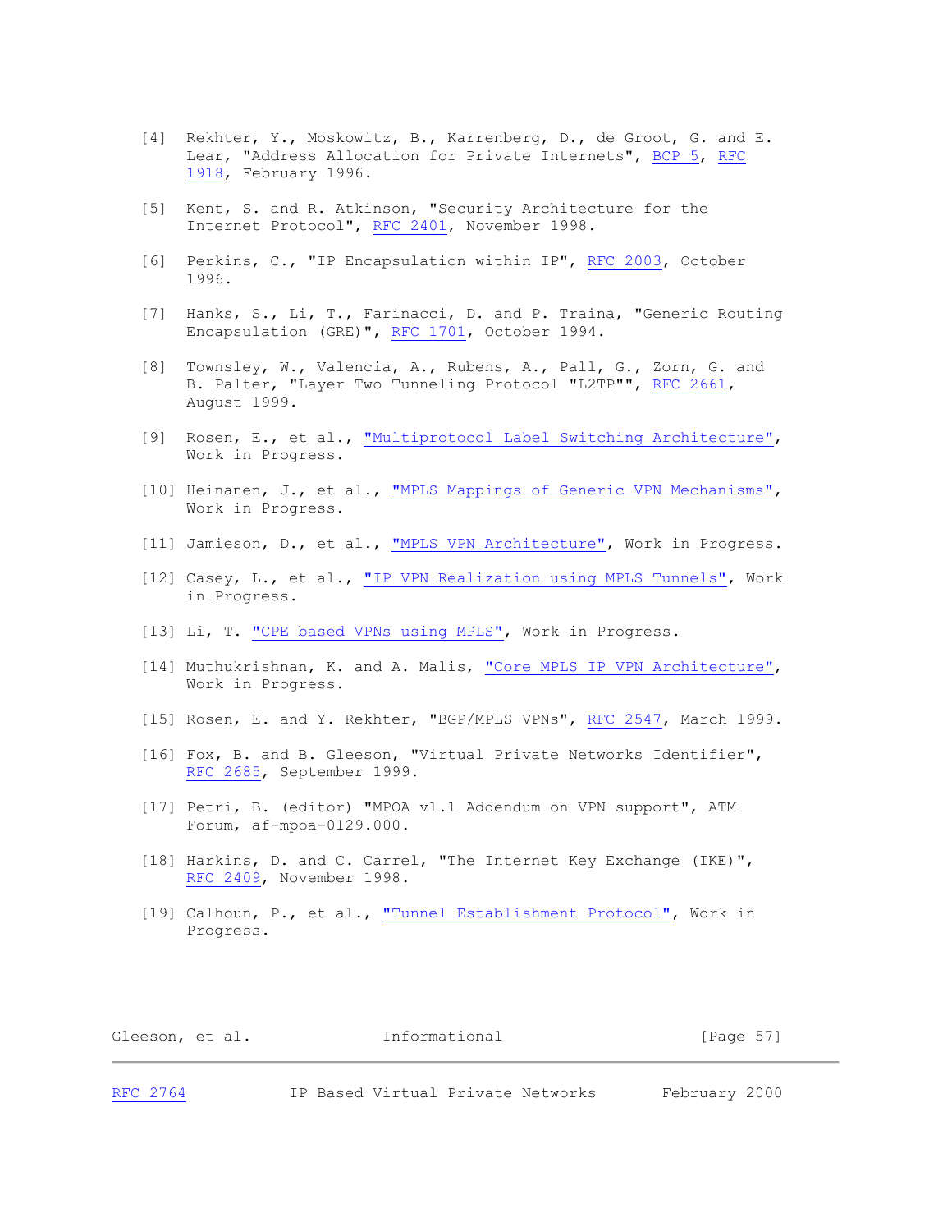[4] Rekhter, Y., Moskowitz, B., Karrenberg, D., de Groot, G. and E. Lear, "Address Allocation for Private Internets", BCP 5, RFC 1918, February 1996.

[5] Kent, S. and R. Atkinson, "Security Architecture for the Internet Protocol", RFC 2401, November 1998.

[6] Perkins, C., "IP Encapsulation within IP", RFC 2003, October 1996.

[7] Hanks, S., Li, T., Farinacci, D. and P. Traina, "Generic Routing Encapsulation (GRE)", RFC 1701, October 1994.

[8] Townsley, W., Valencia, A., Rubens, A., Pall, G., Zorn, G. and B. Palter, "Layer Two Tunneling Protocol "L2TP"", RFC 2661, August 1999.

[9] Rosen, E., et al., "Multiprotocol Label Switching Architecture", Work in Progress.

[10] Heinanen, J., et al., "MPLS Mappings of Generic VPN Mechanisms", Work in Progress.

[11] Jamieson, D., et al., "MPLS VPN Architecture", Work in Progress.

[12] Casey, L., et al., "IP VPN Realization using MPLS Tunnels", Work in Progress.

[13] Li, T. "CPE based VPNs using MPLS", Work in Progress.

[14] Muthukrishnan, K. and A. Malis, "Core MPLS IP VPN Architecture", Work in Progress.

[15] Rosen, E. and Y. Rekhter, "BGP/MPLS VPNs", RFC 2547, March 1999.

[16] Fox, B. and B. Gleeson, "Virtual Private Networks Identifier", RFC 2685, September 1999.

[17] Petri, B. (editor) "MPOA v1.1 Addendum on VPN support", ATM Forum, af-mpoa-0129.000.

[18] Harkins, D. and C. Carrel, "The Internet Key Exchange (IKE)", RFC 2409, November 1998.

[19] Calhoun, P., et al., "Tunnel Establishment Protocol", Work in Progress.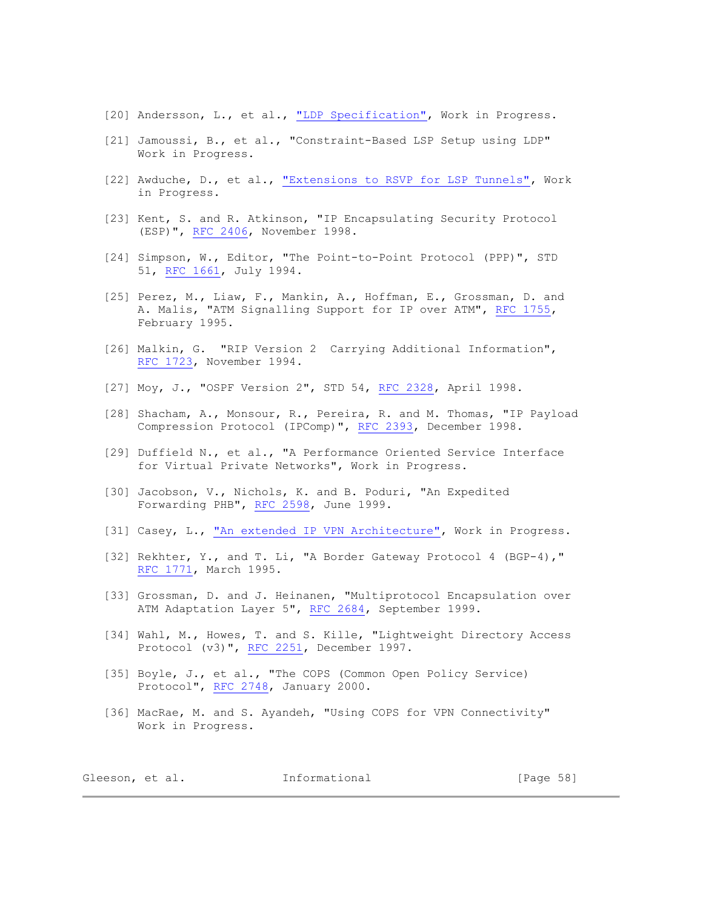[20] Andersson, L., et al., "LDP Specification", Work in Progress.

[21] Jamoussi, B., et al., "Constraint-Based LSP Setup using LDP" Work in Progress.

[22] Awduche, D., et al., "Extensions to RSVP for LSP Tunnels", Work in Progress.

[23] Kent, S. and R. Atkinson, "IP Encapsulating Security Protocol (ESP)", RFC 2406, November 1998.

[24] Simpson, W., Editor, "The Point-to-Point Protocol (PPP)", STD 51, RFC 1661, July 1994.

[25] Perez, M., Liaw, F., Mankin, A., Hoffman, E., Grossman, D. and A. Malis, "ATM Signalling Support for IP over ATM", RFC 1755, February 1995.

[26] Malkin, G. "RIP Version 2 Carrying Additional Information", RFC 1723, November 1994.

[27] Moy, J., "OSPF Version 2", STD 54, RFC 2328, April 1998.

[28] Shacham, A., Monsour, R., Pereira, R. and M. Thomas, "IP Payload Compression Protocol (IPComp)", RFC 2393, December 1998.

[29] Duffield N., et al., "A Performance Oriented Service Interface for Virtual Private Networks", Work in Progress.

[30] Jacobson, V., Nichols, K. and B. Poduri, "An Expedited Forwarding PHB", RFC 2598, June 1999.

[31] Casey, L., "An extended IP VPN Architecture", Work in Progress.

[32] Rekhter, Y., and T. Li, "A Border Gateway Protocol 4 (BGP-4)," RFC 1771, March 1995.

[33] Grossman, D. and J. Heinanen, "Multiprotocol Encapsulation over ATM Adaptation Layer 5", RFC 2684, September 1999.

[34] Wahl, M., Howes, T. and S. Kille, "Lightweight Directory Access Protocol (v3)", RFC 2251, December 1997.

[35] Boyle, J., et al., "The COPS (Common Open Policy Service) Protocol", RFC 2748, January 2000.

[36] MacRae, M. and S. Ayandeh, "Using COPS for VPN Connectivity" Work in Progress.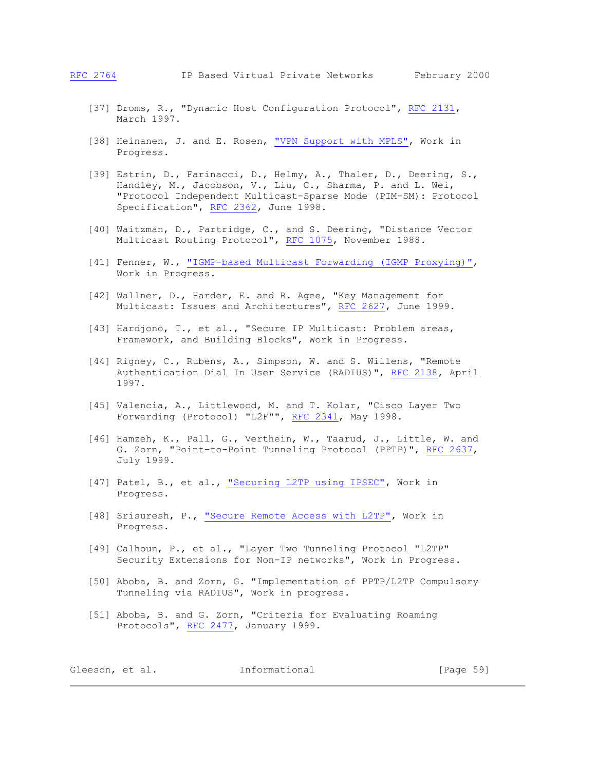[37] Droms, R., "Dynamic Host Configuration Protocol", RFC 2131, March 1997.

[38] Heinanen, J. and E. Rosen, "VPN Support with MPLS", Work in Progress.

[39] Estrin, D., Farinacci, D., Helmy, A., Thaler, D., Deering, S., Handley, M., Jacobson, V., Liu, C., Sharma, P. and L. Wei, "Protocol Independent Multicast-Sparse Mode (PIM-SM): Protocol Specification", RFC 2362, June 1998.

[40] Waitzman, D., Partridge, C., and S. Deering, "Distance Vector Multicast Routing Protocol", RFC 1075, November 1988.

[41] Fenner, W., "IGMP-based Multicast Forwarding (IGMP Proxying)", Work in Progress.

[42] Wallner, D., Harder, E. and R. Agee, "Key Management for Multicast: Issues and Architectures", RFC 2627, June 1999.

[43] Hardjono, T., et al., "Secure IP Multicast: Problem areas, Framework, and Building Blocks", Work in Progress.

[44] Rigney, C., Rubens, A., Simpson, W. and S. Willens, "Remote Authentication Dial In User Service (RADIUS)", RFC 2138, April 1997.

[45] Valencia, A., Littlewood, M. and T. Kolar, "Cisco Layer Two Forwarding (Protocol) "L2F"", RFC 2341, May 1998.

[46] Hamzeh, K., Pall, G., Verthein, W., Taarud, J., Little, W. and G. Zorn, "Point-to-Point Tunneling Protocol (PPTP)", RFC 2637, July 1999.

[47] Patel, B., et al., "Securing L2TP using IPSEC", Work in Progress.

[48] Srisuresh, P., "Secure Remote Access with L2TP", Work in Progress.

[49] Calhoun, P., et al., "Layer Two Tunneling Protocol "L2TP" Security Extensions for Non-IP networks", Work in Progress.

[50] Aboba, B. and Zorn, G. "Implementation of PPTP/L2TP Compulsory Tunneling via RADIUS", Work in progress.

[51] Aboba, B. and G. Zorn, "Criteria for Evaluating Roaming Protocols", RFC 2477, January 1999.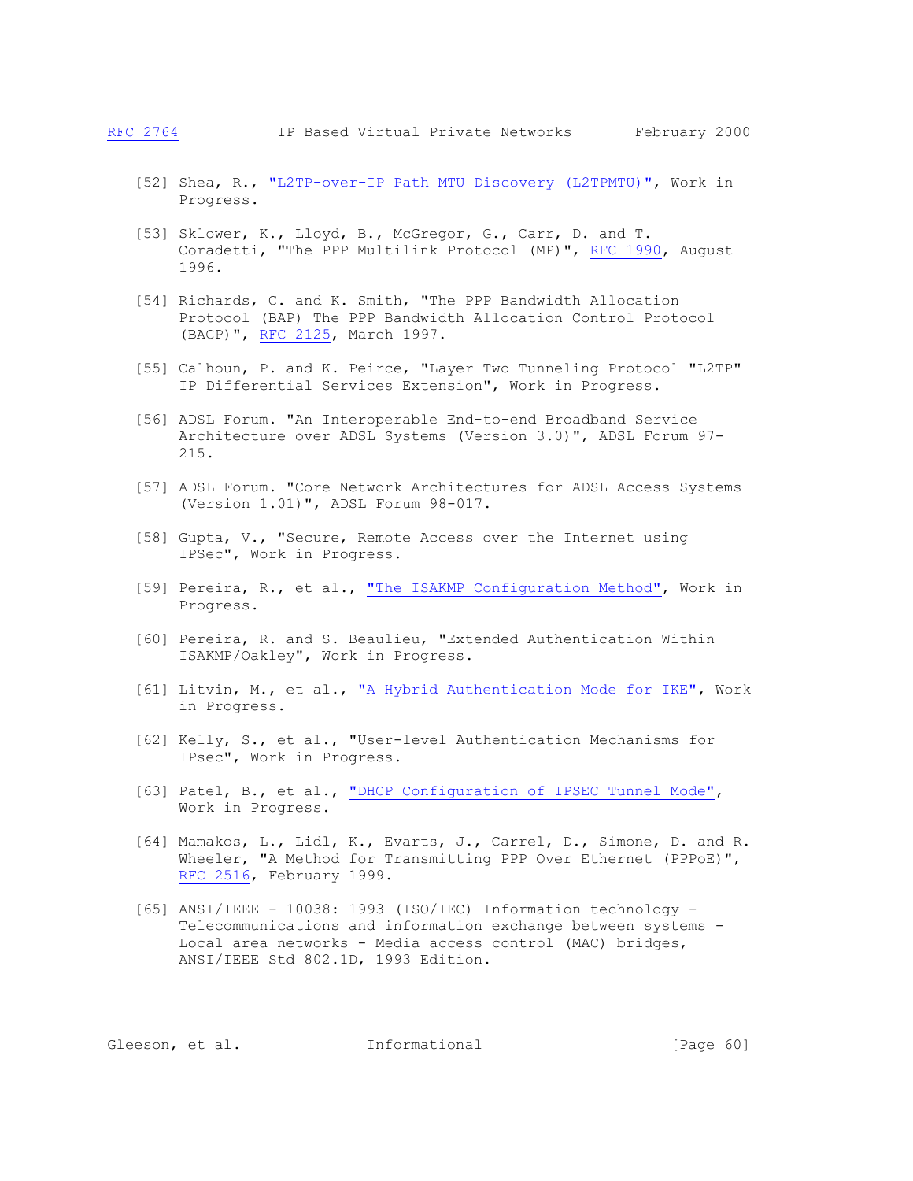[52] Shea, R., "L2TP-over-IP Path MTU Discovery (L2TPMTU)", Work in Progress.

[53] Sklower, K., Lloyd, B., McGregor, G., Carr, D. and T. Coradetti, "The PPP Multilink Protocol (MP)", RFC 1990, August 1996.

[54] Richards, C. and K. Smith, "The PPP Bandwidth Allocation Protocol (BAP) The PPP Bandwidth Allocation Control Protocol (BACP)", RFC 2125, March 1997.

[55] Calhoun, P. and K. Peirce, "Layer Two Tunneling Protocol "L2TP" IP Differential Services Extension", Work in Progress.

[56] ADSL Forum. "An Interoperable End-to-end Broadband Service Architecture over ADSL Systems (Version 3.0)", ADSL Forum 97-215.

[57] ADSL Forum. "Core Network Architectures for ADSL Access Systems (Version 1.01)", ADSL Forum 98-017.

[58] Gupta, V., "Secure, Remote Access over the Internet using IPSec", Work in Progress.

[59] Pereira, R., et al., "The ISAKMP Configuration Method", Work in Progress.

[60] Pereira, R. and S. Beaulieu, "Extended Authentication Within ISAKMP/Oakley", Work in Progress.

[61] Litvin, M., et al., "A Hybrid Authentication Mode for IKE", Work in Progress.

[62] Kelly, S., et al., "User-level Authentication Mechanisms for IPsec", Work in Progress.

[63] Patel, B., et al., "DHCP Configuration of IPSEC Tunnel Mode", Work in Progress.

[64] Mamakos, L., Lidl, K., Evarts, J., Carrel, D., Simone, D. and R. Wheeler, "A Method for Transmitting PPP Over Ethernet (PPPoE)", RFC 2516, February 1999.

[65] ANSI/IEEE - 10038: 1993 (ISO/IEC) Information technology - Telecommunications and information exchange between systems - Local area networks - Media access control (MAC) bridges, ANSI/IEEE Std 802.1D, 1993 Edition.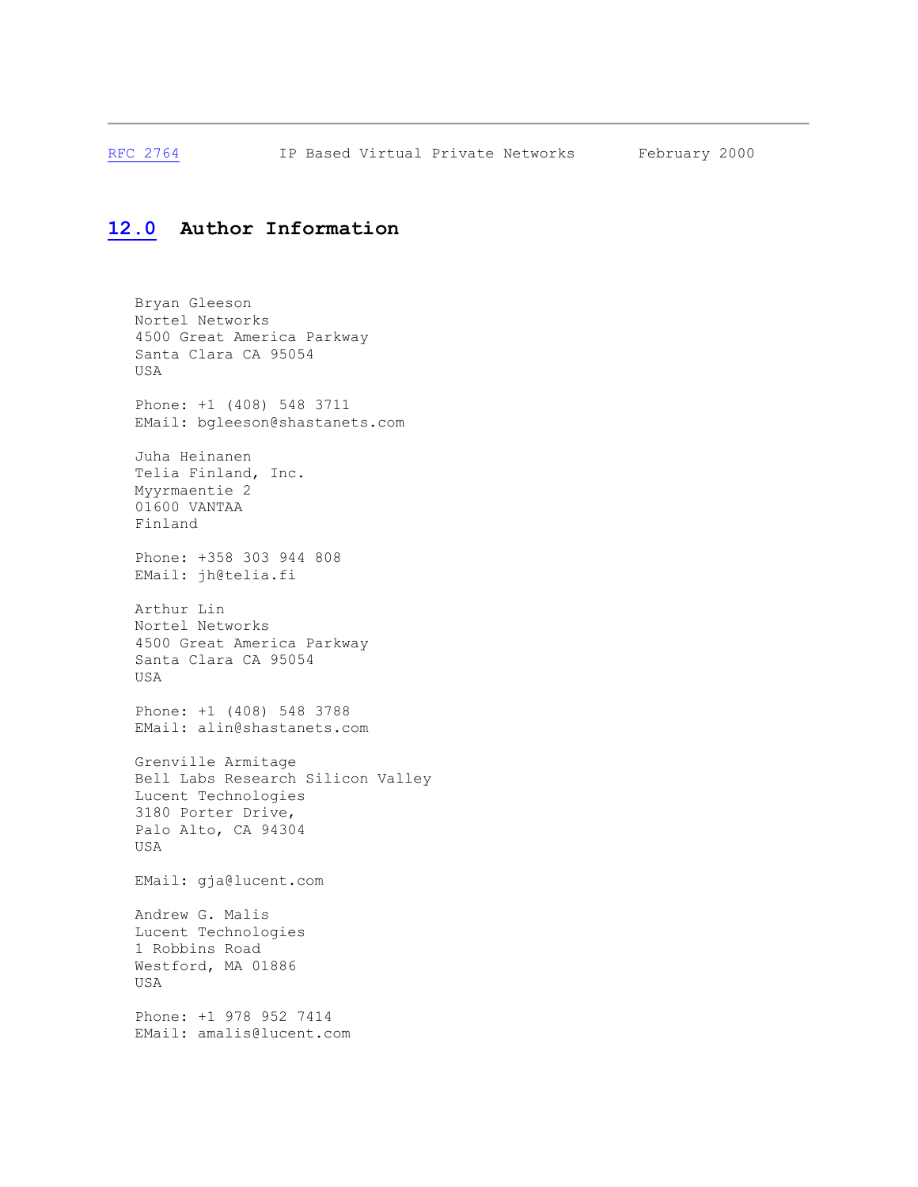## 12.0 Author Information

Bryan Gleeson
Nortel Networks
4500 Great America Parkway
Santa Clara CA 95054
USA

Phone: +1 (408) 548 3711
EMail: bgleeson@shastanets.com

Juha Heinanen
Telia Finland, Inc.
Myyrmaentie 2
01600 VANTAA
Finland

Phone: +358 303 944 808
EMail: jh@telia.fi

Arthur Lin
Nortel Networks
4500 Great America Parkway
Santa Clara CA 95054
USA

Phone: +1 (408) 548 3788
EMail: alin@shastanets.com

Grenville Armitage
Bell Labs Research Silicon Valley
Lucent Technologies
3180 Porter Drive,
Palo Alto, CA 94304
USA

EMail: gja@lucent.com

Andrew G. Malis
Lucent Technologies
1 Robbins Road
Westford, MA 01886
USA

Phone: +1 978 952 7414
EMail: amalis@lucent.com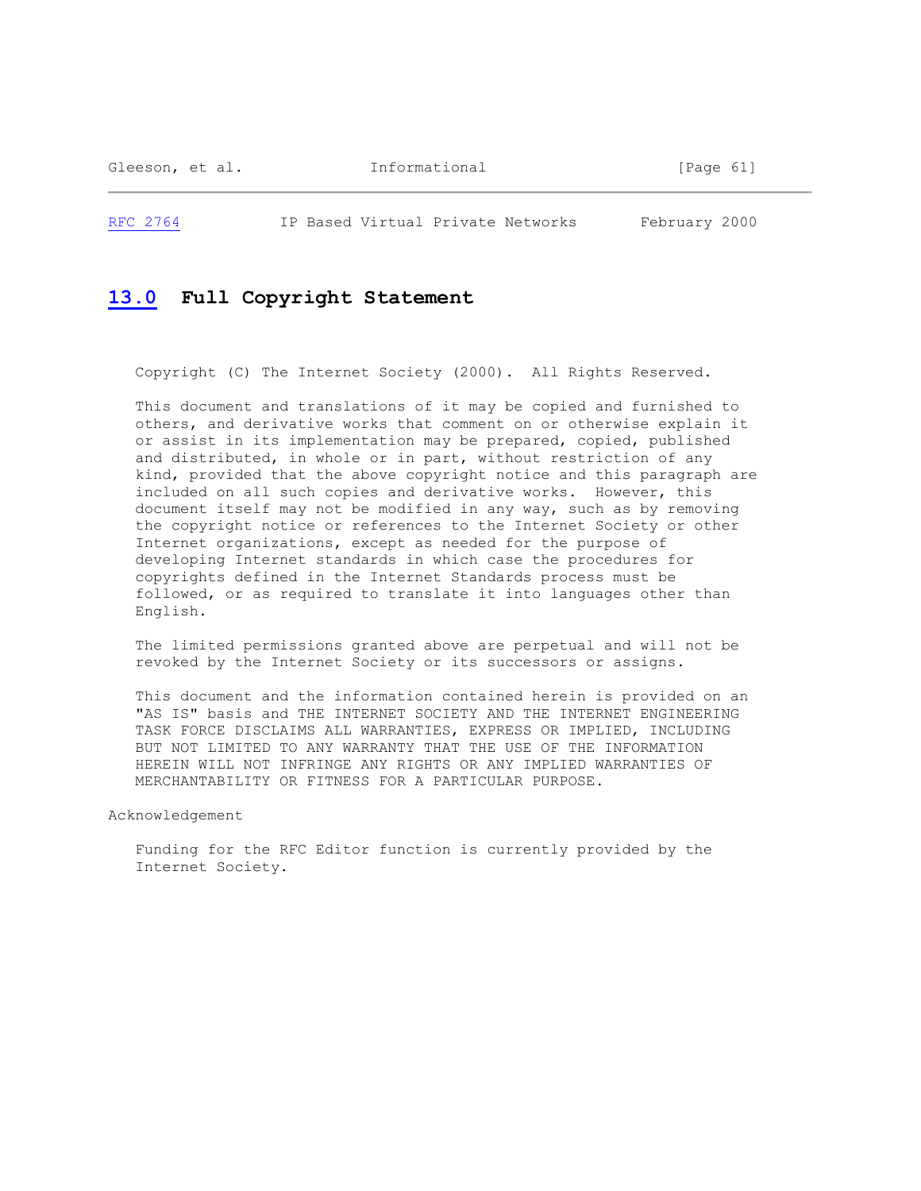## 13.0 Full Copyright Statement

Copyright (C) The Internet Society (2000). All Rights Reserved.

This document and translations of it may be copied and furnished to others, and derivative works that comment on or otherwise explain it or assist in its implementation may be prepared, copied, published and distributed, in whole or in part, without restriction of any kind, provided that the above copyright notice and this paragraph are included on all such copies and derivative works. However, this document itself may not be modified in any way, such as by removing the copyright notice or references to the Internet Society or other Internet organizations, except as needed for the purpose of developing Internet standards in which case the procedures for copyrights defined in the Internet Standards process must be followed, or as required to translate it into languages other than English.

The limited permissions granted above are perpetual and will not be revoked by the Internet Society or its successors or assigns.

This document and the information contained herein is provided on an "AS IS" basis and THE INTERNET SOCIETY AND THE INTERNET ENGINEERING TASK FORCE DISCLAIMS ALL WARRANTIES, EXPRESS OR IMPLIED, INCLUDING BUT NOT LIMITED TO ANY WARRANTY THAT THE USE OF THE INFORMATION HEREIN WILL NOT INFRINGE ANY RIGHTS OR ANY IMPLIED WARRANTIES OF MERCHANTABILITY OR FITNESS FOR A PARTICULAR PURPOSE.

Acknowledgement

Funding for the RFC Editor function is currently provided by the Internet Society.